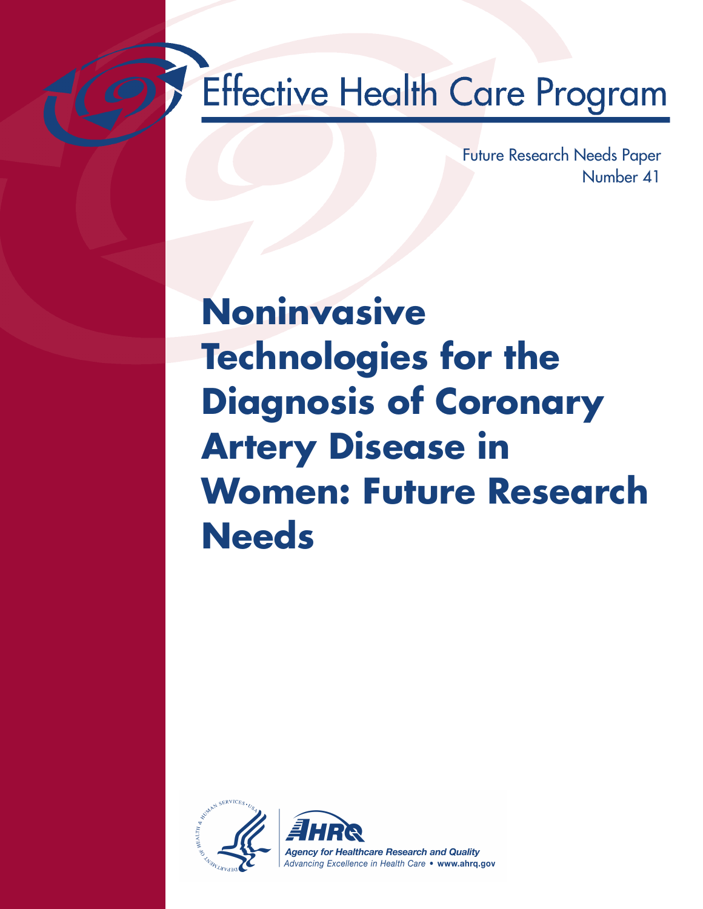# Effective Health Care Program

Future Research Needs Paper
Number 41

# Noninvasive Technologies for the Diagnosis of Coronary Artery Disease in Women: Future Research Needs

AHRQ
Agency for Healthcare Research and Quality
Advancing Excellence in Health Care • www.ahrq.gov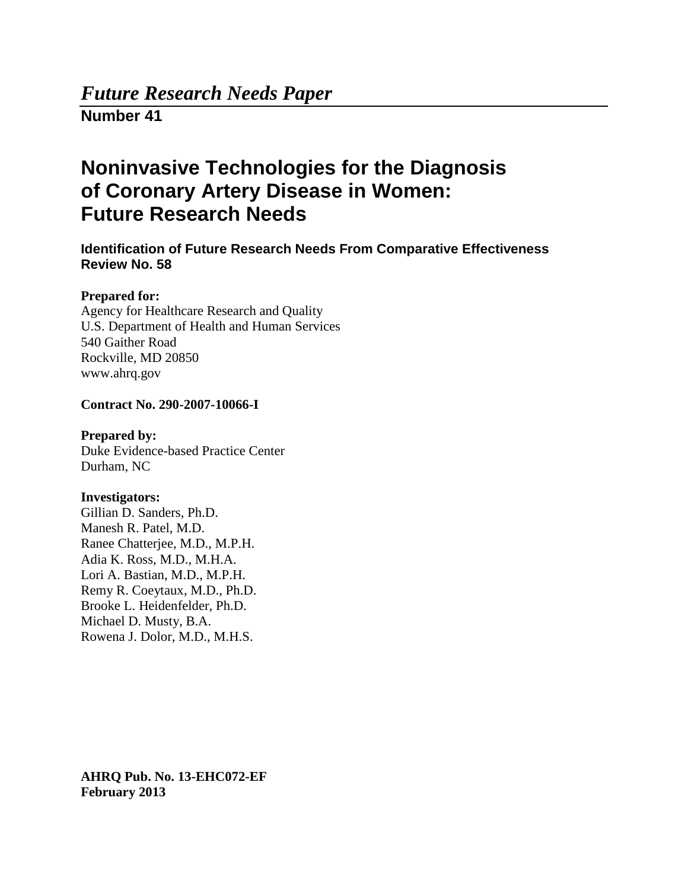*Future Research Needs Paper*

**Number 41**

# Noninvasive Technologies for the Diagnosis of Coronary Artery Disease in Women: Future Research Needs

**Identification of Future Research Needs From Comparative Effectiveness Review No. 58**

**Prepared for:**
Agency for Healthcare Research and Quality
U.S. Department of Health and Human Services
540 Gaither Road
Rockville, MD 20850
www.ahrq.gov

**Contract No. 290-2007-10066-I**

**Prepared by:**
Duke Evidence-based Practice Center
Durham, NC

**Investigators:**
Gillian D. Sanders, Ph.D.
Manesh R. Patel, M.D.
Ranee Chatterjee, M.D., M.P.H.
Adia K. Ross, M.D., M.H.A.
Lori A. Bastian, M.D., M.P.H.
Remy R. Coeytaux, M.D., Ph.D.
Brooke L. Heidenfelder, Ph.D.
Michael D. Musty, B.A.
Rowena J. Dolor, M.D., M.H.S.

**AHRQ Pub. No. 13-EHC072-EF**
**February 2013**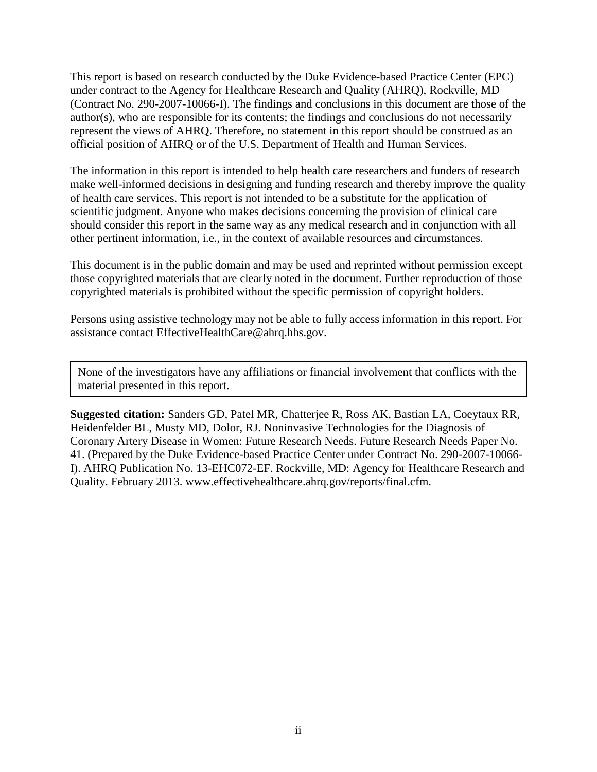This report is based on research conducted by the Duke Evidence-based Practice Center (EPC) under contract to the Agency for Healthcare Research and Quality (AHRQ), Rockville, MD (Contract No. 290-2007-10066-I). The findings and conclusions in this document are those of the author(s), who are responsible for its contents; the findings and conclusions do not necessarily represent the views of AHRQ. Therefore, no statement in this report should be construed as an official position of AHRQ or of the U.S. Department of Health and Human Services.

The information in this report is intended to help health care researchers and funders of research make well-informed decisions in designing and funding research and thereby improve the quality of health care services. This report is not intended to be a substitute for the application of scientific judgment. Anyone who makes decisions concerning the provision of clinical care should consider this report in the same way as any medical research and in conjunction with all other pertinent information, i.e., in the context of available resources and circumstances.

This document is in the public domain and may be used and reprinted without permission except those copyrighted materials that are clearly noted in the document. Further reproduction of those copyrighted materials is prohibited without the specific permission of copyright holders.

Persons using assistive technology may not be able to fully access information in this report. For assistance contact EffectiveHealthCare@ahrq.hhs.gov.

None of the investigators have any affiliations or financial involvement that conflicts with the material presented in this report.

**Suggested citation:** Sanders GD, Patel MR, Chatterjee R, Ross AK, Bastian LA, Coeytaux RR, Heidenfelder BL, Musty MD, Dolor, RJ. Noninvasive Technologies for the Diagnosis of Coronary Artery Disease in Women: Future Research Needs. Future Research Needs Paper No. 41. (Prepared by the Duke Evidence-based Practice Center under Contract No. 290-2007-10066-I). AHRQ Publication No. 13-EHC072-EF. Rockville, MD: Agency for Healthcare Research and Quality. February 2013. www.effectivehealthcare.ahrq.gov/reports/final.cfm.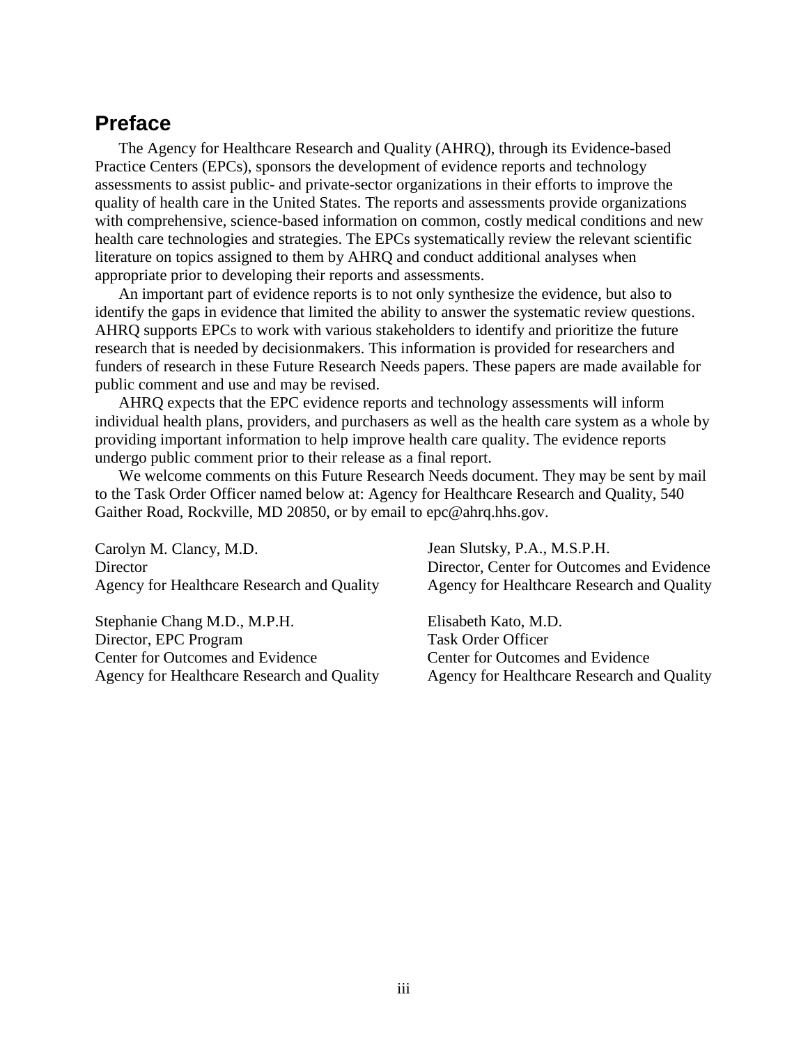## Preface

The Agency for Healthcare Research and Quality (AHRQ), through its Evidence-based Practice Centers (EPCs), sponsors the development of evidence reports and technology assessments to assist public- and private-sector organizations in their efforts to improve the quality of health care in the United States. The reports and assessments provide organizations with comprehensive, science-based information on common, costly medical conditions and new health care technologies and strategies. The EPCs systematically review the relevant scientific literature on topics assigned to them by AHRQ and conduct additional analyses when appropriate prior to developing their reports and assessments.

An important part of evidence reports is to not only synthesize the evidence, but also to identify the gaps in evidence that limited the ability to answer the systematic review questions. AHRQ supports EPCs to work with various stakeholders to identify and prioritize the future research that is needed by decisionmakers. This information is provided for researchers and funders of research in these Future Research Needs papers. These papers are made available for public comment and use and may be revised.

AHRQ expects that the EPC evidence reports and technology assessments will inform individual health plans, providers, and purchasers as well as the health care system as a whole by providing important information to help improve health care quality. The evidence reports undergo public comment prior to their release as a final report.

We welcome comments on this Future Research Needs document. They may be sent by mail to the Task Order Officer named below at: Agency for Healthcare Research and Quality, 540 Gaither Road, Rockville, MD 20850, or by email to epc@ahrq.hhs.gov.

Carolyn M. Clancy, M.D.
Director
Agency for Healthcare Research and Quality

Jean Slutsky, P.A., M.S.P.H.
Director, Center for Outcomes and Evidence
Agency for Healthcare Research and Quality

Stephanie Chang M.D., M.P.H.
Director, EPC Program
Center for Outcomes and Evidence
Agency for Healthcare Research and Quality

Elisabeth Kato, M.D.
Task Order Officer
Center for Outcomes and Evidence
Agency for Healthcare Research and Quality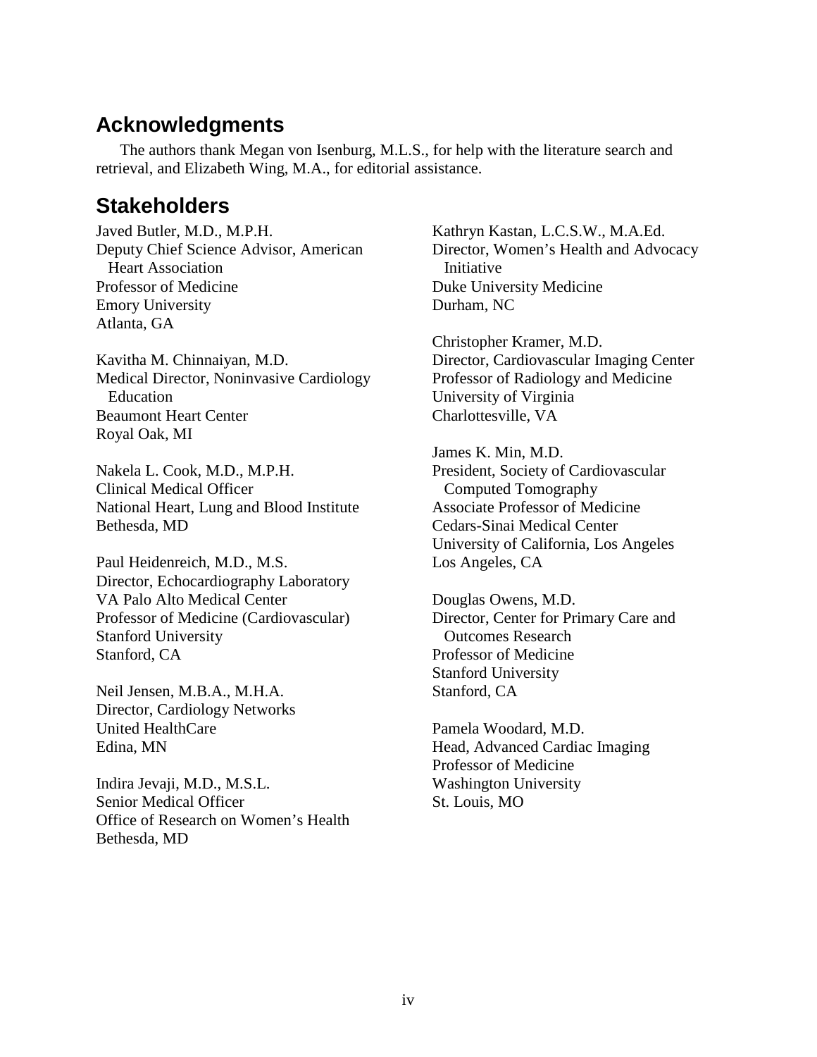## Acknowledgments

The authors thank Megan von Isenburg, M.L.S., for help with the literature search and retrieval, and Elizabeth Wing, M.A., for editorial assistance.

## Stakeholders

Javed Butler, M.D., M.P.H.  
Deputy Chief Science Advisor, American Heart Association  
Professor of Medicine  
Emory University  
Atlanta, GA

Kavitha M. Chinnaiyan, M.D.  
Medical Director, Noninvasive Cardiology Education  
Beaumont Heart Center  
Royal Oak, MI

Nakela L. Cook, M.D., M.P.H.  
Clinical Medical Officer  
National Heart, Lung and Blood Institute  
Bethesda, MD

Paul Heidenreich, M.D., M.S.  
Director, Echocardiography Laboratory  
VA Palo Alto Medical Center  
Professor of Medicine (Cardiovascular)  
Stanford University  
Stanford, CA

Neil Jensen, M.B.A., M.H.A.  
Director, Cardiology Networks  
United HealthCare  
Edina, MN

Indira Jevaji, M.D., M.S.L.  
Senior Medical Officer  
Office of Research on Women's Health  
Bethesda, MD

Kathryn Kastan, L.C.S.W., M.A.Ed.  
Director, Women's Health and Advocacy Initiative  
Duke University Medicine  
Durham, NC

Christopher Kramer, M.D.  
Director, Cardiovascular Imaging Center  
Professor of Radiology and Medicine  
University of Virginia  
Charlottesville, VA

James K. Min, M.D.  
President, Society of Cardiovascular Computed Tomography  
Associate Professor of Medicine  
Cedars-Sinai Medical Center  
University of California, Los Angeles  
Los Angeles, CA

Douglas Owens, M.D.  
Director, Center for Primary Care and Outcomes Research  
Professor of Medicine  
Stanford University  
Stanford, CA

Pamela Woodard, M.D.  
Head, Advanced Cardiac Imaging  
Professor of Medicine  
Washington University  
St. Louis, MO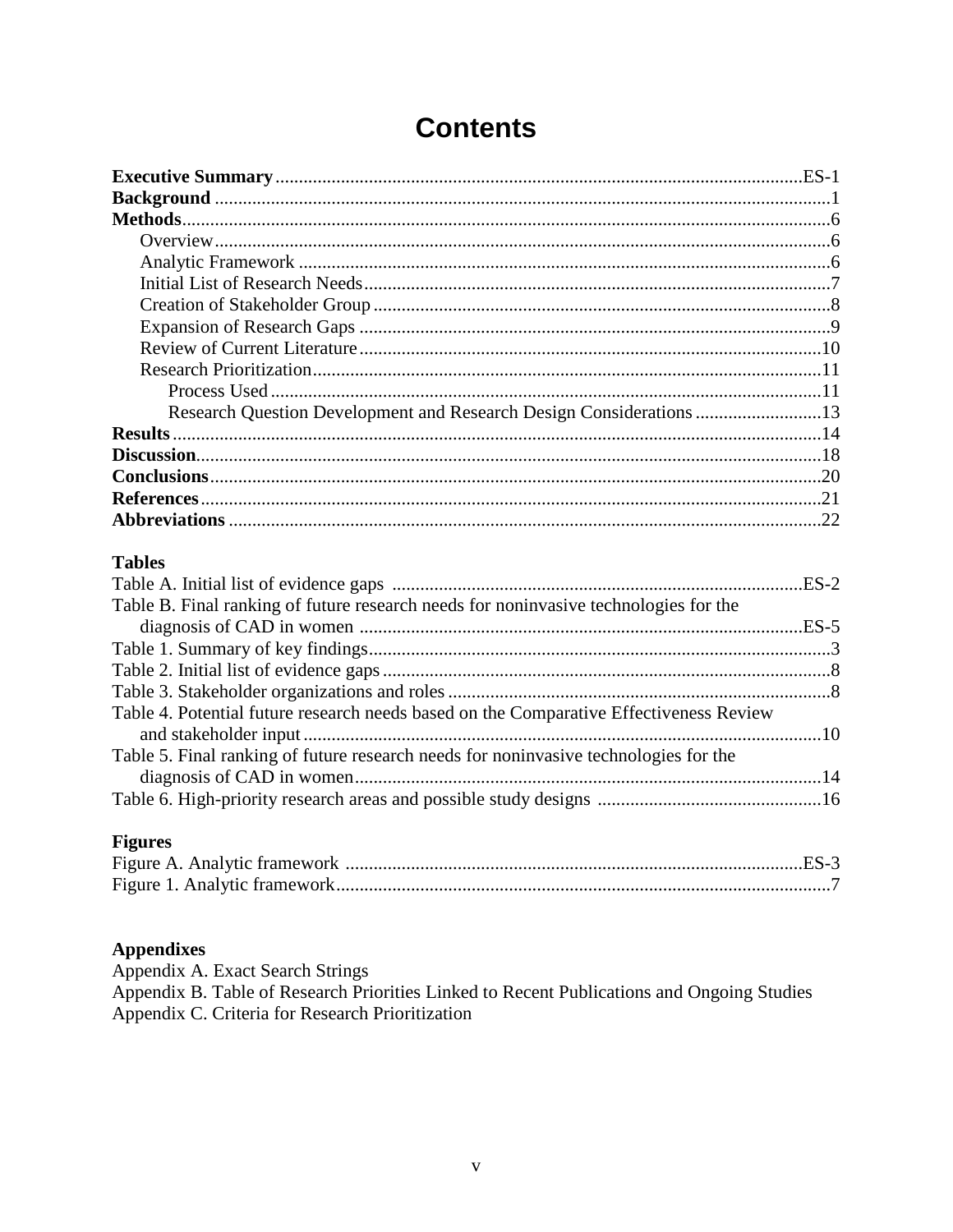# Contents

**Executive Summary** ES-1
**Background** 1
**Methods** 6
- Overview 6
- Analytic Framework 6
- Initial List of Research Needs 7
- Creation of Stakeholder Group 8
- Expansion of Research Gaps 9
- Review of Current Literature 10
- Research Prioritization 11
  - Process Used 11
  - Research Question Development and Research Design Considerations 13

**Results** 14
**Discussion** 18
**Conclusions** 20
**References** 21
**Abbreviations** 22

**Tables**

Table A. Initial list of evidence gaps ES-2
Table B. Final ranking of future research needs for noninvasive technologies for the diagnosis of CAD in women ES-5
Table 1. Summary of key findings 3
Table 2. Initial list of evidence gaps 8
Table 3. Stakeholder organizations and roles 8
Table 4. Potential future research needs based on the Comparative Effectiveness Review and stakeholder input 10
Table 5. Final ranking of future research needs for noninvasive technologies for the diagnosis of CAD in women 14
Table 6. High-priority research areas and possible study designs 16

**Figures**

Figure A. Analytic framework ES-3
Figure 1. Analytic framework 7

**Appendixes**

Appendix A. Exact Search Strings
Appendix B. Table of Research Priorities Linked to Recent Publications and Ongoing Studies
Appendix C. Criteria for Research Prioritization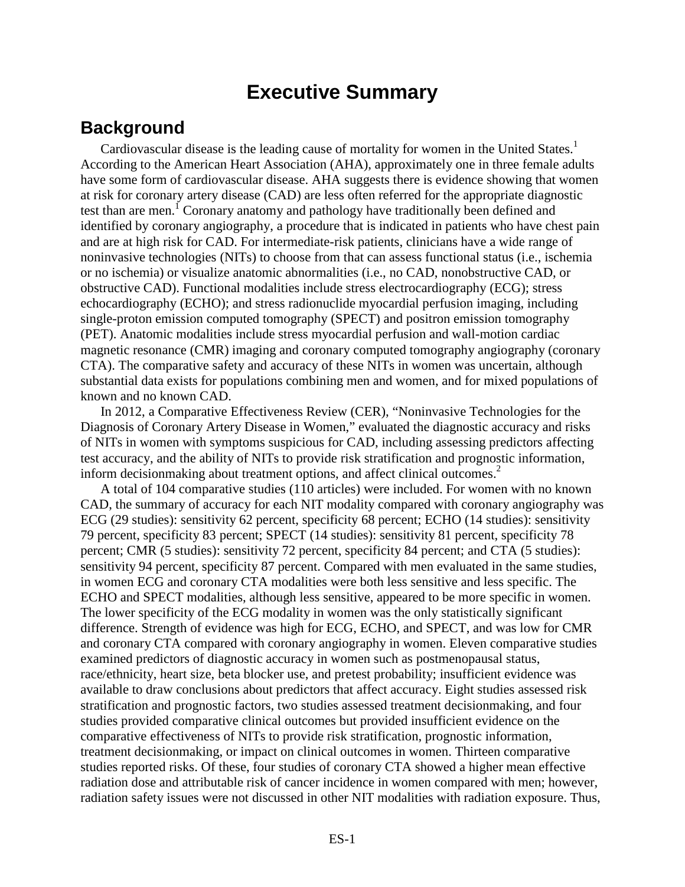# Executive Summary

## Background

Cardiovascular disease is the leading cause of mortality for women in the United States.[1] According to the American Heart Association (AHA), approximately one in three female adults have some form of cardiovascular disease. AHA suggests there is evidence showing that women at risk for coronary artery disease (CAD) are less often referred for the appropriate diagnostic test than are men.[1] Coronary anatomy and pathology have traditionally been defined and identified by coronary angiography, a procedure that is indicated in patients who have chest pain and are at high risk for CAD. For intermediate-risk patients, clinicians have a wide range of noninvasive technologies (NITs) to choose from that can assess functional status (i.e., ischemia or no ischemia) or visualize anatomic abnormalities (i.e., no CAD, nonobstructive CAD, or obstructive CAD). Functional modalities include stress electrocardiography (ECG); stress echocardiography (ECHO); and stress radionuclide myocardial perfusion imaging, including single-proton emission computed tomography (SPECT) and positron emission tomography (PET). Anatomic modalities include stress myocardial perfusion and wall-motion cardiac magnetic resonance (CMR) imaging and coronary computed tomography angiography (coronary CTA). The comparative safety and accuracy of these NITs in women was uncertain, although substantial data exists for populations combining men and women, and for mixed populations of known and no known CAD.

In 2012, a Comparative Effectiveness Review (CER), "Noninvasive Technologies for the Diagnosis of Coronary Artery Disease in Women," evaluated the diagnostic accuracy and risks of NITs in women with symptoms suspicious for CAD, including assessing predictors affecting test accuracy, and the ability of NITs to provide risk stratification and prognostic information, inform decisionmaking about treatment options, and affect clinical outcomes.[2]

A total of 104 comparative studies (110 articles) were included. For women with no known CAD, the summary of accuracy for each NIT modality compared with coronary angiography was ECG (29 studies): sensitivity 62 percent, specificity 68 percent; ECHO (14 studies): sensitivity 79 percent, specificity 83 percent; SPECT (14 studies): sensitivity 81 percent, specificity 78 percent; CMR (5 studies): sensitivity 72 percent, specificity 84 percent; and CTA (5 studies): sensitivity 94 percent, specificity 87 percent. Compared with men evaluated in the same studies, in women ECG and coronary CTA modalities were both less sensitive and less specific. The ECHO and SPECT modalities, although less sensitive, appeared to be more specific in women. The lower specificity of the ECG modality in women was the only statistically significant difference. Strength of evidence was high for ECG, ECHO, and SPECT, and was low for CMR and coronary CTA compared with coronary angiography in women. Eleven comparative studies examined predictors of diagnostic accuracy in women such as postmenopausal status, race/ethnicity, heart size, beta blocker use, and pretest probability; insufficient evidence was available to draw conclusions about predictors that affect accuracy. Eight studies assessed risk stratification and prognostic factors, two studies assessed treatment decisionmaking, and four studies provided comparative clinical outcomes but provided insufficient evidence on the comparative effectiveness of NITs to provide risk stratification, prognostic information, treatment decisionmaking, or impact on clinical outcomes in women. Thirteen comparative studies reported risks. Of these, four studies of coronary CTA showed a higher mean effective radiation dose and attributable risk of cancer incidence in women compared with men; however, radiation safety issues were not discussed in other NIT modalities with radiation exposure. Thus,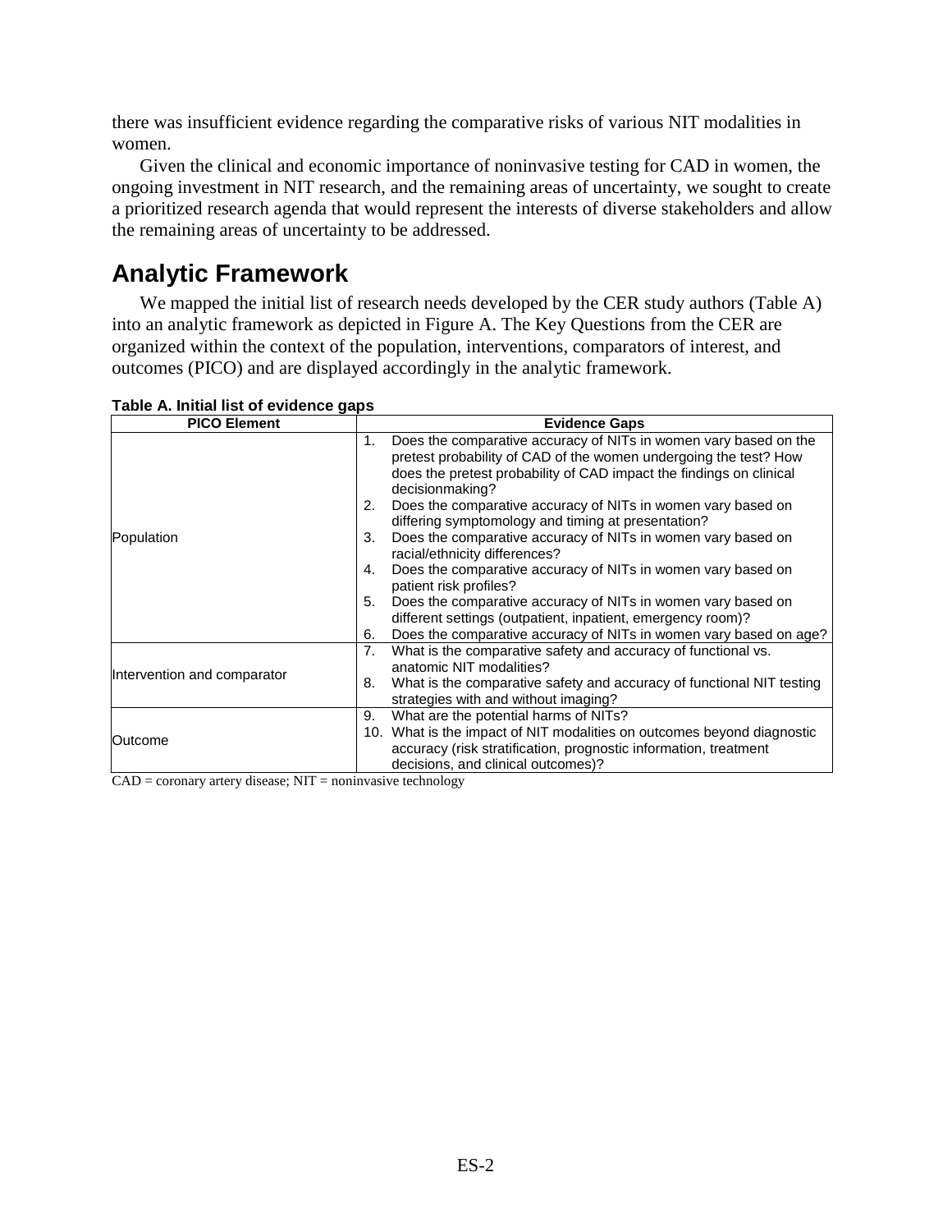there was insufficient evidence regarding the comparative risks of various NIT modalities in women.

Given the clinical and economic importance of noninvasive testing for CAD in women, the ongoing investment in NIT research, and the remaining areas of uncertainty, we sought to create a prioritized research agenda that would represent the interests of diverse stakeholders and allow the remaining areas of uncertainty to be addressed.

## Analytic Framework

We mapped the initial list of research needs developed by the CER study authors (Table A) into an analytic framework as depicted in Figure A. The Key Questions from the CER are organized within the context of the population, interventions, comparators of interest, and outcomes (PICO) and are displayed accordingly in the analytic framework.

**Table A. Initial list of evidence gaps**

| PICO Element | Evidence Gaps |
|---|---|
| Population | 1. Does the comparative accuracy of NITs in women vary based on the pretest probability of CAD of the women undergoing the test? How does the pretest probability of CAD impact the findings on clinical decisionmaking?<br>2. Does the comparative accuracy of NITs in women vary based on differing symptomology and timing at presentation?<br>3. Does the comparative accuracy of NITs in women vary based on racial/ethnicity differences?<br>4. Does the comparative accuracy of NITs in women vary based on patient risk profiles?<br>5. Does the comparative accuracy of NITs in women vary based on different settings (outpatient, inpatient, emergency room)?<br>6. Does the comparative accuracy of NITs in women vary based on age? |
| Intervention and comparator | 7. What is the comparative safety and accuracy of functional vs. anatomic NIT modalities?<br>8. What is the comparative safety and accuracy of functional NIT testing strategies with and without imaging? |
| Outcome | 9. What are the potential harms of NITs?<br>10. What is the impact of NIT modalities on outcomes beyond diagnostic accuracy (risk stratification, prognostic information, treatment decisions, and clinical outcomes)? |

CAD = coronary artery disease; NIT = noninvasive technology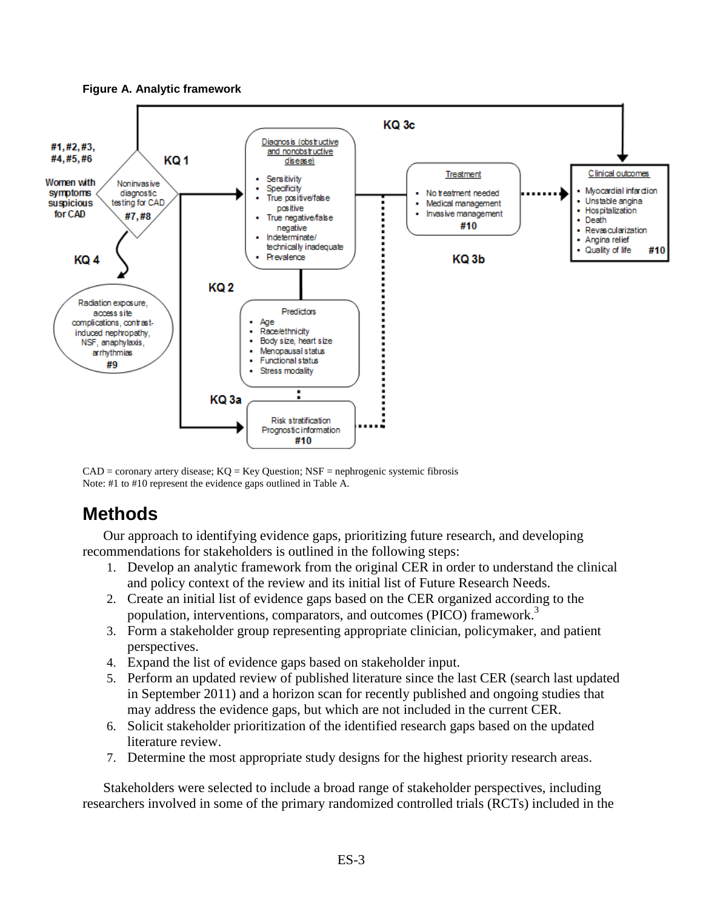**Figure A. Analytic framework**

CAD = coronary artery disease; KQ = Key Question; NSF = nephrogenic systemic fibrosis
Note: #1 to #10 represent the evidence gaps outlined in Table A.

## Methods

Our approach to identifying evidence gaps, prioritizing future research, and developing recommendations for stakeholders is outlined in the following steps:

1. Develop an analytic framework from the original CER in order to understand the clinical and policy context of the review and its initial list of Future Research Needs.
2. Create an initial list of evidence gaps based on the CER organized according to the population, interventions, comparators, and outcomes (PICO) framework.[3]
3. Form a stakeholder group representing appropriate clinician, policymaker, and patient perspectives.
4. Expand the list of evidence gaps based on stakeholder input.
5. Perform an updated review of published literature since the last CER (search last updated in September 2011) and a horizon scan for recently published and ongoing studies that may address the evidence gaps, but which are not included in the current CER.
6. Solicit stakeholder prioritization of the identified research gaps based on the updated literature review.
7. Determine the most appropriate study designs for the highest priority research areas.

Stakeholders were selected to include a broad range of stakeholder perspectives, including researchers involved in some of the primary randomized controlled trials (RCTs) included in the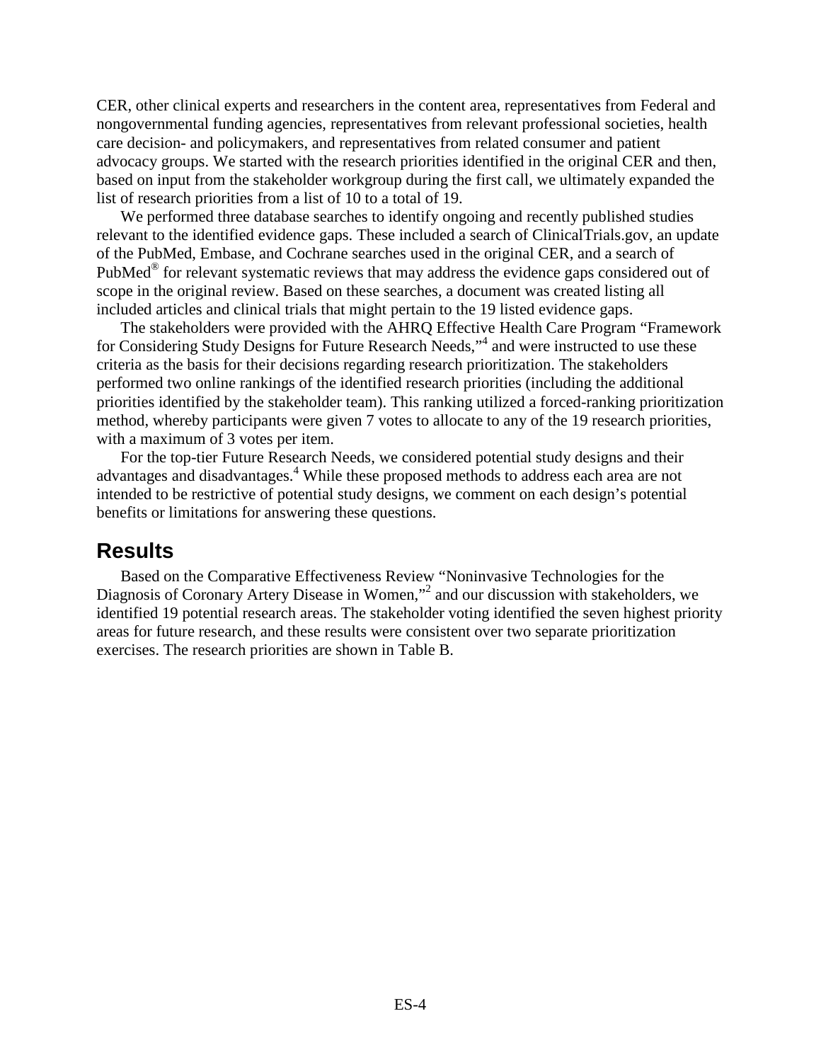CER, other clinical experts and researchers in the content area, representatives from Federal and nongovernmental funding agencies, representatives from relevant professional societies, health care decision- and policymakers, and representatives from related consumer and patient advocacy groups. We started with the research priorities identified in the original CER and then, based on input from the stakeholder workgroup during the first call, we ultimately expanded the list of research priorities from a list of 10 to a total of 19.

We performed three database searches to identify ongoing and recently published studies relevant to the identified evidence gaps. These included a search of ClinicalTrials.gov, an update of the PubMed, Embase, and Cochrane searches used in the original CER, and a search of PubMed® for relevant systematic reviews that may address the evidence gaps considered out of scope in the original review. Based on these searches, a document was created listing all included articles and clinical trials that might pertain to the 19 listed evidence gaps.

The stakeholders were provided with the AHRQ Effective Health Care Program "Framework for Considering Study Designs for Future Research Needs,"[4] and were instructed to use these criteria as the basis for their decisions regarding research prioritization. The stakeholders performed two online rankings of the identified research priorities (including the additional priorities identified by the stakeholder team). This ranking utilized a forced-ranking prioritization method, whereby participants were given 7 votes to allocate to any of the 19 research priorities, with a maximum of 3 votes per item.

For the top-tier Future Research Needs, we considered potential study designs and their advantages and disadvantages.[4] While these proposed methods to address each area are not intended to be restrictive of potential study designs, we comment on each design's potential benefits or limitations for answering these questions.

## Results

Based on the Comparative Effectiveness Review "Noninvasive Technologies for the Diagnosis of Coronary Artery Disease in Women,"[2] and our discussion with stakeholders, we identified 19 potential research areas. The stakeholder voting identified the seven highest priority areas for future research, and these results were consistent over two separate prioritization exercises. The research priorities are shown in Table B.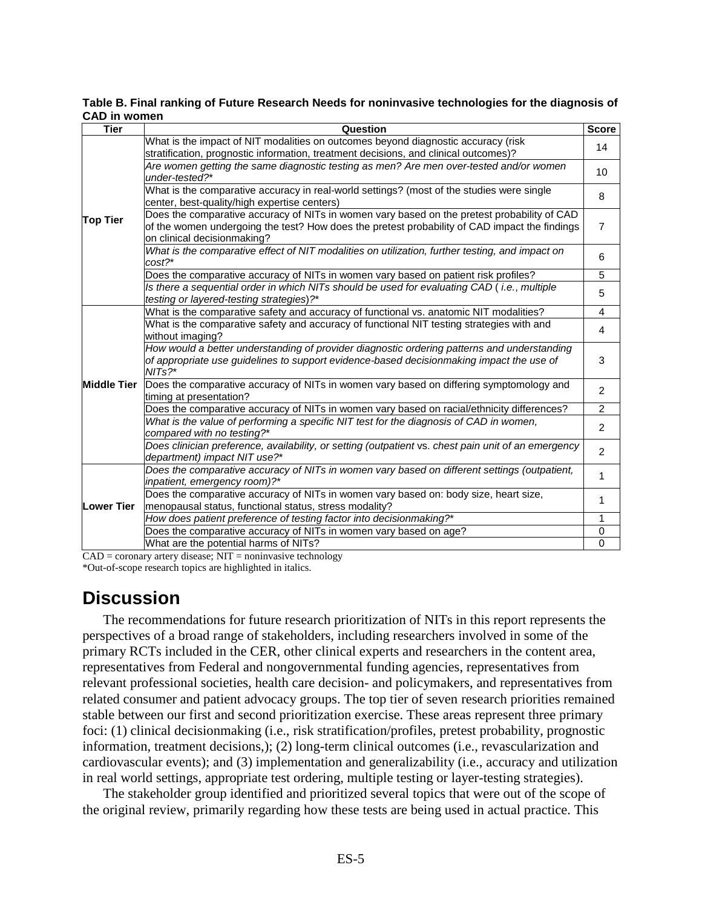**Table B. Final ranking of Future Research Needs for noninvasive technologies for the diagnosis of CAD in women**

| Tier | Question | Score |
|---|---|---|
| Top Tier | What is the impact of NIT modalities on outcomes beyond diagnostic accuracy (risk stratification, prognostic information, treatment decisions, and clinical outcomes)? | 14 |
| | *Are women getting the same diagnostic testing as men? Are men over-tested and/or women under-tested?** | 10 |
| | What is the comparative accuracy in real-world settings? (most of the studies were single center, best-quality/high expertise centers) | 8 |
| | Does the comparative accuracy of NITs in women vary based on the pretest probability of CAD of the women undergoing the test? How does the pretest probability of CAD impact the findings on clinical decisionmaking? | 7 |
| | *What is the comparative effect of NIT modalities on utilization, further testing, and impact on cost?** | 6 |
| | Does the comparative accuracy of NITs in women vary based on patient risk profiles? | 5 |
| | *Is there a sequential order in which NITs should be used for evaluating CAD (i.e., multiple testing or layered-testing strategies)?** | 5 |
| Middle Tier | What is the comparative safety and accuracy of functional vs. anatomic NIT modalities? | 4 |
| | What is the comparative safety and accuracy of functional NIT testing strategies with and without imaging? | 4 |
| | *How would a better understanding of provider diagnostic ordering patterns and understanding of appropriate use guidelines to support evidence-based decisionmaking impact the use of NITs?** | 3 |
| | Does the comparative accuracy of NITs in women vary based on differing symptomology and timing at presentation? | 2 |
| | Does the comparative accuracy of NITs in women vary based on racial/ethnicity differences? | 2 |
| | *What is the value of performing a specific NIT test for the diagnosis of CAD in women, compared with no testing?** | 2 |
| | *Does clinician preference, availability, or setting (outpatient vs. chest pain unit of an emergency department) impact NIT use?** | 2 |
| Lower Tier | *Does the comparative accuracy of NITs in women vary based on different settings (outpatient, inpatient, emergency room)?** | 1 |
| | Does the comparative accuracy of NITs in women vary based on: body size, heart size, menopausal status, functional status, stress modality? | 1 |
| | *How does patient preference of testing factor into decisionmaking?** | 1 |
| | Does the comparative accuracy of NITs in women vary based on age? | 0 |
| | What are the potential harms of NITs? | 0 |

CAD = coronary artery disease; NIT = noninvasive technology
*Out-of-scope research topics are highlighted in italics.

# Discussion

The recommendations for future research prioritization of NITs in this report represents the perspectives of a broad range of stakeholders, including researchers involved in some of the primary RCTs included in the CER, other clinical experts and researchers in the content area, representatives from Federal and nongovernmental funding agencies, representatives from relevant professional societies, health care decision- and policymakers, and representatives from related consumer and patient advocacy groups. The top tier of seven research priorities remained stable between our first and second prioritization exercise. These areas represent three primary foci: (1) clinical decisionmaking (i.e., risk stratification/profiles, pretest probability, prognostic information, treatment decisions,); (2) long-term clinical outcomes (i.e., revascularization and cardiovascular events); and (3) implementation and generalizability (i.e., accuracy and utilization in real world settings, appropriate test ordering, multiple testing or layer-testing strategies).

The stakeholder group identified and prioritized several topics that were out of the scope of the original review, primarily regarding how these tests are being used in actual practice. This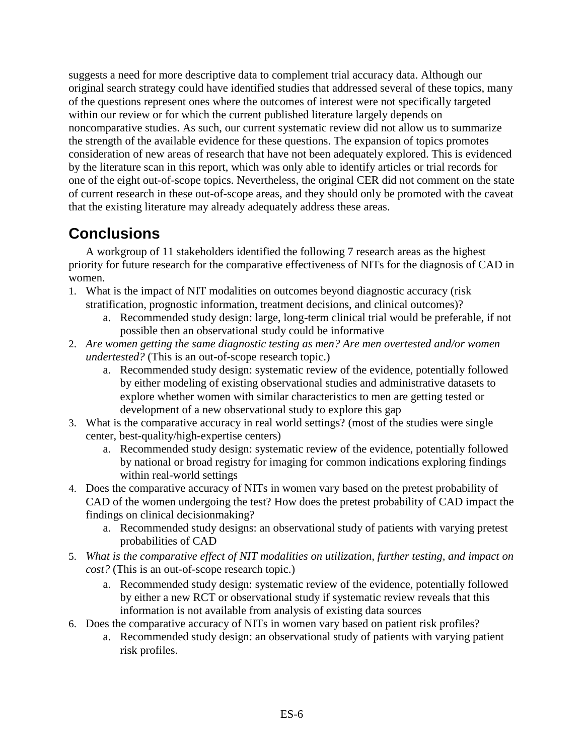suggests a need for more descriptive data to complement trial accuracy data. Although our original search strategy could have identified studies that addressed several of these topics, many of the questions represent ones where the outcomes of interest were not specifically targeted within our review or for which the current published literature largely depends on noncomparative studies. As such, our current systematic review did not allow us to summarize the strength of the available evidence for these questions. The expansion of topics promotes consideration of new areas of research that have not been adequately explored. This is evidenced by the literature scan in this report, which was only able to identify articles or trial records for one of the eight out-of-scope topics. Nevertheless, the original CER did not comment on the state of current research in these out-of-scope areas, and they should only be promoted with the caveat that the existing literature may already adequately address these areas.

## Conclusions

A workgroup of 11 stakeholders identified the following 7 research areas as the highest priority for future research for the comparative effectiveness of NITs for the diagnosis of CAD in women.

1. What is the impact of NIT modalities on outcomes beyond diagnostic accuracy (risk stratification, prognostic information, treatment decisions, and clinical outcomes)?
    a. Recommended study design: large, long-term clinical trial would be preferable, if not possible then an observational study could be informative
2. *Are women getting the same diagnostic testing as men? Are men overtested and/or women undertested?* (This is an out-of-scope research topic.)
    a. Recommended study design: systematic review of the evidence, potentially followed by either modeling of existing observational studies and administrative datasets to explore whether women with similar characteristics to men are getting tested or development of a new observational study to explore this gap
3. What is the comparative accuracy in real world settings? (most of the studies were single center, best-quality/high-expertise centers)
    a. Recommended study design: systematic review of the evidence, potentially followed by national or broad registry for imaging for common indications exploring findings within real-world settings
4. Does the comparative accuracy of NITs in women vary based on the pretest probability of CAD of the women undergoing the test? How does the pretest probability of CAD impact the findings on clinical decisionmaking?
    a. Recommended study designs: an observational study of patients with varying pretest probabilities of CAD
5. *What is the comparative effect of NIT modalities on utilization, further testing, and impact on cost?* (This is an out-of-scope research topic.)
    a. Recommended study design: systematic review of the evidence, potentially followed by either a new RCT or observational study if systematic review reveals that this information is not available from analysis of existing data sources
6. Does the comparative accuracy of NITs in women vary based on patient risk profiles?
    a. Recommended study design: an observational study of patients with varying patient risk profiles.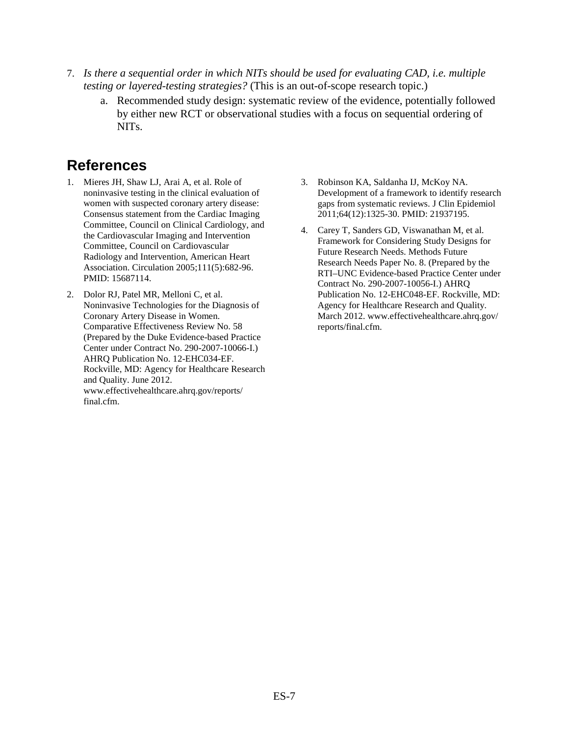7. *Is there a sequential order in which NITs should be used for evaluating CAD, i.e. multiple testing or layered-testing strategies?* (This is an out-of-scope research topic.)
   a. Recommended study design: systematic review of the evidence, potentially followed by either new RCT or observational studies with a focus on sequential ordering of NITs.

## References

1. Mieres JH, Shaw LJ, Arai A, et al. Role of noninvasive testing in the clinical evaluation of women with suspected coronary artery disease: Consensus statement from the Cardiac Imaging Committee, Council on Clinical Cardiology, and the Cardiovascular Imaging and Intervention Committee, Council on Cardiovascular Radiology and Intervention, American Heart Association. Circulation 2005;111(5):682-96. PMID: 15687114.
2. Dolor RJ, Patel MR, Melloni C, et al. Noninvasive Technologies for the Diagnosis of Coronary Artery Disease in Women. Comparative Effectiveness Review No. 58 (Prepared by the Duke Evidence-based Practice Center under Contract No. 290-2007-10066-I.) AHRQ Publication No. 12-EHC034-EF. Rockville, MD: Agency for Healthcare Research and Quality. June 2012. www.effectivehealthcare.ahrq.gov/reports/final.cfm.
3. Robinson KA, Saldanha IJ, McKoy NA. Development of a framework to identify research gaps from systematic reviews. J Clin Epidemiol 2011;64(12):1325-30. PMID: 21937195.
4. Carey T, Sanders GD, Viswanathan M, et al. Framework for Considering Study Designs for Future Research Needs. Methods Future Research Needs Paper No. 8. (Prepared by the RTI–UNC Evidence-based Practice Center under Contract No. 290-2007-10056-I.) AHRQ Publication No. 12-EHC048-EF. Rockville, MD: Agency for Healthcare Research and Quality. March 2012. www.effectivehealthcare.ahrq.gov/reports/final.cfm.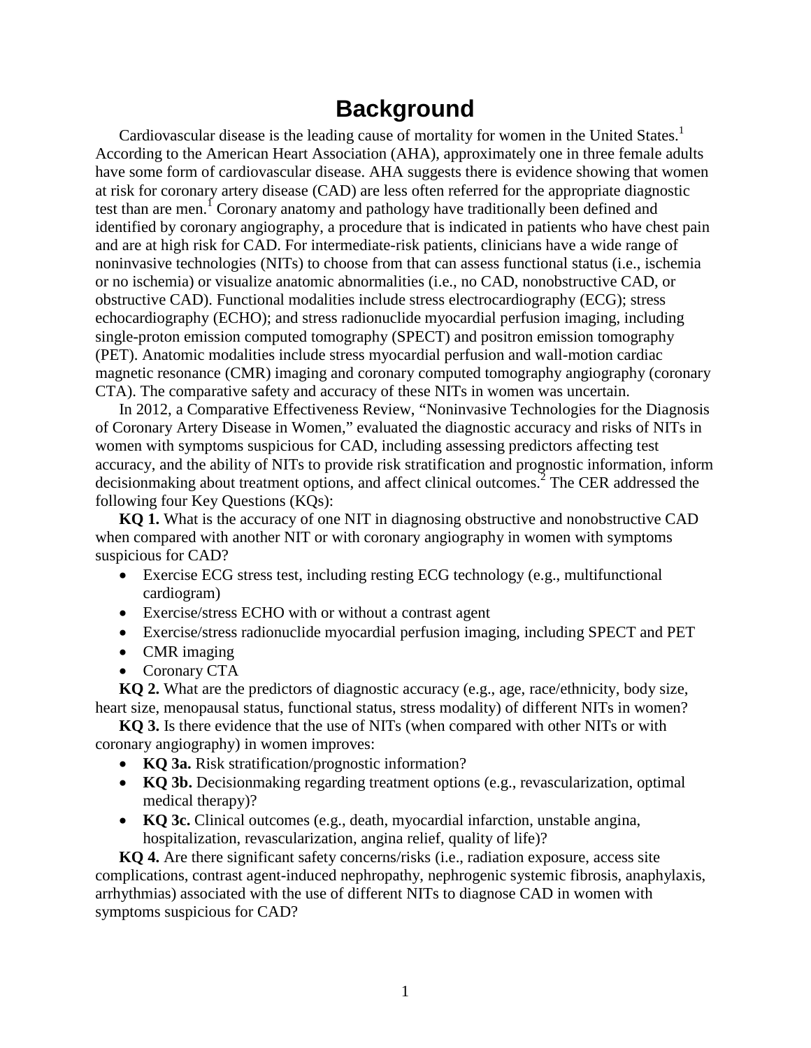# Background

Cardiovascular disease is the leading cause of mortality for women in the United States.[1] According to the American Heart Association (AHA), approximately one in three female adults have some form of cardiovascular disease. AHA suggests there is evidence showing that women at risk for coronary artery disease (CAD) are less often referred for the appropriate diagnostic test than are men.[1] Coronary anatomy and pathology have traditionally been defined and identified by coronary angiography, a procedure that is indicated in patients who have chest pain and are at high risk for CAD. For intermediate-risk patients, clinicians have a wide range of noninvasive technologies (NITs) to choose from that can assess functional status (i.e., ischemia or no ischemia) or visualize anatomic abnormalities (i.e., no CAD, nonobstructive CAD, or obstructive CAD). Functional modalities include stress electrocardiography (ECG); stress echocardiography (ECHO); and stress radionuclide myocardial perfusion imaging, including single-proton emission computed tomography (SPECT) and positron emission tomography (PET). Anatomic modalities include stress myocardial perfusion and wall-motion cardiac magnetic resonance (CMR) imaging and coronary computed tomography angiography (coronary CTA). The comparative safety and accuracy of these NITs in women was uncertain.

In 2012, a Comparative Effectiveness Review, "Noninvasive Technologies for the Diagnosis of Coronary Artery Disease in Women," evaluated the diagnostic accuracy and risks of NITs in women with symptoms suspicious for CAD, including assessing predictors affecting test accuracy, and the ability of NITs to provide risk stratification and prognostic information, inform decisionmaking about treatment options, and affect clinical outcomes.[2] The CER addressed the following four Key Questions (KQs):

**KQ 1.** What is the accuracy of one NIT in diagnosing obstructive and nonobstructive CAD when compared with another NIT or with coronary angiography in women with symptoms suspicious for CAD?

- Exercise ECG stress test, including resting ECG technology (e.g., multifunctional cardiogram)
- Exercise/stress ECHO with or without a contrast agent
- Exercise/stress radionuclide myocardial perfusion imaging, including SPECT and PET
- CMR imaging
- Coronary CTA

**KQ 2.** What are the predictors of diagnostic accuracy (e.g., age, race/ethnicity, body size, heart size, menopausal status, functional status, stress modality) of different NITs in women?

**KQ 3.** Is there evidence that the use of NITs (when compared with other NITs or with coronary angiography) in women improves:

- **KQ 3a.** Risk stratification/prognostic information?
- **KQ 3b.** Decisionmaking regarding treatment options (e.g., revascularization, optimal medical therapy)?
- **KQ 3c.** Clinical outcomes (e.g., death, myocardial infarction, unstable angina, hospitalization, revascularization, angina relief, quality of life)?

**KQ 4.** Are there significant safety concerns/risks (i.e., radiation exposure, access site complications, contrast agent-induced nephropathy, nephrogenic systemic fibrosis, anaphylaxis, arrhythmias) associated with the use of different NITs to diagnose CAD in women with symptoms suspicious for CAD?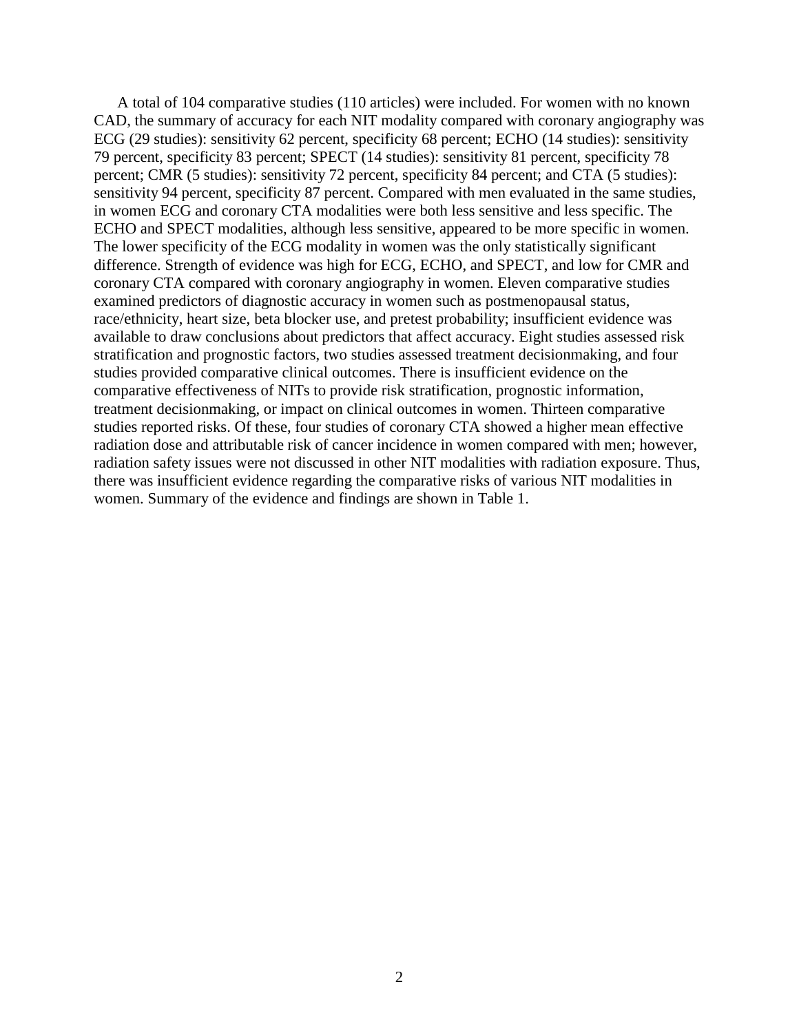A total of 104 comparative studies (110 articles) were included. For women with no known CAD, the summary of accuracy for each NIT modality compared with coronary angiography was ECG (29 studies): sensitivity 62 percent, specificity 68 percent; ECHO (14 studies): sensitivity 79 percent, specificity 83 percent; SPECT (14 studies): sensitivity 81 percent, specificity 78 percent; CMR (5 studies): sensitivity 72 percent, specificity 84 percent; and CTA (5 studies): sensitivity 94 percent, specificity 87 percent. Compared with men evaluated in the same studies, in women ECG and coronary CTA modalities were both less sensitive and less specific. The ECHO and SPECT modalities, although less sensitive, appeared to be more specific in women. The lower specificity of the ECG modality in women was the only statistically significant difference. Strength of evidence was high for ECG, ECHO, and SPECT, and low for CMR and coronary CTA compared with coronary angiography in women. Eleven comparative studies examined predictors of diagnostic accuracy in women such as postmenopausal status, race/ethnicity, heart size, beta blocker use, and pretest probability; insufficient evidence was available to draw conclusions about predictors that affect accuracy. Eight studies assessed risk stratification and prognostic factors, two studies assessed treatment decisionmaking, and four studies provided comparative clinical outcomes. There is insufficient evidence on the comparative effectiveness of NITs to provide risk stratification, prognostic information, treatment decisionmaking, or impact on clinical outcomes in women. Thirteen comparative studies reported risks. Of these, four studies of coronary CTA showed a higher mean effective radiation dose and attributable risk of cancer incidence in women compared with men; however, radiation safety issues were not discussed in other NIT modalities with radiation exposure. Thus, there was insufficient evidence regarding the comparative risks of various NIT modalities in women. Summary of the evidence and findings are shown in Table 1.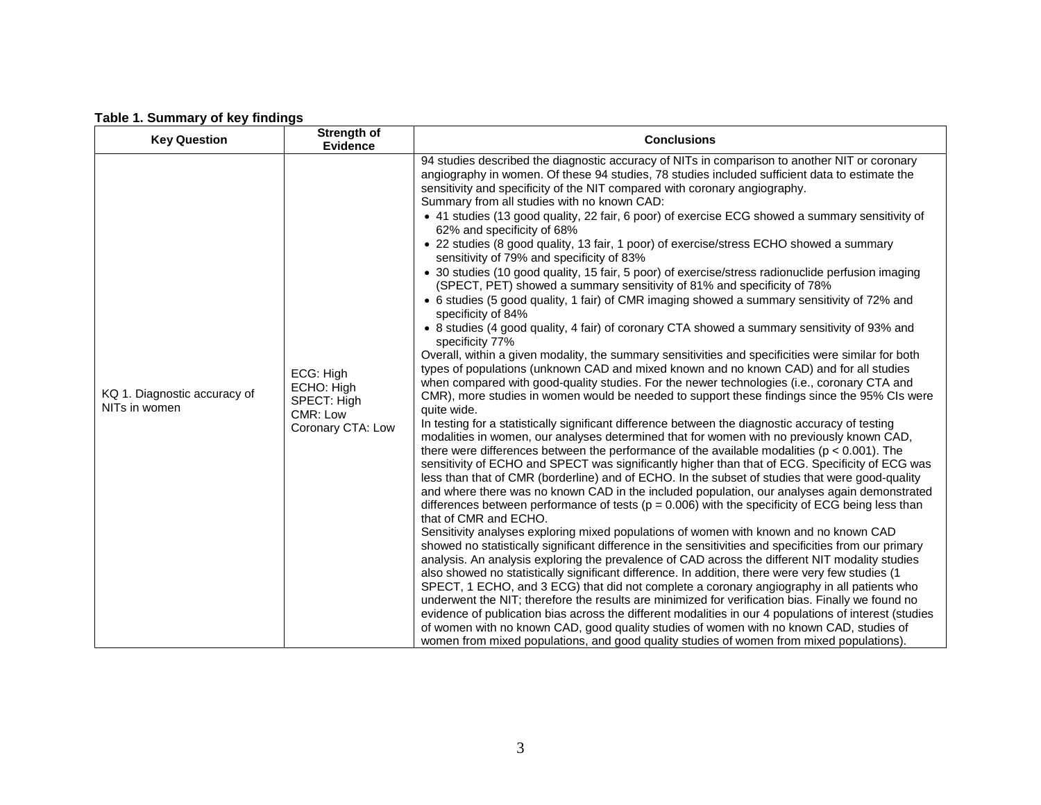**Table 1. Summary of key findings**

| Key Question | Strength of Evidence | Conclusions |
|---|---|---|
| KQ 1. Diagnostic accuracy of NITs in women | ECG: High<br>ECHO: High<br>SPECT: High<br>CMR: Low<br>Coronary CTA: Low | 94 studies described the diagnostic accuracy of NITs in comparison to another NIT or coronary angiography in women. Of these 94 studies, 78 studies included sufficient data to estimate the sensitivity and specificity of the NIT compared with coronary angiography.<br>Summary from all studies with no known CAD:<br>• 41 studies (13 good quality, 22 fair, 6 poor) of exercise ECG showed a summary sensitivity of 62% and specificity of 68%<br>• 22 studies (8 good quality, 13 fair, 1 poor) of exercise/stress ECHO showed a summary sensitivity of 79% and specificity of 83%<br>• 30 studies (10 good quality, 15 fair, 5 poor) of exercise/stress radionuclide perfusion imaging (SPECT, PET) showed a summary sensitivity of 81% and specificity of 78%<br>• 6 studies (5 good quality, 1 fair) of CMR imaging showed a summary sensitivity of 72% and specificity of 84%<br>• 8 studies (4 good quality, 4 fair) of coronary CTA showed a summary sensitivity of 93% and specificity 77%<br>Overall, within a given modality, the summary sensitivities and specificities were similar for both types of populations (unknown CAD and mixed known and no known CAD) and for all studies when compared with good-quality studies. For the newer technologies (i.e., coronary CTA and CMR), more studies in women would be needed to support these findings since the 95% CIs were quite wide.<br>In testing for a statistically significant difference between the diagnostic accuracy of testing modalities in women, our analyses determined that for women with no previously known CAD, there were differences between the performance of the available modalities ($p < 0.001$). The sensitivity of ECHO and SPECT was significantly higher than that of ECG. Specificity of ECG was less than that of CMR (borderline) and of ECHO. In the subset of studies that were good-quality and where there was no known CAD in the included population, our analyses again demonstrated differences between performance of tests ($p = 0.006$) with the specificity of ECG being less than that of CMR and ECHO.<br>Sensitivity analyses exploring mixed populations of women with known and no known CAD showed no statistically significant difference in the sensitivities and specificities from our primary analysis. An analysis exploring the prevalence of CAD across the different NIT modality studies also showed no statistically significant difference. In addition, there were very few studies (1 SPECT, 1 ECHO, and 3 ECG) that did not complete a coronary angiography in all patients who underwent the NIT; therefore the results are minimized for verification bias. Finally we found no evidence of publication bias across the different modalities in our 4 populations of interest (studies of women with no known CAD, good quality studies of women with no known CAD, studies of women from mixed populations, and good quality studies of women from mixed populations). |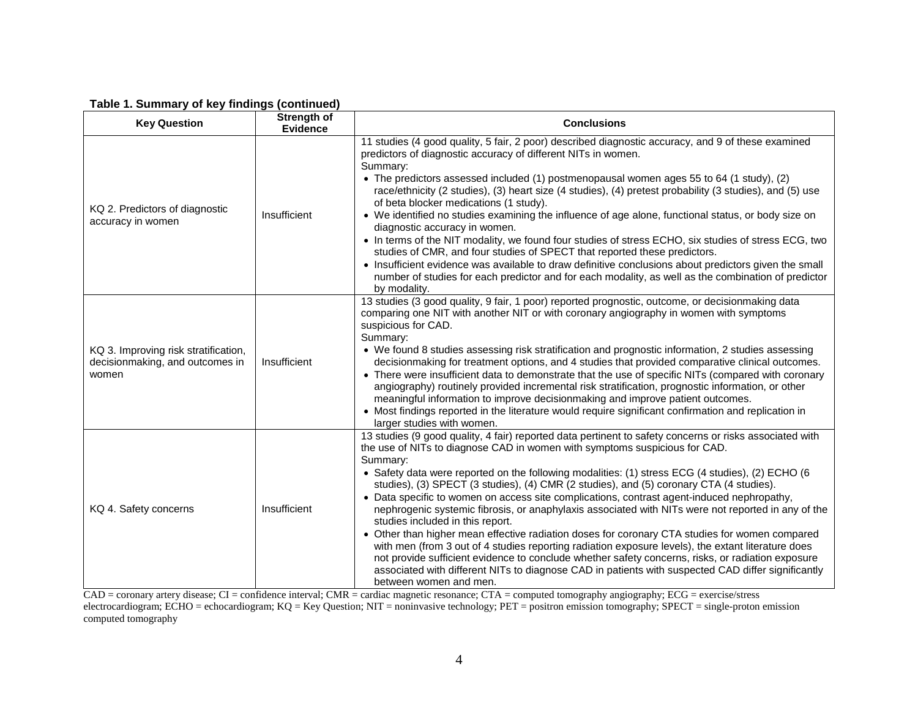**Table 1. Summary of key findings (continued)**

| Key Question | Strength of Evidence | Conclusions |
|---|---|---|
| KQ 2. Predictors of diagnostic accuracy in women | Insufficient | 11 studies (4 good quality, 5 fair, 2 poor) described diagnostic accuracy, and 9 of these examined predictors of diagnostic accuracy of different NITs in women.<br>Summary:<br>• The predictors assessed included (1) postmenopausal women ages 55 to 64 (1 study), (2) race/ethnicity (2 studies), (3) heart size (4 studies), (4) pretest probability (3 studies), and (5) use of beta blocker medications (1 study).<br>• We identified no studies examining the influence of age alone, functional status, or body size on diagnostic accuracy in women.<br>• In terms of the NIT modality, we found four studies of stress ECHO, six studies of stress ECG, two studies of CMR, and four studies of SPECT that reported these predictors.<br>• Insufficient evidence was available to draw definitive conclusions about predictors given the small number of studies for each predictor and for each modality, as well as the combination of predictor by modality. |
| KQ 3. Improving risk stratification, decisionmaking, and outcomes in women | Insufficient | 13 studies (3 good quality, 9 fair, 1 poor) reported prognostic, outcome, or decisionmaking data comparing one NIT with another NIT or with coronary angiography in women with symptoms suspicious for CAD.<br>Summary:<br>• We found 8 studies assessing risk stratification and prognostic information, 2 studies assessing decisionmaking for treatment options, and 4 studies that provided comparative clinical outcomes.<br>• There were insufficient data to demonstrate that the use of specific NITs (compared with coronary angiography) routinely provided incremental risk stratification, prognostic information, or other meaningful information to improve decisionmaking and improve patient outcomes.<br>• Most findings reported in the literature would require significant confirmation and replication in larger studies with women. |
| KQ 4. Safety concerns | Insufficient | 13 studies (9 good quality, 4 fair) reported data pertinent to safety concerns or risks associated with the use of NITs to diagnose CAD in women with symptoms suspicious for CAD.<br>Summary:<br>• Safety data were reported on the following modalities: (1) stress ECG (4 studies), (2) ECHO (6 studies), (3) SPECT (3 studies), (4) CMR (2 studies), and (5) coronary CTA (4 studies).<br>• Data specific to women on access site complications, contrast agent-induced nephropathy, nephrogenic systemic fibrosis, or anaphylaxis associated with NITs were not reported in any of the studies included in this report.<br>• Other than higher mean effective radiation doses for coronary CTA studies for women compared with men (from 3 out of 4 studies reporting radiation exposure levels), the extant literature does not provide sufficient evidence to conclude whether safety concerns, risks, or radiation exposure associated with different NITs to diagnose CAD in patients with suspected CAD differ significantly between women and men. |

CAD = coronary artery disease; CI = confidence interval; CMR = cardiac magnetic resonance; CTA = computed tomography angiography; ECG = exercise/stress electrocardiogram; ECHO = echocardiogram; KQ = Key Question; NIT = noninvasive technology; PET = positron emission tomography; SPECT = single-proton emission computed tomography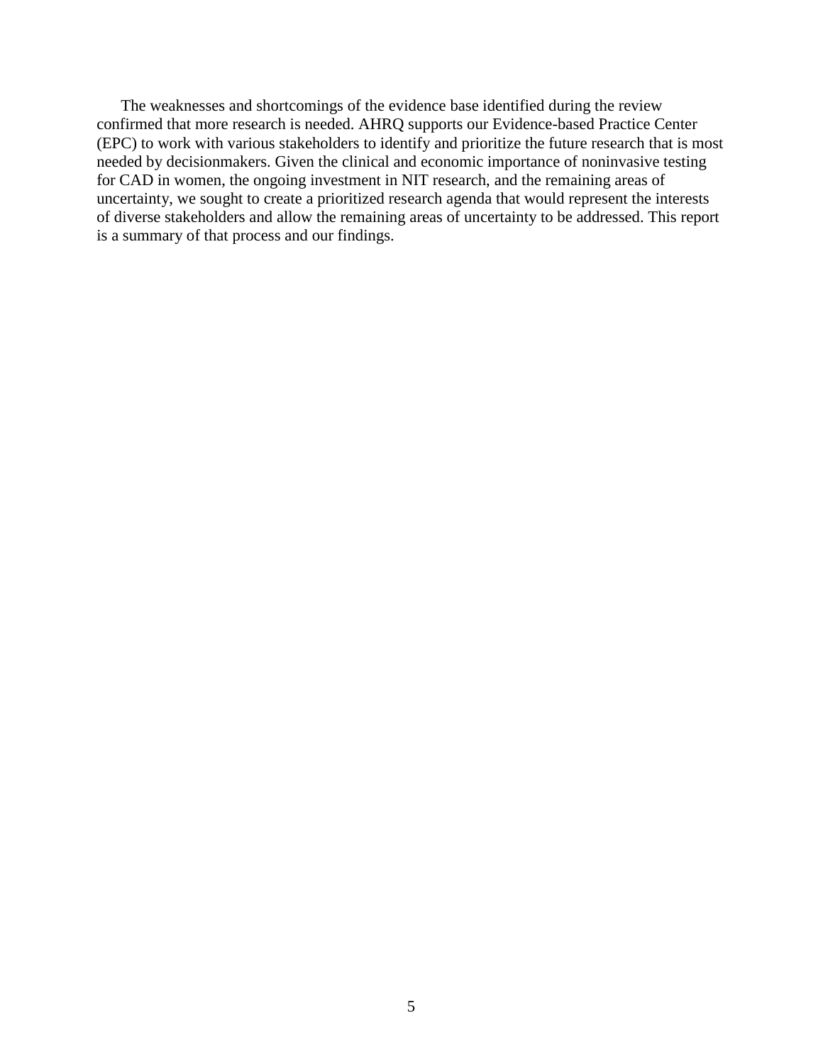The weaknesses and shortcomings of the evidence base identified during the review confirmed that more research is needed. AHRQ supports our Evidence-based Practice Center (EPC) to work with various stakeholders to identify and prioritize the future research that is most needed by decisionmakers. Given the clinical and economic importance of noninvasive testing for CAD in women, the ongoing investment in NIT research, and the remaining areas of uncertainty, we sought to create a prioritized research agenda that would represent the interests of diverse stakeholders and allow the remaining areas of uncertainty to be addressed. This report is a summary of that process and our findings.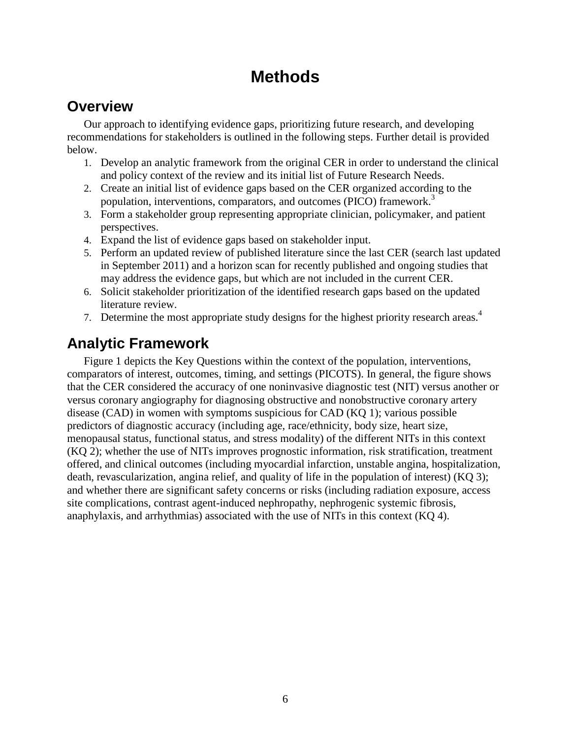# Methods

## Overview

Our approach to identifying evidence gaps, prioritizing future research, and developing recommendations for stakeholders is outlined in the following steps. Further detail is provided below.

1. Develop an analytic framework from the original CER in order to understand the clinical and policy context of the review and its initial list of Future Research Needs.
2. Create an initial list of evidence gaps based on the CER organized according to the population, interventions, comparators, and outcomes (PICO) framework.[3]
3. Form a stakeholder group representing appropriate clinician, policymaker, and patient perspectives.
4. Expand the list of evidence gaps based on stakeholder input.
5. Perform an updated review of published literature since the last CER (search last updated in September 2011) and a horizon scan for recently published and ongoing studies that may address the evidence gaps, but which are not included in the current CER.
6. Solicit stakeholder prioritization of the identified research gaps based on the updated literature review.
7. Determine the most appropriate study designs for the highest priority research areas.[4]

## Analytic Framework

Figure 1 depicts the Key Questions within the context of the population, interventions, comparators of interest, outcomes, timing, and settings (PICOTS). In general, the figure shows that the CER considered the accuracy of one noninvasive diagnostic test (NIT) versus another or versus coronary angiography for diagnosing obstructive and nonobstructive coronary artery disease (CAD) in women with symptoms suspicious for CAD (KQ 1); various possible predictors of diagnostic accuracy (including age, race/ethnicity, body size, heart size, menopausal status, functional status, and stress modality) of the different NITs in this context (KQ 2); whether the use of NITs improves prognostic information, risk stratification, treatment offered, and clinical outcomes (including myocardial infarction, unstable angina, hospitalization, death, revascularization, angina relief, and quality of life in the population of interest) (KQ 3); and whether there are significant safety concerns or risks (including radiation exposure, access site complications, contrast agent-induced nephropathy, nephrogenic systemic fibrosis, anaphylaxis, and arrhythmias) associated with the use of NITs in this context (KQ 4).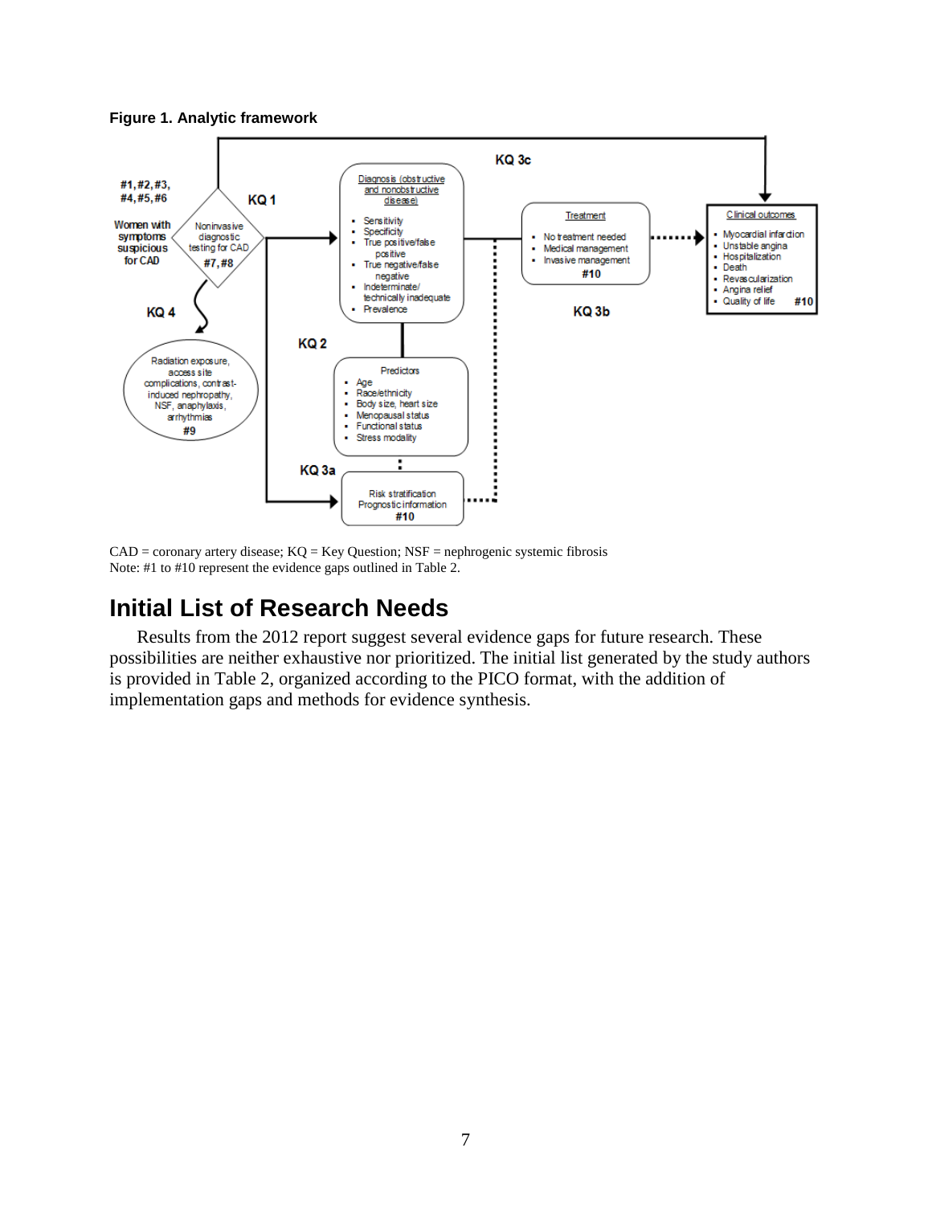**Figure 1. Analytic framework**

CAD = coronary artery disease; KQ = Key Question; NSF = nephrogenic systemic fibrosis
Note: #1 to #10 represent the evidence gaps outlined in Table 2.

# Initial List of Research Needs

Results from the 2012 report suggest several evidence gaps for future research. These possibilities are neither exhaustive nor prioritized. The initial list generated by the study authors is provided in Table 2, organized according to the PICO format, with the addition of implementation gaps and methods for evidence synthesis.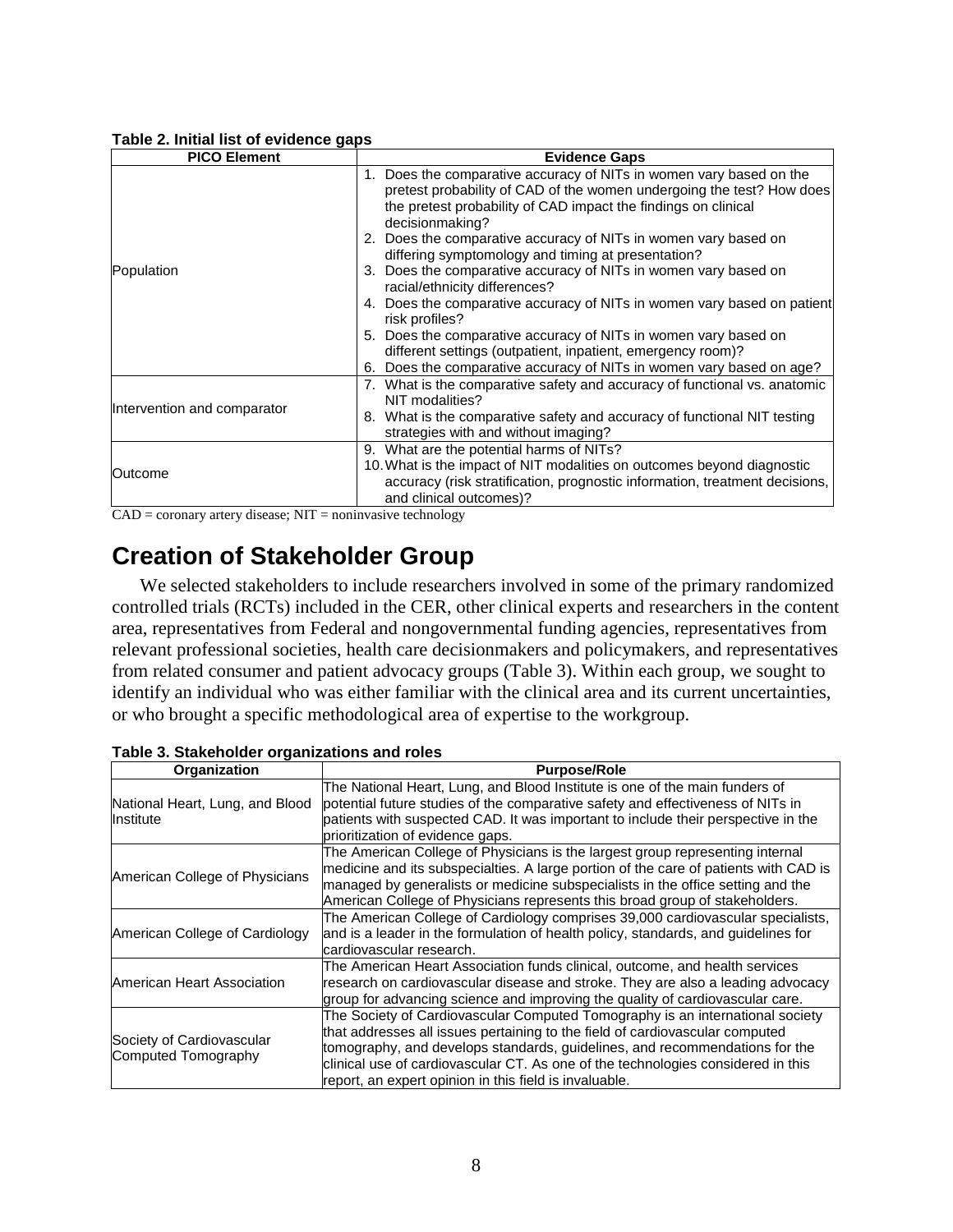**Table 2. Initial list of evidence gaps**

| PICO Element | Evidence Gaps |
|---|---|
| Population | 1. Does the comparative accuracy of NITs in women vary based on the pretest probability of CAD of the women undergoing the test? How does the pretest probability of CAD impact the findings on clinical decisionmaking?<br>2. Does the comparative accuracy of NITs in women vary based on differing symptomology and timing at presentation?<br>3. Does the comparative accuracy of NITs in women vary based on racial/ethnicity differences?<br>4. Does the comparative accuracy of NITs in women vary based on patient risk profiles?<br>5. Does the comparative accuracy of NITs in women vary based on different settings (outpatient, inpatient, emergency room)?<br>6. Does the comparative accuracy of NITs in women vary based on age? |
| Intervention and comparator | 7. What is the comparative safety and accuracy of functional vs. anatomic NIT modalities?<br>8. What is the comparative safety and accuracy of functional NIT testing strategies with and without imaging? |
| Outcome | 9. What are the potential harms of NITs?<br>10. What is the impact of NIT modalities on outcomes beyond diagnostic accuracy (risk stratification, prognostic information, treatment decisions, and clinical outcomes)? |

CAD = coronary artery disease; NIT = noninvasive technology

# Creation of Stakeholder Group

We selected stakeholders to include researchers involved in some of the primary randomized controlled trials (RCTs) included in the CER, other clinical experts and researchers in the content area, representatives from Federal and nongovernmental funding agencies, representatives from relevant professional societies, health care decisionmakers and policymakers, and representatives from related consumer and patient advocacy groups (Table 3). Within each group, we sought to identify an individual who was either familiar with the clinical area and its current uncertainties, or who brought a specific methodological area of expertise to the workgroup.

**Table 3. Stakeholder organizations and roles**

| Organization | Purpose/Role |
|---|---|
| National Heart, Lung, and Blood Institute | The National Heart, Lung, and Blood Institute is one of the main funders of potential future studies of the comparative safety and effectiveness of NITs in patients with suspected CAD. It was important to include their perspective in the prioritization of evidence gaps. |
| American College of Physicians | The American College of Physicians is the largest group representing internal medicine and its subspecialties. A large portion of the care of patients with CAD is managed by generalists or medicine subspecialists in the office setting and the American College of Physicians represents this broad group of stakeholders. |
| American College of Cardiology | The American College of Cardiology comprises 39,000 cardiovascular specialists, and is a leader in the formulation of health policy, standards, and guidelines for cardiovascular research. |
| American Heart Association | The American Heart Association funds clinical, outcome, and health services research on cardiovascular disease and stroke. They are also a leading advocacy group for advancing science and improving the quality of cardiovascular care. |
| Society of Cardiovascular Computed Tomography | The Society of Cardiovascular Computed Tomography is an international society that addresses all issues pertaining to the field of cardiovascular computed tomography, and develops standards, guidelines, and recommendations for the clinical use of cardiovascular CT. As one of the technologies considered in this report, an expert opinion in this field is invaluable. |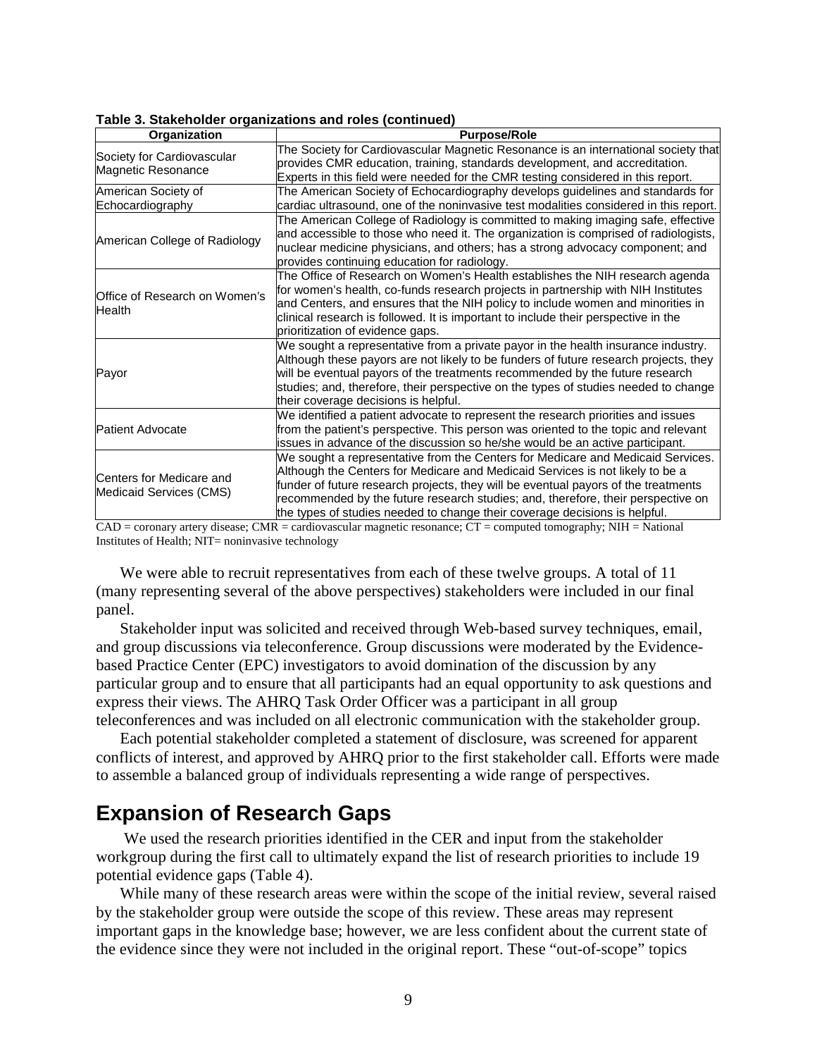**Table 3. Stakeholder organizations and roles (continued)**

| Organization | Purpose/Role |
|---|---|
| Society for Cardiovascular Magnetic Resonance | The Society for Cardiovascular Magnetic Resonance is an international society that provides CMR education, training, standards development, and accreditation. Experts in this field were needed for the CMR testing considered in this report. |
| American Society of Echocardiography | The American Society of Echocardiography develops guidelines and standards for cardiac ultrasound, one of the noninvasive test modalities considered in this report. |
| American College of Radiology | The American College of Radiology is committed to making imaging safe, effective and accessible to those who need it. The organization is comprised of radiologists, nuclear medicine physicians, and others; has a strong advocacy component; and provides continuing education for radiology. |
| Office of Research on Women's Health | The Office of Research on Women's Health establishes the NIH research agenda for women's health, co-funds research projects in partnership with NIH Institutes and Centers, and ensures that the NIH policy to include women and minorities in clinical research is followed. It is important to include their perspective in the prioritization of evidence gaps. |
| Payor | We sought a representative from a private payor in the health insurance industry. Although these payors are not likely to be funders of future research projects, they will be eventual payors of the treatments recommended by the future research studies; and, therefore, their perspective on the types of studies needed to change their coverage decisions is helpful. |
| Patient Advocate | We identified a patient advocate to represent the research priorities and issues from the patient's perspective. This person was oriented to the topic and relevant issues in advance of the discussion so he/she would be an active participant. |
| Centers for Medicare and Medicaid Services (CMS) | We sought a representative from the Centers for Medicare and Medicaid Services. Although the Centers for Medicare and Medicaid Services is not likely to be a funder of future research projects, they will be eventual payors of the treatments recommended by the future research studies; and, therefore, their perspective on the types of studies needed to change their coverage decisions is helpful. |

CAD = coronary artery disease; CMR = cardiovascular magnetic resonance; CT = computed tomography; NIH = National Institutes of Health; NIT= noninvasive technology

We were able to recruit representatives from each of these twelve groups. A total of 11 (many representing several of the above perspectives) stakeholders were included in our final panel.

Stakeholder input was solicited and received through Web-based survey techniques, email, and group discussions via teleconference. Group discussions were moderated by the Evidence-based Practice Center (EPC) investigators to avoid domination of the discussion by any particular group and to ensure that all participants had an equal opportunity to ask questions and express their views. The AHRQ Task Order Officer was a participant in all group teleconferences and was included on all electronic communication with the stakeholder group.

Each potential stakeholder completed a statement of disclosure, was screened for apparent conflicts of interest, and approved by AHRQ prior to the first stakeholder call. Efforts were made to assemble a balanced group of individuals representing a wide range of perspectives.

## Expansion of Research Gaps

We used the research priorities identified in the CER and input from the stakeholder workgroup during the first call to ultimately expand the list of research priorities to include 19 potential evidence gaps (Table 4).

While many of these research areas were within the scope of the initial review, several raised by the stakeholder group were outside the scope of this review. These areas may represent important gaps in the knowledge base; however, we are less confident about the current state of the evidence since they were not included in the original report. These "out-of-scope" topics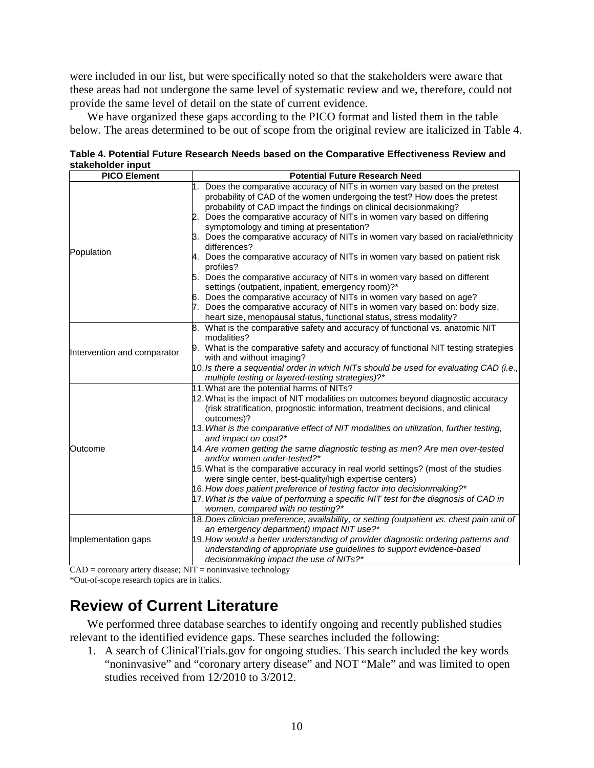were included in our list, but were specifically noted so that the stakeholders were aware that these areas had not undergone the same level of systematic review and we, therefore, could not provide the same level of detail on the state of current evidence.

We have organized these gaps according to the PICO format and listed them in the table below. The areas determined to be out of scope from the original review are italicized in Table 4.

**Table 4. Potential Future Research Needs based on the Comparative Effectiveness Review and stakeholder input**

| PICO Element | Potential Future Research Need |
|---|---|
| Population | 1. Does the comparative accuracy of NITs in women vary based on the pretest probability of CAD of the women undergoing the test? How does the pretest probability of CAD impact the findings on clinical decisionmaking?<br>2. Does the comparative accuracy of NITs in women vary based on differing symptomology and timing at presentation?<br>3. Does the comparative accuracy of NITs in women vary based on racial/ethnicity differences?<br>4. Does the comparative accuracy of NITs in women vary based on patient risk profiles?<br>5. Does the comparative accuracy of NITs in women vary based on different settings (outpatient, inpatient, emergency room)?*<br>6. Does the comparative accuracy of NITs in women vary based on age?<br>7. Does the comparative accuracy of NITs in women vary based on: body size, heart size, menopausal status, functional status, stress modality? |
| Intervention and comparator | 8. What is the comparative safety and accuracy of functional vs. anatomic NIT modalities?<br>9. What is the comparative safety and accuracy of functional NIT testing strategies with and without imaging?<br>10. *Is there a sequential order in which NITs should be used for evaluating CAD (i.e., multiple testing or layered-testing strategies)?** |
| Outcome | 11. What are the potential harms of NITs?<br>12. What is the impact of NIT modalities on outcomes beyond diagnostic accuracy (risk stratification, prognostic information, treatment decisions, and clinical outcomes)?<br>13. *What is the comparative effect of NIT modalities on utilization, further testing, and impact on cost?**<br>14. *Are women getting the same diagnostic testing as men? Are men over-tested and/or women under-tested?**<br>15. What is the comparative accuracy in real world settings? (most of the studies were single center, best-quality/high expertise centers)<br>16. *How does patient preference of testing factor into decisionmaking?**<br>17. *What is the value of performing a specific NIT test for the diagnosis of CAD in women, compared with no testing?** |
| Implementation gaps | 18. *Does clinician preference, availability, or setting (outpatient vs. chest pain unit of an emergency department) impact NIT use?**<br>19. *How would a better understanding of provider diagnostic ordering patterns and understanding of appropriate use guidelines to support evidence-based decisionmaking impact the use of NITs?** |

CAD = coronary artery disease; NIT = noninvasive technology
*Out-of-scope research topics are in italics.

## Review of Current Literature

We performed three database searches to identify ongoing and recently published studies relevant to the identified evidence gaps. These searches included the following:

1. A search of ClinicalTrials.gov for ongoing studies. This search included the key words "noninvasive" and "coronary artery disease" and NOT "Male" and was limited to open studies received from 12/2010 to 3/2012.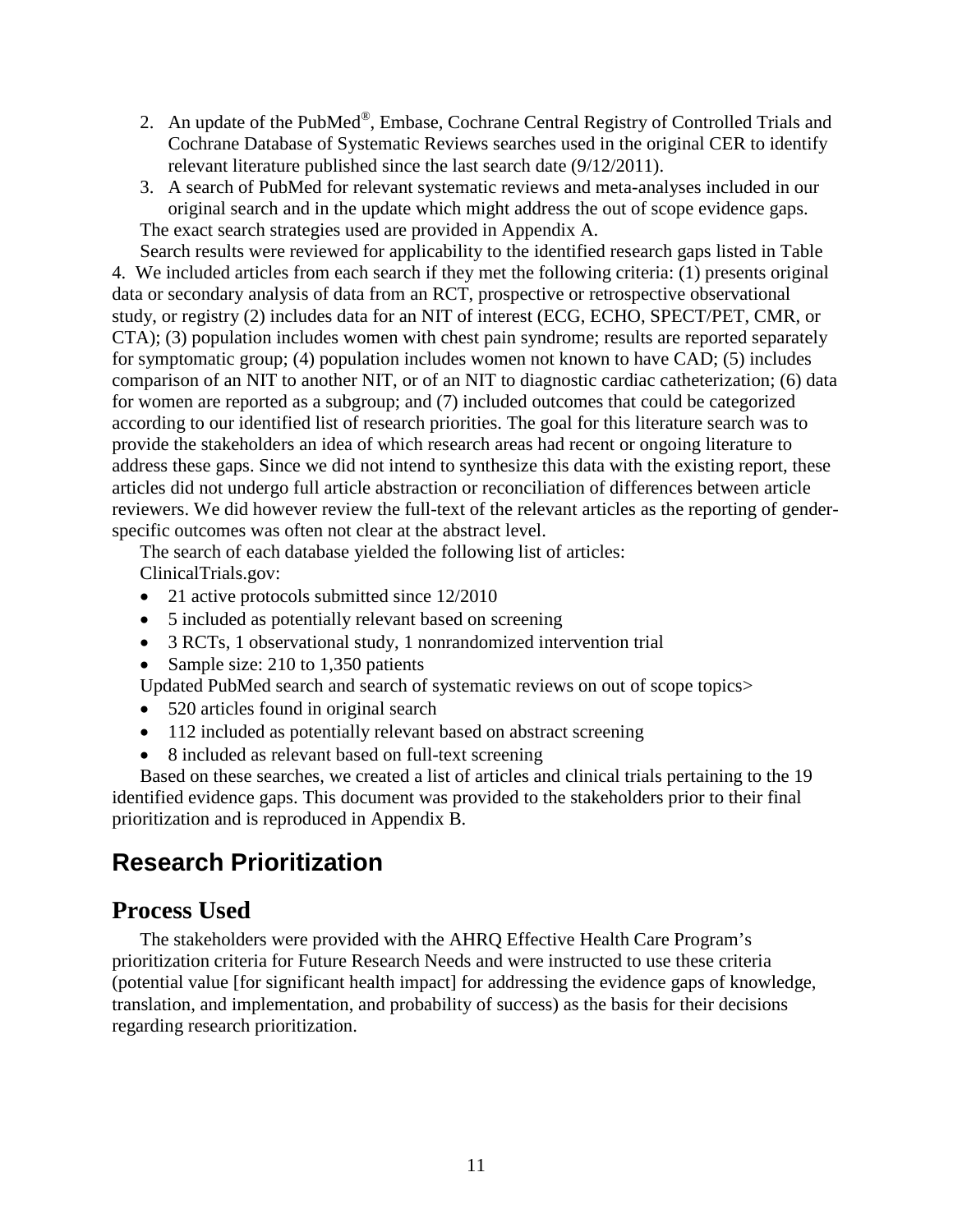2. An update of the PubMed®, Embase, Cochrane Central Registry of Controlled Trials and Cochrane Database of Systematic Reviews searches used in the original CER to identify relevant literature published since the last search date (9/12/2011).
3. A search of PubMed for relevant systematic reviews and meta-analyses included in our original search and in the update which might address the out of scope evidence gaps.

The exact search strategies used are provided in Appendix A.

Search results were reviewed for applicability to the identified research gaps listed in Table 4. We included articles from each search if they met the following criteria: (1) presents original data or secondary analysis of data from an RCT, prospective or retrospective observational study, or registry (2) includes data for an NIT of interest (ECG, ECHO, SPECT/PET, CMR, or CTA); (3) population includes women with chest pain syndrome; results are reported separately for symptomatic group; (4) population includes women not known to have CAD; (5) includes comparison of an NIT to another NIT, or of an NIT to diagnostic cardiac catheterization; (6) data for women are reported as a subgroup; and (7) included outcomes that could be categorized according to our identified list of research priorities. The goal for this literature search was to provide the stakeholders an idea of which research areas had recent or ongoing literature to address these gaps. Since we did not intend to synthesize this data with the existing report, these articles did not undergo full article abstraction or reconciliation of differences between article reviewers. We did however review the full-text of the relevant articles as the reporting of gender-specific outcomes was often not clear at the abstract level.

The search of each database yielded the following list of articles:

ClinicalTrials.gov:

- 21 active protocols submitted since 12/2010
- 5 included as potentially relevant based on screening
- 3 RCTs, 1 observational study, 1 nonrandomized intervention trial
- Sample size: 210 to 1,350 patients

Updated PubMed search and search of systematic reviews on out of scope topics>

- 520 articles found in original search
- 112 included as potentially relevant based on abstract screening
- 8 included as relevant based on full-text screening

Based on these searches, we created a list of articles and clinical trials pertaining to the 19 identified evidence gaps. This document was provided to the stakeholders prior to their final prioritization and is reproduced in Appendix B.

## Research Prioritization

### Process Used

The stakeholders were provided with the AHRQ Effective Health Care Program's prioritization criteria for Future Research Needs and were instructed to use these criteria (potential value [for significant health impact] for addressing the evidence gaps of knowledge, translation, and implementation, and probability of success) as the basis for their decisions regarding research prioritization.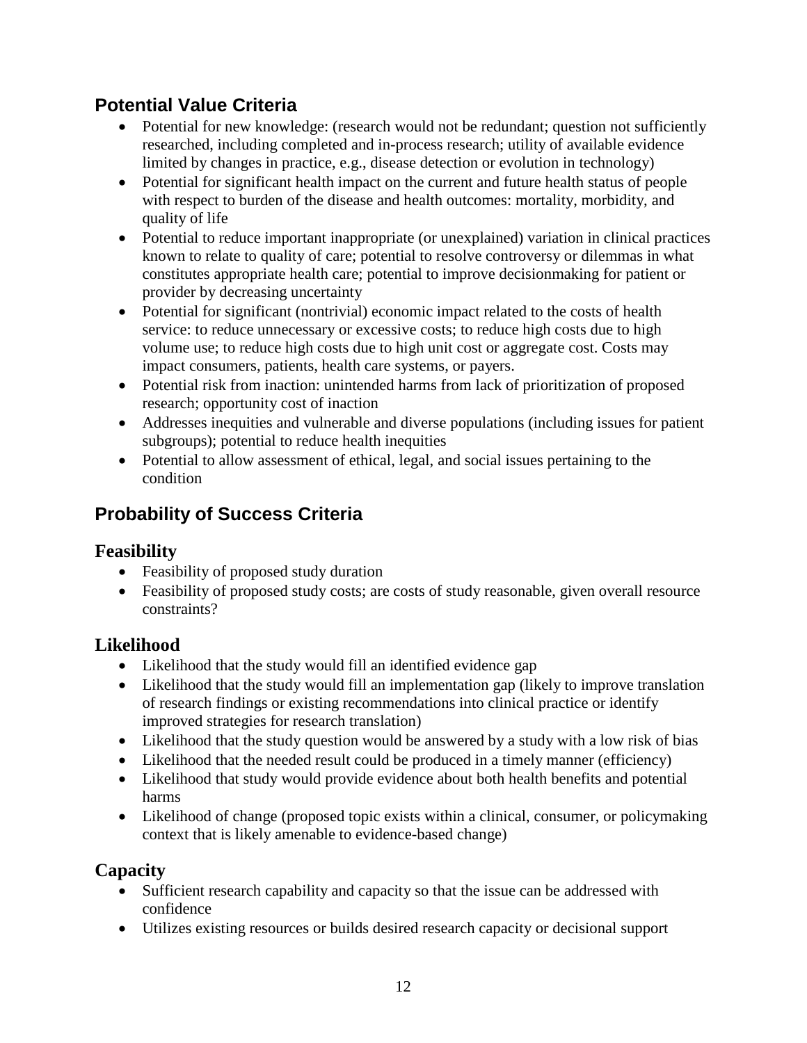## Potential Value Criteria

- Potential for new knowledge: (research would not be redundant; question not sufficiently researched, including completed and in-process research; utility of available evidence limited by changes in practice, e.g., disease detection or evolution in technology)
- Potential for significant health impact on the current and future health status of people with respect to burden of the disease and health outcomes: mortality, morbidity, and quality of life
- Potential to reduce important inappropriate (or unexplained) variation in clinical practices known to relate to quality of care; potential to resolve controversy or dilemmas in what constitutes appropriate health care; potential to improve decisionmaking for patient or provider by decreasing uncertainty
- Potential for significant (nontrivial) economic impact related to the costs of health service: to reduce unnecessary or excessive costs; to reduce high costs due to high volume use; to reduce high costs due to high unit cost or aggregate cost. Costs may impact consumers, patients, health care systems, or payers.
- Potential risk from inaction: unintended harms from lack of prioritization of proposed research; opportunity cost of inaction
- Addresses inequities and vulnerable and diverse populations (including issues for patient subgroups); potential to reduce health inequities
- Potential to allow assessment of ethical, legal, and social issues pertaining to the condition

## Probability of Success Criteria

### Feasibility

- Feasibility of proposed study duration
- Feasibility of proposed study costs; are costs of study reasonable, given overall resource constraints?

### Likelihood

- Likelihood that the study would fill an identified evidence gap
- Likelihood that the study would fill an implementation gap (likely to improve translation of research findings or existing recommendations into clinical practice or identify improved strategies for research translation)
- Likelihood that the study question would be answered by a study with a low risk of bias
- Likelihood that the needed result could be produced in a timely manner (efficiency)
- Likelihood that study would provide evidence about both health benefits and potential harms
- Likelihood of change (proposed topic exists within a clinical, consumer, or policymaking context that is likely amenable to evidence-based change)

### Capacity

- Sufficient research capability and capacity so that the issue can be addressed with confidence
- Utilizes existing resources or builds desired research capacity or decisional support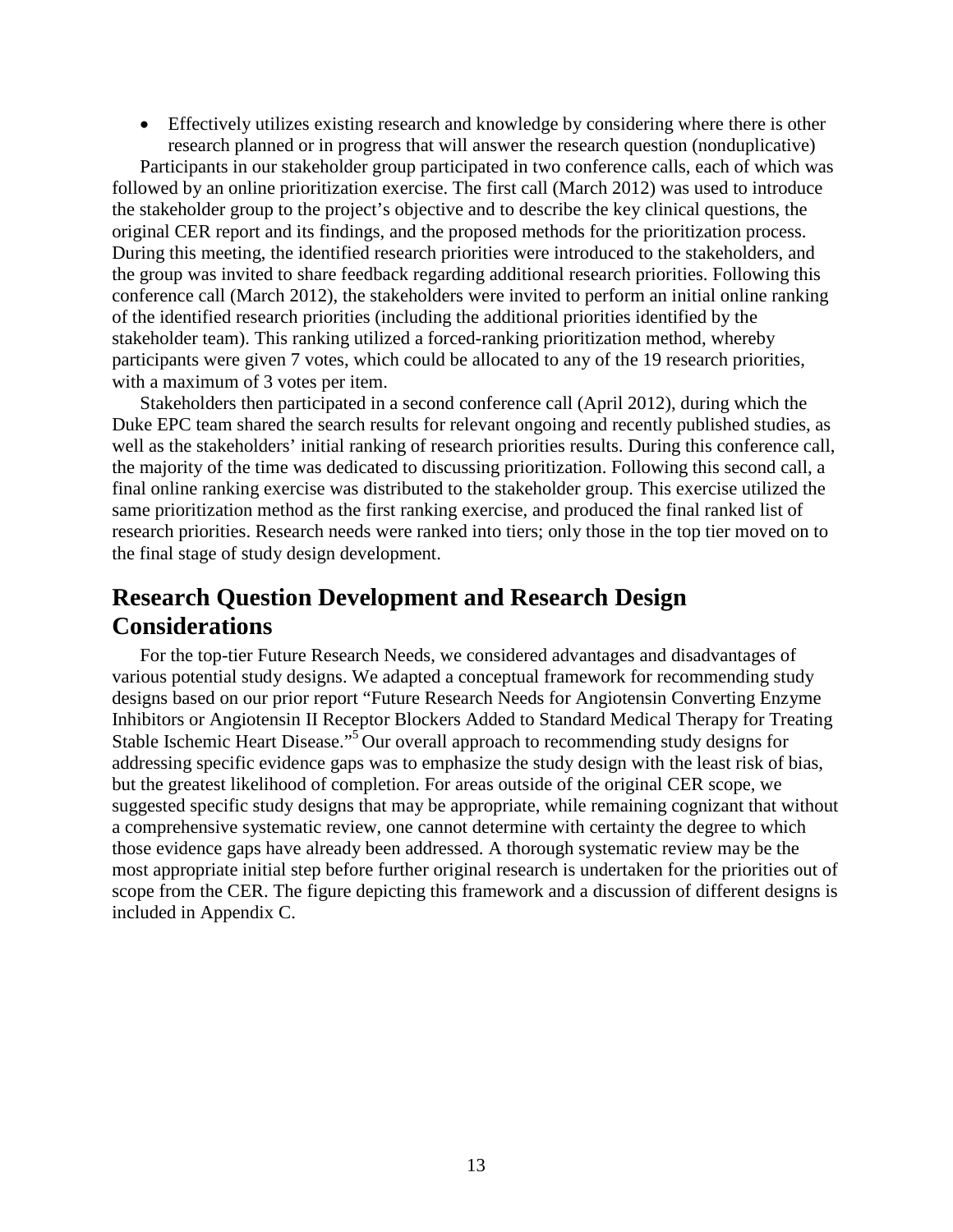- Effectively utilizes existing research and knowledge by considering where there is other research planned or in progress that will answer the research question (nonduplicative)

Participants in our stakeholder group participated in two conference calls, each of which was followed by an online prioritization exercise. The first call (March 2012) was used to introduce the stakeholder group to the project's objective and to describe the key clinical questions, the original CER report and its findings, and the proposed methods for the prioritization process. During this meeting, the identified research priorities were introduced to the stakeholders, and the group was invited to share feedback regarding additional research priorities. Following this conference call (March 2012), the stakeholders were invited to perform an initial online ranking of the identified research priorities (including the additional priorities identified by the stakeholder team). This ranking utilized a forced-ranking prioritization method, whereby participants were given 7 votes, which could be allocated to any of the 19 research priorities, with a maximum of 3 votes per item.

Stakeholders then participated in a second conference call (April 2012), during which the Duke EPC team shared the search results for relevant ongoing and recently published studies, as well as the stakeholders' initial ranking of research priorities results. During this conference call, the majority of the time was dedicated to discussing prioritization. Following this second call, a final online ranking exercise was distributed to the stakeholder group. This exercise utilized the same prioritization method as the first ranking exercise, and produced the final ranked list of research priorities. Research needs were ranked into tiers; only those in the top tier moved on to the final stage of study design development.

## Research Question Development and Research Design Considerations

For the top-tier Future Research Needs, we considered advantages and disadvantages of various potential study designs. We adapted a conceptual framework for recommending study designs based on our prior report "Future Research Needs for Angiotensin Converting Enzyme Inhibitors or Angiotensin II Receptor Blockers Added to Standard Medical Therapy for Treating Stable Ischemic Heart Disease."[5] Our overall approach to recommending study designs for addressing specific evidence gaps was to emphasize the study design with the least risk of bias, but the greatest likelihood of completion. For areas outside of the original CER scope, we suggested specific study designs that may be appropriate, while remaining cognizant that without a comprehensive systematic review, one cannot determine with certainty the degree to which those evidence gaps have already been addressed. A thorough systematic review may be the most appropriate initial step before further original research is undertaken for the priorities out of scope from the CER. The figure depicting this framework and a discussion of different designs is included in Appendix C.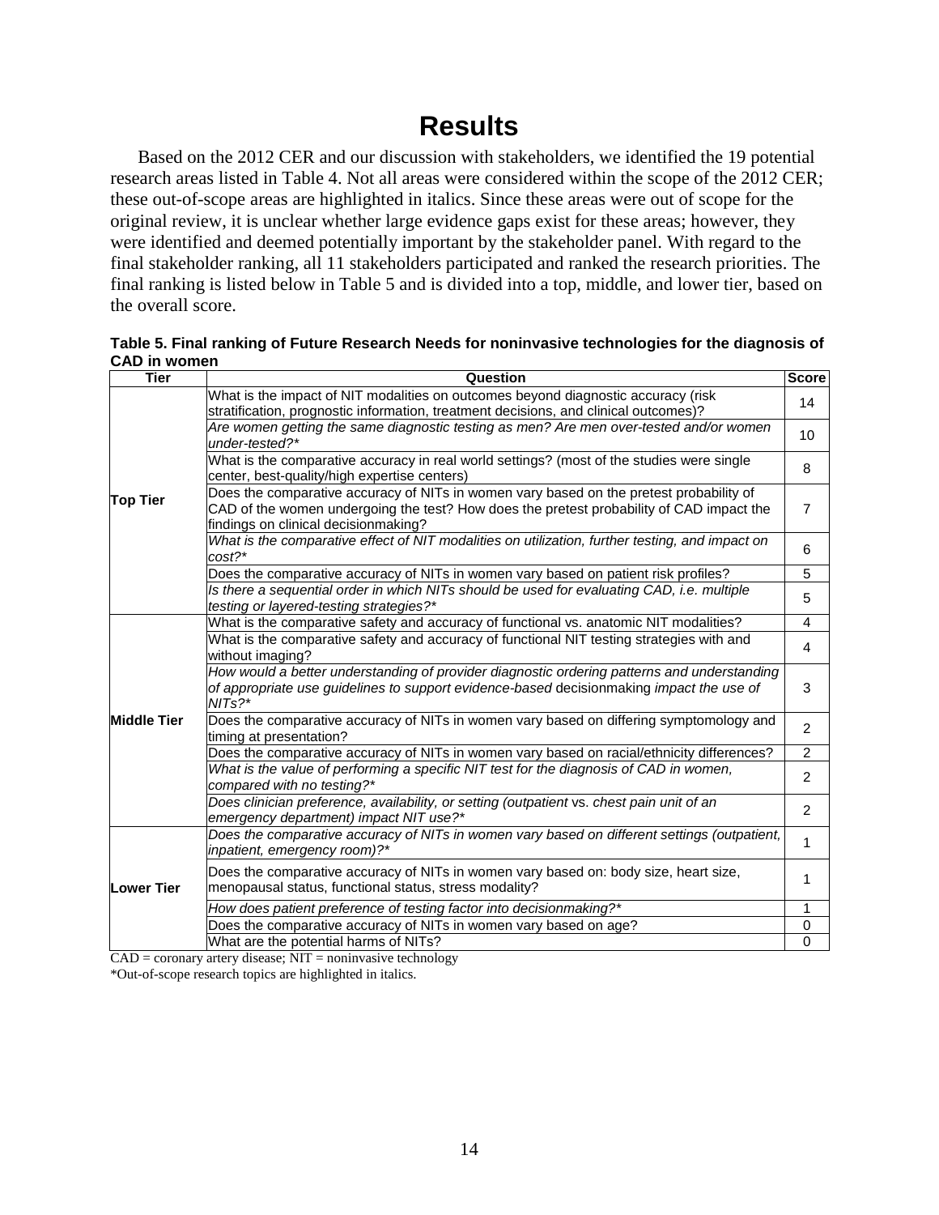# Results

Based on the 2012 CER and our discussion with stakeholders, we identified the 19 potential research areas listed in Table 4. Not all areas were considered within the scope of the 2012 CER; these out-of-scope areas are highlighted in italics. Since these areas were out of scope for the original review, it is unclear whether large evidence gaps exist for these areas; however, they were identified and deemed potentially important by the stakeholder panel. With regard to the final stakeholder ranking, all 11 stakeholders participated and ranked the research priorities. The final ranking is listed below in Table 5 and is divided into a top, middle, and lower tier, based on the overall score.

**Table 5. Final ranking of Future Research Needs for noninvasive technologies for the diagnosis of CAD in women**

| Tier | Question | Score |
|---|---|---|
| Top Tier | What is the impact of NIT modalities on outcomes beyond diagnostic accuracy (risk stratification, prognostic information, treatment decisions, and clinical outcomes)? | 14 |
| | *Are women getting the same diagnostic testing as men? Are men over-tested and/or women under-tested?** | 10 |
| | What is the comparative accuracy in real world settings? (most of the studies were single center, best-quality/high expertise centers) | 8 |
| | Does the comparative accuracy of NITs in women vary based on the pretest probability of CAD of the women undergoing the test? How does the pretest probability of CAD impact the findings on clinical decisionmaking? | 7 |
| | *What is the comparative effect of NIT modalities on utilization, further testing, and impact on cost?** | 6 |
| | Does the comparative accuracy of NITs in women vary based on patient risk profiles? | 5 |
| | *Is there a sequential order in which NITs should be used for evaluating CAD, i.e. multiple testing or layered-testing strategies?** | 5 |
| Middle Tier | What is the comparative safety and accuracy of functional vs. anatomic NIT modalities? | 4 |
| | What is the comparative safety and accuracy of functional NIT testing strategies with and without imaging? | 4 |
| | *How would a better understanding of provider diagnostic ordering patterns and understanding of appropriate use guidelines to support evidence-based* decisionmaking *impact the use of NITs?** | 3 |
| | Does the comparative accuracy of NITs in women vary based on differing symptomology and timing at presentation? | 2 |
| | Does the comparative accuracy of NITs in women vary based on racial/ethnicity differences? | 2 |
| | *What is the value of performing a specific NIT test for the diagnosis of CAD in women, compared with no testing?** | 2 |
| | *Does clinician preference, availability, or setting (outpatient* vs. *chest pain unit of an emergency department) impact NIT use?** | 2 |
| Lower Tier | *Does the comparative accuracy of NITs in women vary based on different settings (outpatient, inpatient, emergency room)?** | 1 |
| | Does the comparative accuracy of NITs in women vary based on: body size, heart size, menopausal status, functional status, stress modality? | 1 |
| | *How does patient preference of testing factor into decisionmaking?** | 1 |
| | Does the comparative accuracy of NITs in women vary based on age? | 0 |
| | What are the potential harms of NITs? | 0 |

CAD = coronary artery disease; NIT = noninvasive technology

*Out-of-scope research topics are highlighted in italics.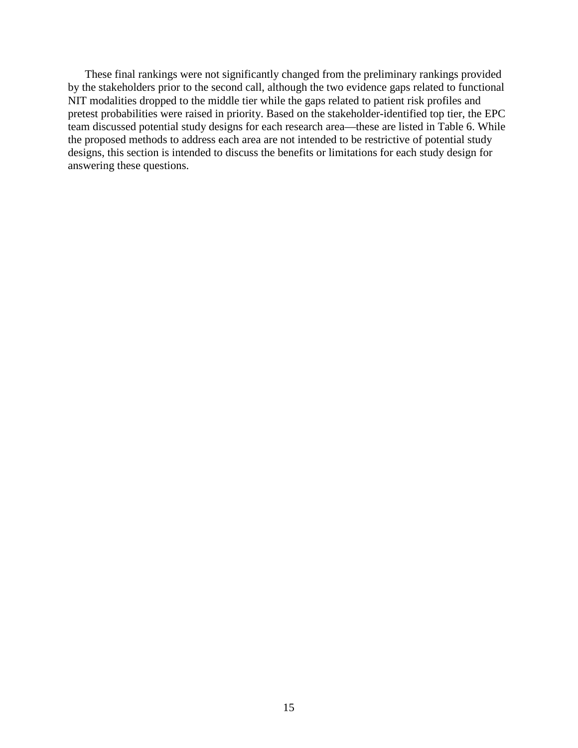These final rankings were not significantly changed from the preliminary rankings provided by the stakeholders prior to the second call, although the two evidence gaps related to functional NIT modalities dropped to the middle tier while the gaps related to patient risk profiles and pretest probabilities were raised in priority. Based on the stakeholder-identified top tier, the EPC team discussed potential study designs for each research area—these are listed in Table 6. While the proposed methods to address each area are not intended to be restrictive of potential study designs, this section is intended to discuss the benefits or limitations for each study design for answering these questions.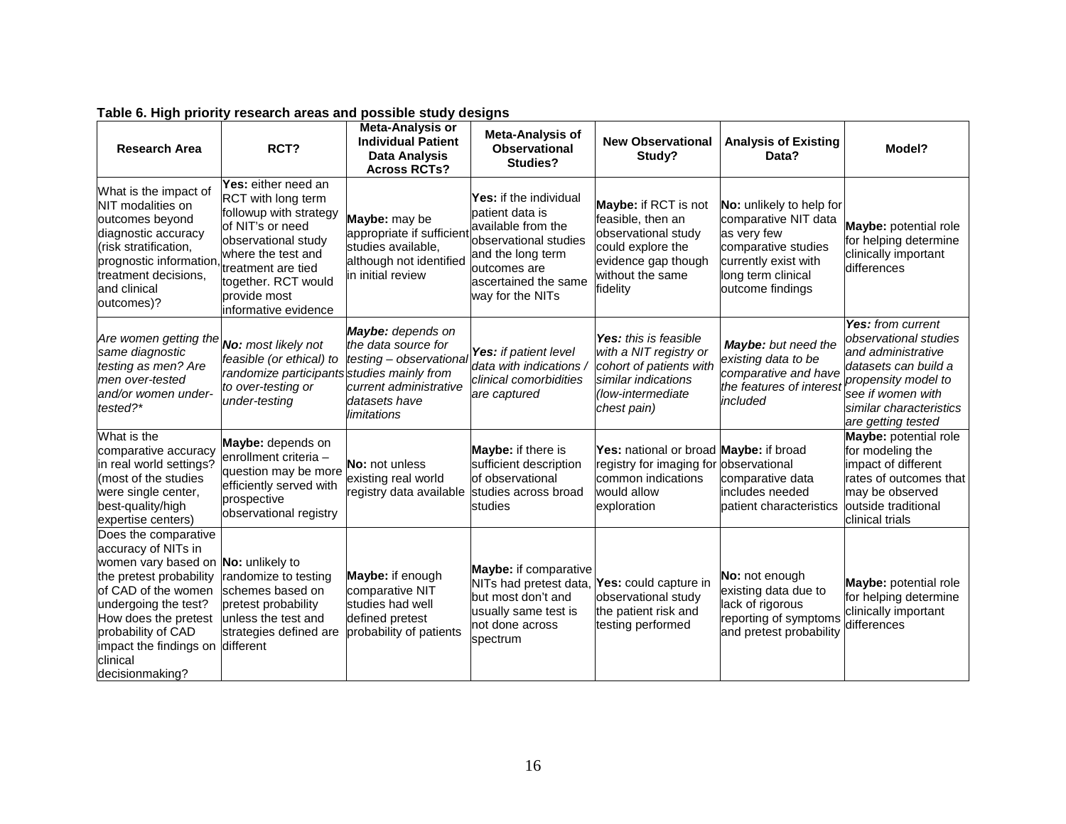**Table 6. High priority research areas and possible study designs**

| Research Area | RCT? | Meta-Analysis or Individual Patient Data Analysis Across RCTs? | Meta-Analysis of Observational Studies? | New Observational Study? | Analysis of Existing Data? | Model? |
|---|---|---|---|---|---|---|
| What is the impact of NIT modalities on outcomes beyond diagnostic accuracy (risk stratification, prognostic information, treatment decisions, and clinical outcomes)? | **Yes:** either need an RCT with long term followup with strategy of NIT's or need observational study where the test and treatment are tied together. RCT would provide most informative evidence | **Maybe:** may be appropriate if sufficient studies available, although not identified in initial review | **Yes:** if the individual patient data is available from the observational studies and the long term outcomes are ascertained the same way for the NITs | **Maybe:** if RCT is not feasible, then an observational study could explore the evidence gap though without the same fidelity | **No:** unlikely to help for comparative NIT data as very few comparative studies currently exist with long term clinical outcome findings | **Maybe:** potential role for helping determine clinically important differences |
| *Are women getting the same diagnostic testing as men? Are men over-tested and/or women under-tested?** | ***No:** most likely not feasible (or ethical) to randomize participants to over-testing or under-testing* | ***Maybe:** depends on the data source for testing – observational studies mainly from current administrative datasets have limitations* | ***Yes:** if patient level data with indications / clinical comorbidities are captured* | ***Yes:** this is feasible with a NIT registry or cohort of patients with similar indications (low-intermediate chest pain)* | ***Maybe:** but need the existing data to be comparative and have the features of interest included* | ***Yes:** from current observational studies and administrative datasets can build a propensity model to see if women with similar characteristics are getting tested* |
| What is the comparative accuracy in real world settings? (most of the studies were single center, best-quality/high expertise centers) | **Maybe:** depends on enrollment criteria – question may be more efficiently served with prospective observational registry | **No:** not unless existing real world registry data available | **Maybe:** if there is sufficient description of observational studies across broad studies | **Yes:** national or broad registry for imaging for common indications would allow exploration | **Maybe:** if broad observational comparative data includes needed patient characteristics | **Maybe:** potential role for modeling the impact of different rates of outcomes that may be observed outside traditional clinical trials |
| Does the comparative accuracy of NITs in women vary based on the pretest probability of CAD of the women undergoing the test? How does the pretest probability of CAD impact the findings on clinical decisionmaking? | **No:** unlikely to randomize to testing schemes based on pretest probability unless the test and strategies defined are different | **Maybe:** if enough comparative NIT studies had well defined pretest probability of patients | **Maybe:** if comparative NITs had pretest data, but most don't and usually same test is not done across spectrum | **Yes:** could capture in observational study the patient risk and testing performed | **No:** not enough existing data due to lack of rigorous reporting of symptoms and pretest probability | **Maybe:** potential role for helping determine clinically important differences |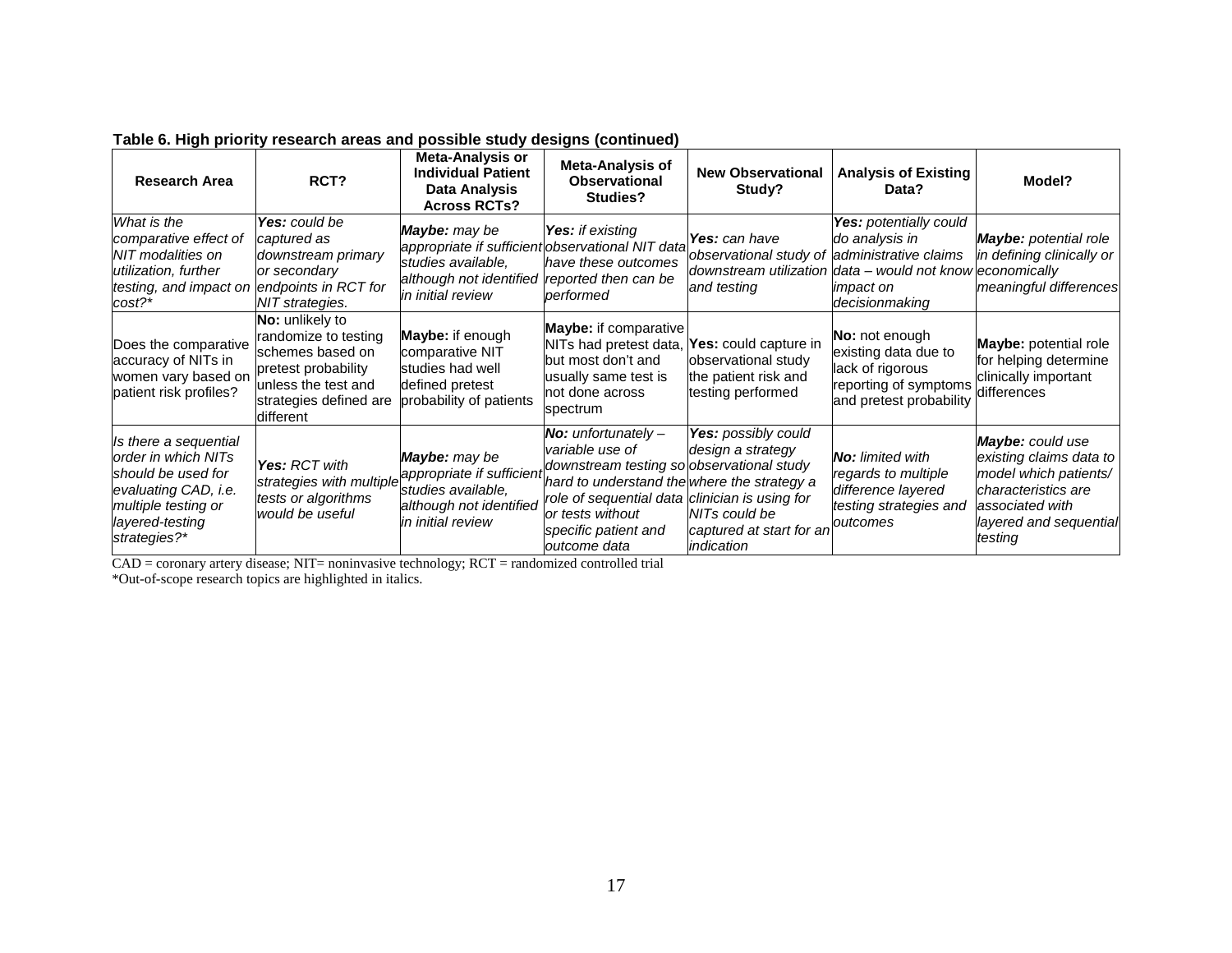**Table 6. High priority research areas and possible study designs (continued)**

| Research Area | RCT? | Meta-Analysis or Individual Patient Data Analysis Across RCTs? | Meta-Analysis of Observational Studies? | New Observational Study? | Analysis of Existing Data? | Model? |
|---|---|---|---|---|---|---|
| *What is the comparative effect of NIT modalities on utilization, further testing, and impact on cost?\** | ***Yes:** could be captured as downstream primary or secondary endpoints in RCT for NIT strategies.* | ***Maybe:** may be appropriate if sufficient studies available, although not identified in initial review* | ***Yes:** if existing observational NIT data have these outcomes reported then can be performed* | ***Yes:** can have observational study of downstream utilization and testing* | ***Yes:** potentially could do analysis in administrative claims data – would not know impact on decisionmaking* | ***Maybe:** potential role in defining clinically or economically meaningful differences* |
| Does the comparative accuracy of NITs in women vary based on patient risk profiles? | **No:** unlikely to randomize to testing schemes based on pretest probability unless the test and strategies defined are different | **Maybe:** if enough comparative NIT studies had well defined pretest probability of patients | **Maybe:** if comparative NITs had pretest data, but most don't and usually same test is not done across spectrum | **Yes:** could capture in observational study the patient risk and testing performed | **No:** not enough existing data due to lack of rigorous reporting of symptoms and pretest probability | **Maybe:** potential role for helping determine clinically important differences |
| *Is there a sequential order in which NITs should be used for evaluating CAD, i.e. multiple testing or layered-testing strategies?\** | ***Yes:** RCT with strategies with multiple tests or algorithms would be useful* | ***Maybe:** may be appropriate if sufficient studies available, although not identified in initial review* | ***No:** unfortunately – variable use of downstream testing so hard to understand the role of sequential data or tests without specific patient and outcome data* | ***Yes:** possibly could design a strategy observational study where the strategy a clinician is using for NITs could be captured at start for an indication* | ***No:** limited with regards to multiple difference layered testing strategies and outcomes* | ***Maybe:** could use existing claims data to model which patients/ characteristics are associated with layered and sequential testing* |

CAD = coronary artery disease; NIT= noninvasive technology; RCT = randomized controlled trial
*Out-of-scope research topics are highlighted in italics.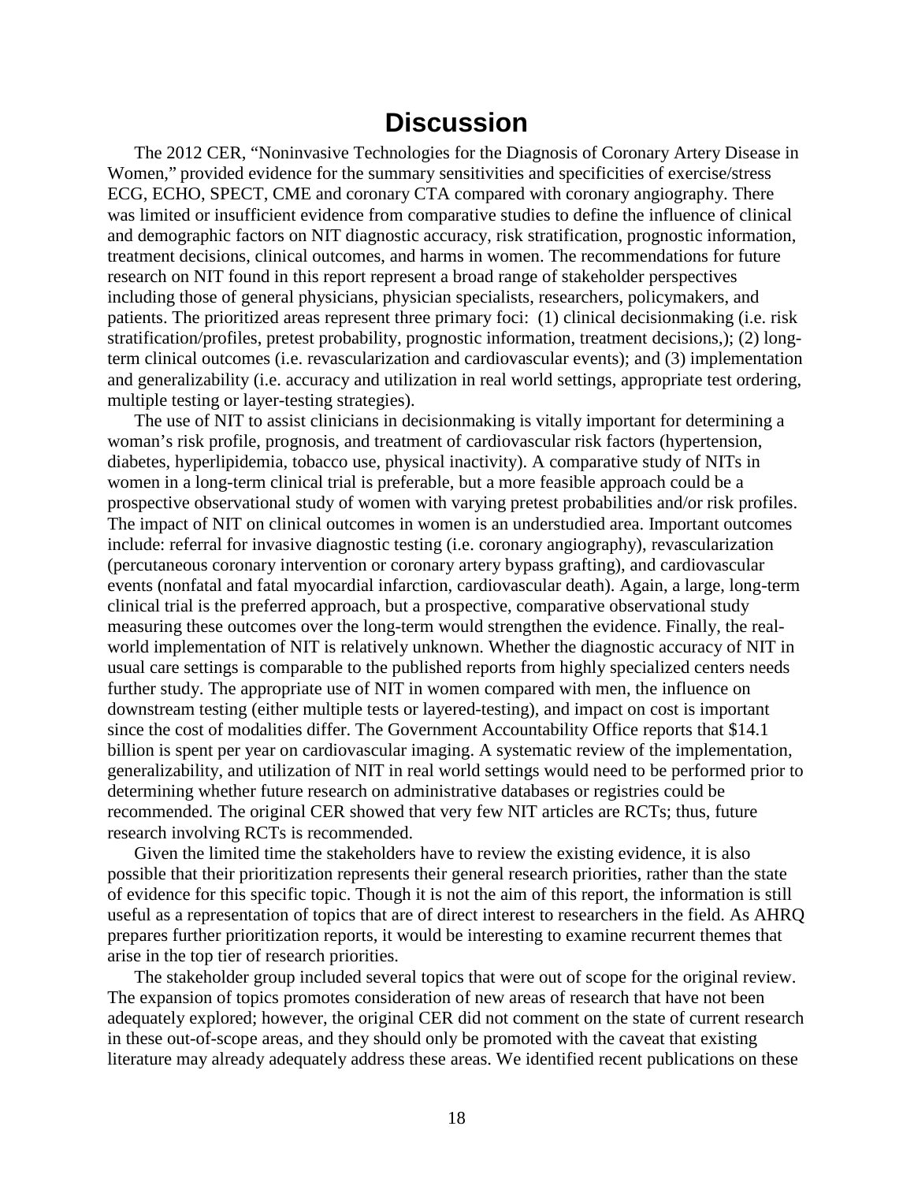# Discussion

The 2012 CER, "Noninvasive Technologies for the Diagnosis of Coronary Artery Disease in Women," provided evidence for the summary sensitivities and specificities of exercise/stress ECG, ECHO, SPECT, CME and coronary CTA compared with coronary angiography. There was limited or insufficient evidence from comparative studies to define the influence of clinical and demographic factors on NIT diagnostic accuracy, risk stratification, prognostic information, treatment decisions, clinical outcomes, and harms in women. The recommendations for future research on NIT found in this report represent a broad range of stakeholder perspectives including those of general physicians, physician specialists, researchers, policymakers, and patients. The prioritized areas represent three primary foci: (1) clinical decisionmaking (i.e. risk stratification/profiles, pretest probability, prognostic information, treatment decisions,); (2) long-term clinical outcomes (i.e. revascularization and cardiovascular events); and (3) implementation and generalizability (i.e. accuracy and utilization in real world settings, appropriate test ordering, multiple testing or layer-testing strategies).

The use of NIT to assist clinicians in decisionmaking is vitally important for determining a woman's risk profile, prognosis, and treatment of cardiovascular risk factors (hypertension, diabetes, hyperlipidemia, tobacco use, physical inactivity). A comparative study of NITs in women in a long-term clinical trial is preferable, but a more feasible approach could be a prospective observational study of women with varying pretest probabilities and/or risk profiles. The impact of NIT on clinical outcomes in women is an understudied area. Important outcomes include: referral for invasive diagnostic testing (i.e. coronary angiography), revascularization (percutaneous coronary intervention or coronary artery bypass grafting), and cardiovascular events (nonfatal and fatal myocardial infarction, cardiovascular death). Again, a large, long-term clinical trial is the preferred approach, but a prospective, comparative observational study measuring these outcomes over the long-term would strengthen the evidence. Finally, the real-world implementation of NIT is relatively unknown. Whether the diagnostic accuracy of NIT in usual care settings is comparable to the published reports from highly specialized centers needs further study. The appropriate use of NIT in women compared with men, the influence on downstream testing (either multiple tests or layered-testing), and impact on cost is important since the cost of modalities differ. The Government Accountability Office reports that $14.1 billion is spent per year on cardiovascular imaging. A systematic review of the implementation, generalizability, and utilization of NIT in real world settings would need to be performed prior to determining whether future research on administrative databases or registries could be recommended. The original CER showed that very few NIT articles are RCTs; thus, future research involving RCTs is recommended.

Given the limited time the stakeholders have to review the existing evidence, it is also possible that their prioritization represents their general research priorities, rather than the state of evidence for this specific topic. Though it is not the aim of this report, the information is still useful as a representation of topics that are of direct interest to researchers in the field. As AHRQ prepares further prioritization reports, it would be interesting to examine recurrent themes that arise in the top tier of research priorities.

The stakeholder group included several topics that were out of scope for the original review. The expansion of topics promotes consideration of new areas of research that have not been adequately explored; however, the original CER did not comment on the state of current research in these out-of-scope areas, and they should only be promoted with the caveat that existing literature may already adequately address these areas. We identified recent publications on these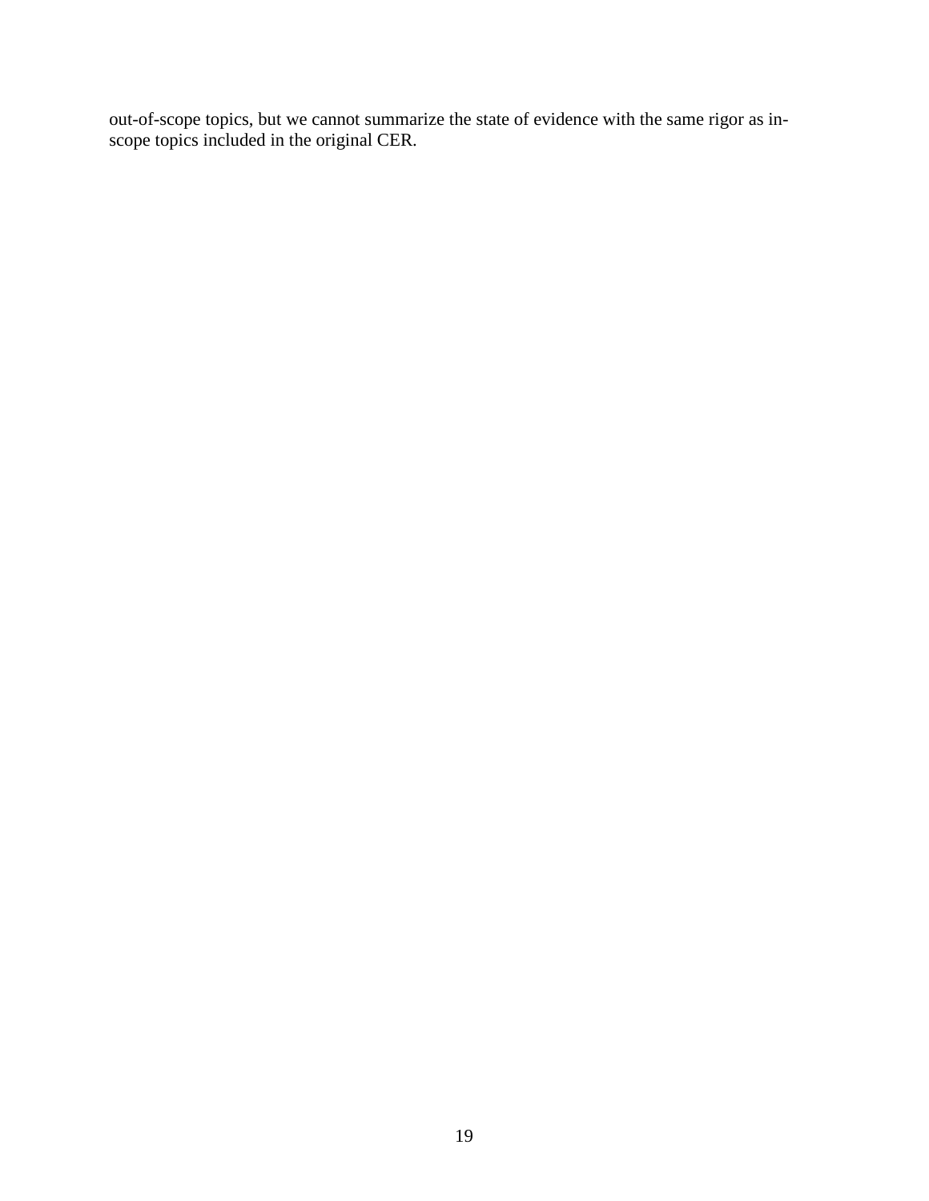out-of-scope topics, but we cannot summarize the state of evidence with the same rigor as in-scope topics included in the original CER.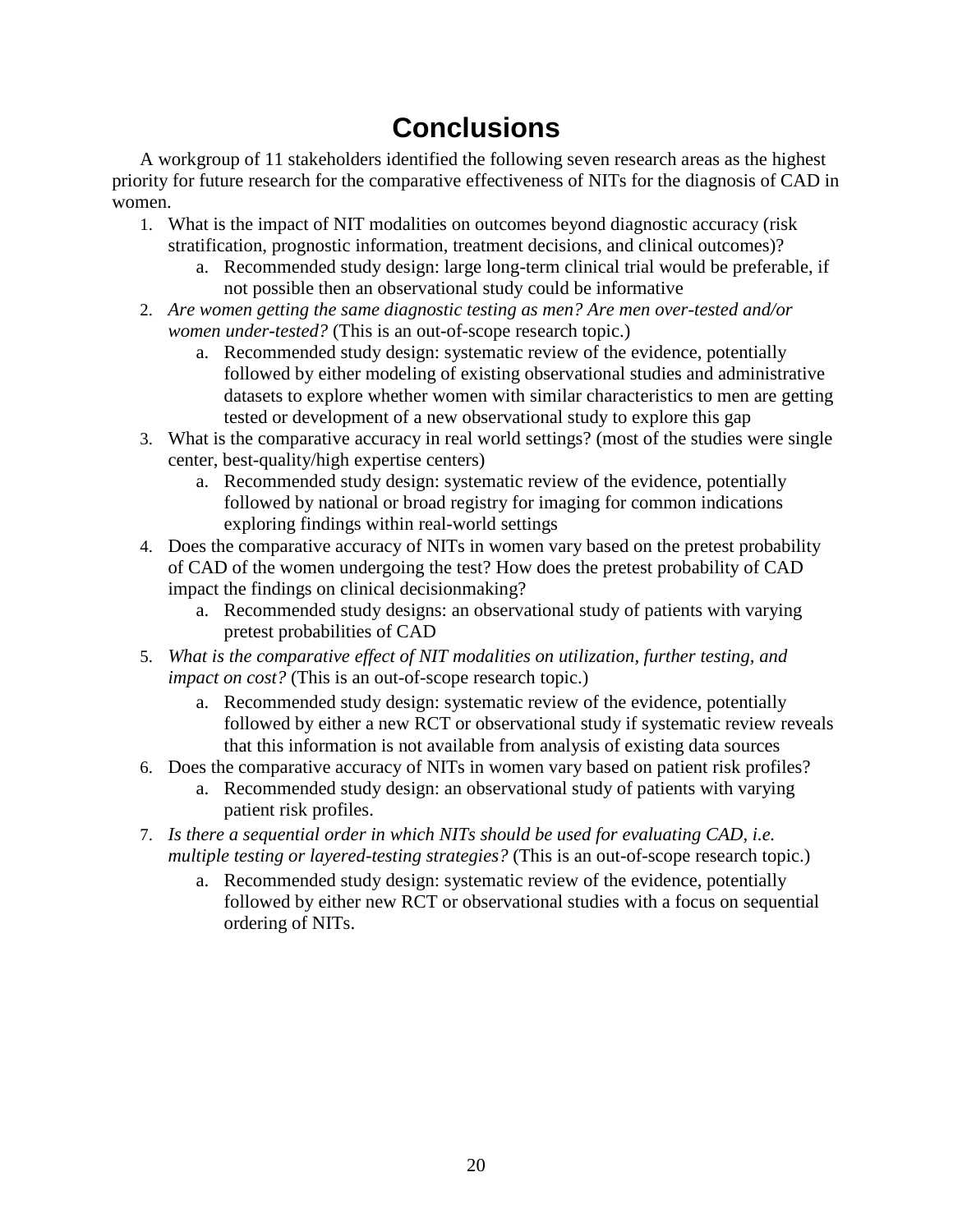# Conclusions

A workgroup of 11 stakeholders identified the following seven research areas as the highest priority for future research for the comparative effectiveness of NITs for the diagnosis of CAD in women.

1. What is the impact of NIT modalities on outcomes beyond diagnostic accuracy (risk stratification, prognostic information, treatment decisions, and clinical outcomes)?
    a. Recommended study design: large long-term clinical trial would be preferable, if not possible then an observational study could be informative
2. *Are women getting the same diagnostic testing as men? Are men over-tested and/or women under-tested?* (This is an out-of-scope research topic.)
    a. Recommended study design: systematic review of the evidence, potentially followed by either modeling of existing observational studies and administrative datasets to explore whether women with similar characteristics to men are getting tested or development of a new observational study to explore this gap
3. What is the comparative accuracy in real world settings? (most of the studies were single center, best-quality/high expertise centers)
    a. Recommended study design: systematic review of the evidence, potentially followed by national or broad registry for imaging for common indications exploring findings within real-world settings
4. Does the comparative accuracy of NITs in women vary based on the pretest probability of CAD of the women undergoing the test? How does the pretest probability of CAD impact the findings on clinical decisionmaking?
    a. Recommended study designs: an observational study of patients with varying pretest probabilities of CAD
5. *What is the comparative effect of NIT modalities on utilization, further testing, and impact on cost?* (This is an out-of-scope research topic.)
    a. Recommended study design: systematic review of the evidence, potentially followed by either a new RCT or observational study if systematic review reveals that this information is not available from analysis of existing data sources
6. Does the comparative accuracy of NITs in women vary based on patient risk profiles?
    a. Recommended study design: an observational study of patients with varying patient risk profiles.
7. *Is there a sequential order in which NITs should be used for evaluating CAD, i.e. multiple testing or layered-testing strategies?* (This is an out-of-scope research topic.)
    a. Recommended study design: systematic review of the evidence, potentially followed by either new RCT or observational studies with a focus on sequential ordering of NITs.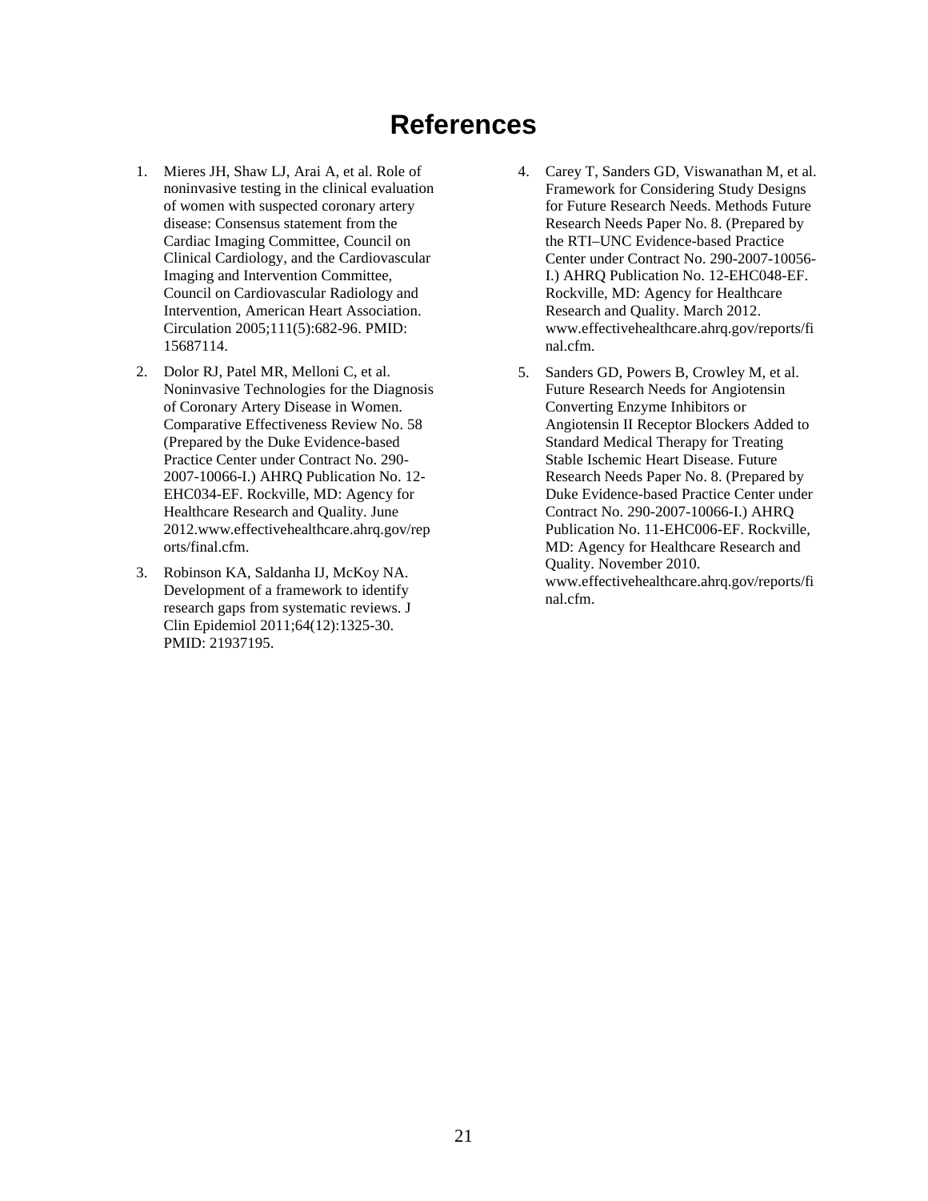# References

1. Mieres JH, Shaw LJ, Arai A, et al. Role of noninvasive testing in the clinical evaluation of women with suspected coronary artery disease: Consensus statement from the Cardiac Imaging Committee, Council on Clinical Cardiology, and the Cardiovascular Imaging and Intervention Committee, Council on Cardiovascular Radiology and Intervention, American Heart Association. Circulation 2005;111(5):682-96. PMID: 15687114.

2. Dolor RJ, Patel MR, Melloni C, et al. Noninvasive Technologies for the Diagnosis of Coronary Artery Disease in Women. Comparative Effectiveness Review No. 58 (Prepared by the Duke Evidence-based Practice Center under Contract No. 290-2007-10066-I.) AHRQ Publication No. 12-EHC034-EF. Rockville, MD: Agency for Healthcare Research and Quality. June 2012.www.effectivehealthcare.ahrq.gov/reports/final.cfm.

3. Robinson KA, Saldanha IJ, McKoy NA. Development of a framework to identify research gaps from systematic reviews. J Clin Epidemiol 2011;64(12):1325-30. PMID: 21937195.

4. Carey T, Sanders GD, Viswanathan M, et al. Framework for Considering Study Designs for Future Research Needs. Methods Future Research Needs Paper No. 8. (Prepared by the RTI–UNC Evidence-based Practice Center under Contract No. 290-2007-10056-I.) AHRQ Publication No. 12-EHC048-EF. Rockville, MD: Agency for Healthcare Research and Quality. March 2012. www.effectivehealthcare.ahrq.gov/reports/final.cfm.

5. Sanders GD, Powers B, Crowley M, et al. Future Research Needs for Angiotensin Converting Enzyme Inhibitors or Angiotensin II Receptor Blockers Added to Standard Medical Therapy for Treating Stable Ischemic Heart Disease. Future Research Needs Paper No. 8. (Prepared by Duke Evidence-based Practice Center under Contract No. 290-2007-10066-I.) AHRQ Publication No. 11-EHC006-EF. Rockville, MD: Agency for Healthcare Research and Quality. November 2010. www.effectivehealthcare.ahrq.gov/reports/final.cfm.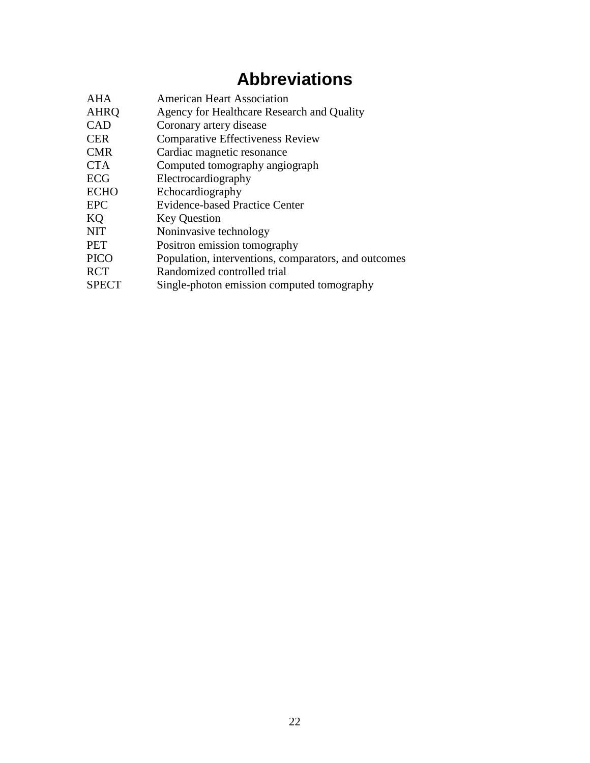# Abbreviations

| | |
|---|---|
| AHA | American Heart Association |
| AHRQ | Agency for Healthcare Research and Quality |
| CAD | Coronary artery disease |
| CER | Comparative Effectiveness Review |
| CMR | Cardiac magnetic resonance |
| CTA | Computed tomography angiograph |
| ECG | Electrocardiography |
| ECHO | Echocardiography |
| EPC | Evidence-based Practice Center |
| KQ | Key Question |
| NIT | Noninvasive technology |
| PET | Positron emission tomography |
| PICO | Population, interventions, comparators, and outcomes |
| RCT | Randomized controlled trial |
| SPECT | Single-photon emission computed tomography |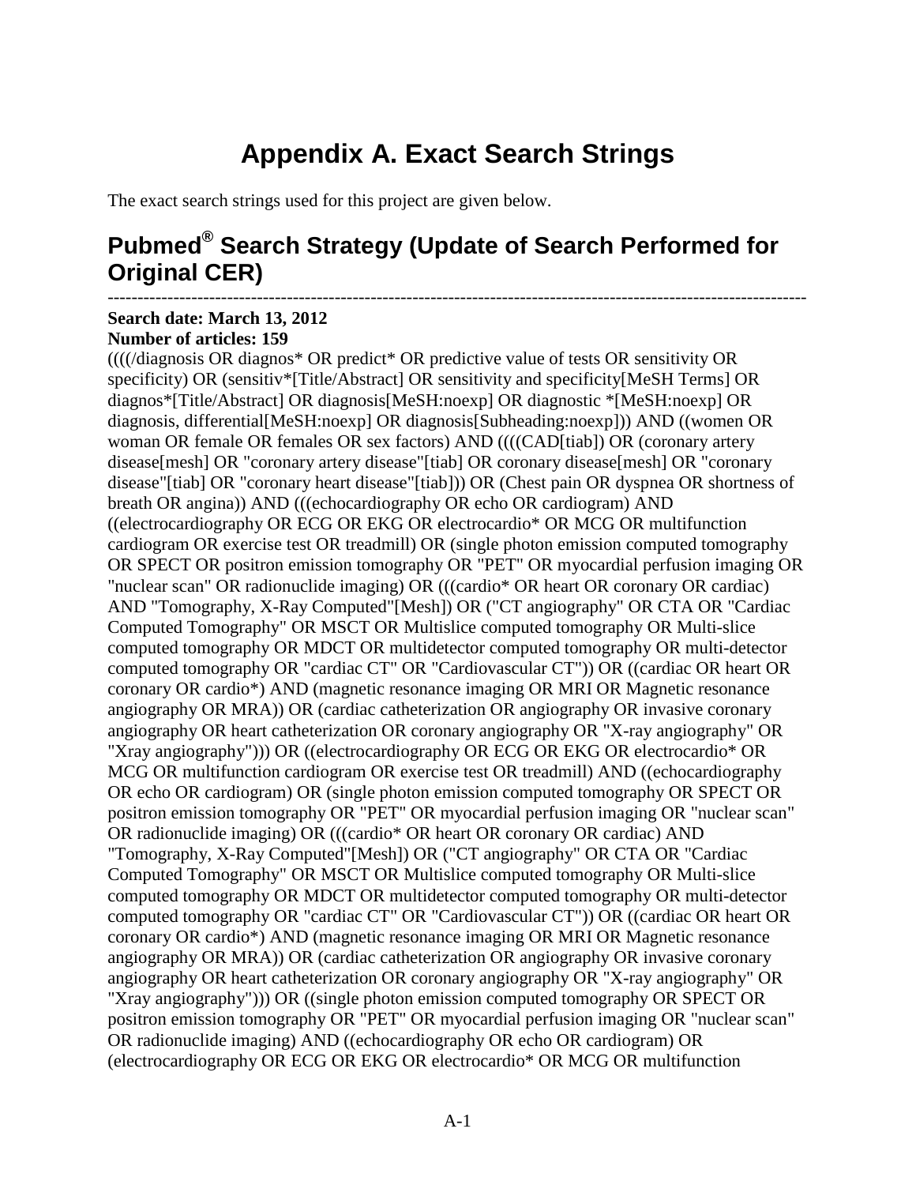# Appendix A. Exact Search Strings

The exact search strings used for this project are given below.

## Pubmed® Search Strategy (Update of Search Performed for Original CER)

---

**Search date: March 13, 2012**
**Number of articles: 159**

(((((/diagnosis OR diagnos* OR predict* OR predictive value of tests OR sensitivity OR specificity) OR (sensitiv*[Title/Abstract] OR sensitivity and specificity[MeSH Terms] OR diagnos*[Title/Abstract] OR diagnosis[MeSH:noexp] OR diagnostic *[MeSH:noexp] OR diagnosis, differential[MeSH:noexp] OR diagnosis[Subheading:noexp])) AND ((women OR woman OR female OR females OR sex factors) AND ((((CAD[tiab]) OR (coronary artery disease[mesh] OR "coronary artery disease"[tiab] OR coronary disease[mesh] OR "coronary disease"[tiab] OR "coronary heart disease"[tiab])) OR (Chest pain OR dyspnea OR shortness of breath OR angina)) AND (((echocardiography OR echo OR cardiogram) AND ((electrocardiography OR ECG OR EKG OR electrocardio* OR MCG OR multifunction cardiogram OR exercise test OR treadmill) OR (single photon emission computed tomography OR SPECT OR positron emission tomography OR "PET" OR myocardial perfusion imaging OR "nuclear scan" OR radionuclide imaging) OR (((cardio* OR heart OR coronary OR cardiac) AND "Tomography, X-Ray Computed"[Mesh]) OR ("CT angiography" OR CTA OR "Cardiac Computed Tomography" OR MSCT OR Multislice computed tomography OR Multi-slice computed tomography OR MDCT OR multidetector computed tomography OR multi-detector computed tomography OR "cardiac CT" OR "Cardiovascular CT")) OR ((cardiac OR heart OR coronary OR cardio*) AND (magnetic resonance imaging OR MRI OR Magnetic resonance angiography OR MRA)) OR (cardiac catheterization OR angiography OR invasive coronary angiography OR heart catheterization OR coronary angiography OR "X-ray angiography" OR "Xray angiography"))) OR ((electrocardiography OR ECG OR EKG OR electrocardio* OR MCG OR multifunction cardiogram OR exercise test OR treadmill) AND ((echocardiography OR echo OR cardiogram) OR (single photon emission computed tomography OR SPECT OR positron emission tomography OR "PET" OR myocardial perfusion imaging OR "nuclear scan" OR radionuclide imaging) OR (((cardio* OR heart OR coronary OR cardiac) AND "Tomography, X-Ray Computed"[Mesh]) OR ("CT angiography" OR CTA OR "Cardiac Computed Tomography" OR MSCT OR Multislice computed tomography OR Multi-slice computed tomography OR MDCT OR multidetector computed tomography OR multi-detector computed tomography OR "cardiac CT" OR "Cardiovascular CT")) OR ((cardiac OR heart OR coronary OR cardio*) AND (magnetic resonance imaging OR MRI OR Magnetic resonance angiography OR MRA)) OR (cardiac catheterization OR angiography OR invasive coronary angiography OR heart catheterization OR coronary angiography OR "X-ray angiography" OR "Xray angiography"))) OR ((single photon emission computed tomography OR SPECT OR positron emission tomography OR "PET" OR myocardial perfusion imaging OR "nuclear scan" OR radionuclide imaging) AND ((echocardiography OR echo OR cardiogram) OR (electrocardiography OR ECG OR EKG OR electrocardio* OR MCG OR multifunction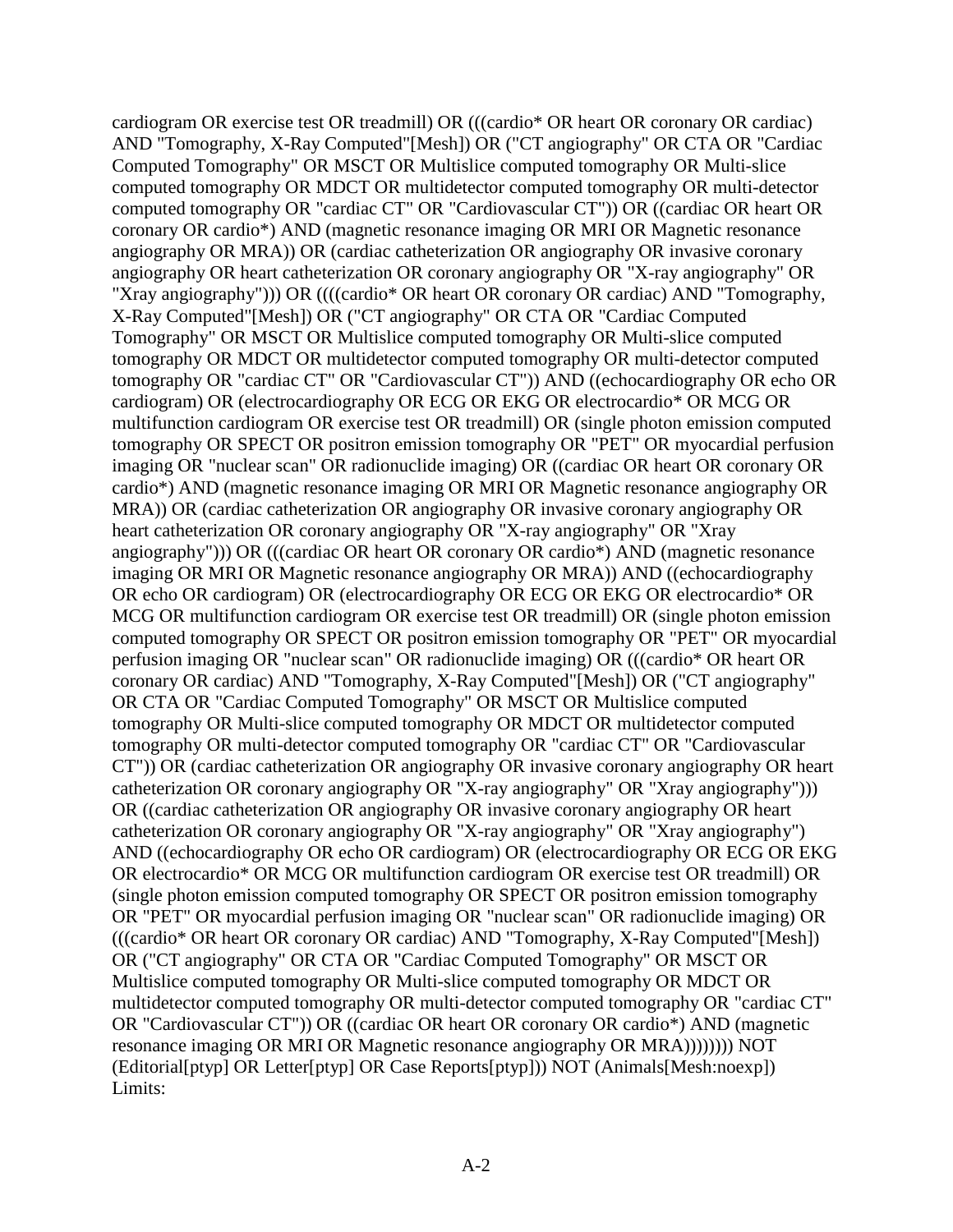cardiogram OR exercise test OR treadmill) OR (((cardio* OR heart OR coronary OR cardiac) AND "Tomography, X-Ray Computed"[Mesh]) OR ("CT angiography" OR CTA OR "Cardiac Computed Tomography" OR MSCT OR Multislice computed tomography OR Multi-slice computed tomography OR MDCT OR multidetector computed tomography OR multi-detector computed tomography OR "cardiac CT" OR "Cardiovascular CT")) OR ((cardiac OR heart OR coronary OR cardio*) AND (magnetic resonance imaging OR MRI OR Magnetic resonance angiography OR MRA)) OR (cardiac catheterization OR angiography OR invasive coronary angiography OR heart catheterization OR coronary angiography OR "X-ray angiography" OR "Xray angiography"))) OR ((((cardio* OR heart OR coronary OR cardiac) AND "Tomography, X-Ray Computed"[Mesh]) OR ("CT angiography" OR CTA OR "Cardiac Computed Tomography" OR MSCT OR Multislice computed tomography OR Multi-slice computed tomography OR MDCT OR multidetector computed tomography OR multi-detector computed tomography OR "cardiac CT" OR "Cardiovascular CT")) AND ((echocardiography OR echo OR cardiogram) OR (electrocardiography OR ECG OR EKG OR electrocardio* OR MCG OR multifunction cardiogram OR exercise test OR treadmill) OR (single photon emission computed tomography OR SPECT OR positron emission tomography OR "PET" OR myocardial perfusion imaging OR "nuclear scan" OR radionuclide imaging) OR ((cardiac OR heart OR coronary OR cardio*) AND (magnetic resonance imaging OR MRI OR Magnetic resonance angiography OR MRA)) OR (cardiac catheterization OR angiography OR invasive coronary angiography OR heart catheterization OR coronary angiography OR "X-ray angiography" OR "Xray angiography"))) OR (((cardiac OR heart OR coronary OR cardio*) AND (magnetic resonance imaging OR MRI OR Magnetic resonance angiography OR MRA)) AND ((echocardiography OR echo OR cardiogram) OR (electrocardiography OR ECG OR EKG OR electrocardio* OR MCG OR multifunction cardiogram OR exercise test OR treadmill) OR (single photon emission computed tomography OR SPECT OR positron emission tomography OR "PET" OR myocardial perfusion imaging OR "nuclear scan" OR radionuclide imaging) OR (((cardio* OR heart OR coronary OR cardiac) AND "Tomography, X-Ray Computed"[Mesh]) OR ("CT angiography" OR CTA OR "Cardiac Computed Tomography" OR MSCT OR Multislice computed tomography OR Multi-slice computed tomography OR MDCT OR multidetector computed tomography OR multi-detector computed tomography OR "cardiac CT" OR "Cardiovascular CT")) OR (cardiac catheterization OR angiography OR invasive coronary angiography OR heart catheterization OR coronary angiography OR "X-ray angiography" OR "Xray angiography"))) OR ((cardiac catheterization OR angiography OR invasive coronary angiography OR heart catheterization OR coronary angiography OR "X-ray angiography" OR "Xray angiography") AND ((echocardiography OR echo OR cardiogram) OR (electrocardiography OR ECG OR EKG OR electrocardio* OR MCG OR multifunction cardiogram OR exercise test OR treadmill) OR (single photon emission computed tomography OR SPECT OR positron emission tomography OR "PET" OR myocardial perfusion imaging OR "nuclear scan" OR radionuclide imaging) OR (((cardio* OR heart OR coronary OR cardiac) AND "Tomography, X-Ray Computed"[Mesh]) OR ("CT angiography" OR CTA OR "Cardiac Computed Tomography" OR MSCT OR Multislice computed tomography OR Multi-slice computed tomography OR MDCT OR multidetector computed tomography OR multi-detector computed tomography OR "cardiac CT" OR "Cardiovascular CT")) OR ((cardiac OR heart OR coronary OR cardio*) AND (magnetic resonance imaging OR MRI OR Magnetic resonance angiography OR MRA)))))))) NOT (Editorial[ptyp] OR Letter[ptyp] OR Case Reports[ptyp])) NOT (Animals[Mesh:noexp]) Limits: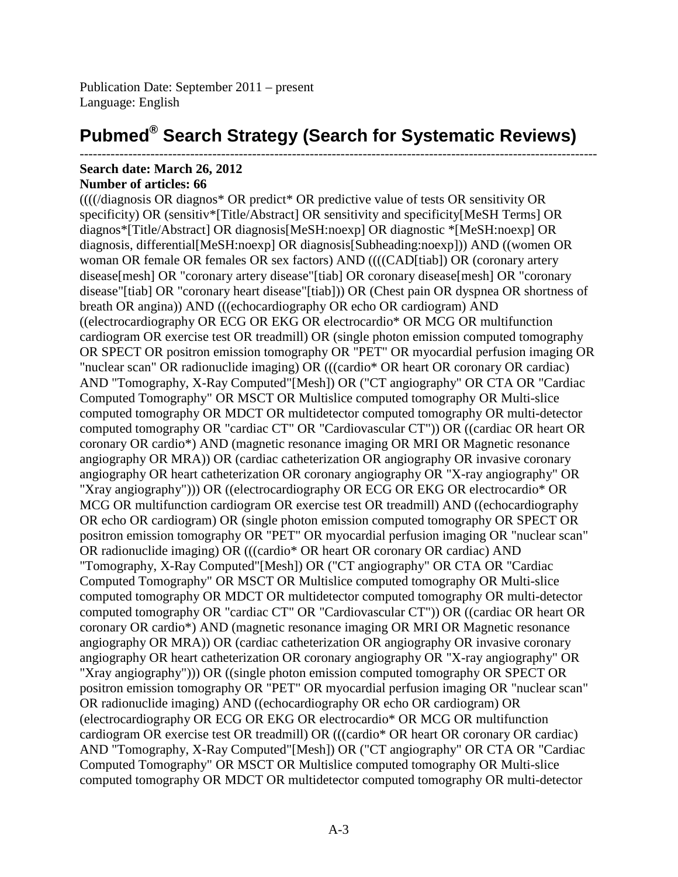Publication Date: September 2011 – present
Language: English

# Pubmed® Search Strategy (Search for Systematic Reviews)

---

**Search date: March 26, 2012**
**Number of articles: 66**

(((((/diagnosis OR diagnos* OR predict* OR predictive value of tests OR sensitivity OR specificity) OR (sensitiv*[Title/Abstract] OR sensitivity and specificity[MeSH Terms] OR diagnos*[Title/Abstract] OR diagnosis[MeSH:noexp] OR diagnostic *[MeSH:noexp] OR diagnosis, differential[MeSH:noexp] OR diagnosis[Subheading:noexp])) AND ((women OR woman OR female OR females OR sex factors) AND ((((CAD[tiab]) OR (coronary artery disease[mesh] OR "coronary artery disease"[tiab] OR coronary disease[mesh] OR "coronary disease"[tiab] OR "coronary heart disease"[tiab])) OR (Chest pain OR dyspnea OR shortness of breath OR angina)) AND (((echocardiography OR echo OR cardiogram) AND ((electrocardiography OR ECG OR EKG OR electrocardio* OR MCG OR multifunction cardiogram OR exercise test OR treadmill) OR (single photon emission computed tomography OR SPECT OR positron emission tomography OR "PET" OR myocardial perfusion imaging OR "nuclear scan" OR radionuclide imaging) OR (((cardio* OR heart OR coronary OR cardiac) AND "Tomography, X-Ray Computed"[Mesh]) OR ("CT angiography" OR CTA OR "Cardiac Computed Tomography" OR MSCT OR Multislice computed tomography OR Multi-slice computed tomography OR MDCT OR multidetector computed tomography OR multi-detector computed tomography OR "cardiac CT" OR "Cardiovascular CT")) OR ((cardiac OR heart OR coronary OR cardio*) AND (magnetic resonance imaging OR MRI OR Magnetic resonance angiography OR MRA)) OR (cardiac catheterization OR angiography OR invasive coronary angiography OR heart catheterization OR coronary angiography OR "X-ray angiography" OR "Xray angiography"))) OR ((electrocardiography OR ECG OR EKG OR electrocardio* OR MCG OR multifunction cardiogram OR exercise test OR treadmill) AND ((echocardiography OR echo OR cardiogram) OR (single photon emission computed tomography OR SPECT OR positron emission tomography OR "PET" OR myocardial perfusion imaging OR "nuclear scan" OR radionuclide imaging) OR (((cardio* OR heart OR coronary OR cardiac) AND "Tomography, X-Ray Computed"[Mesh]) OR ("CT angiography" OR CTA OR "Cardiac Computed Tomography" OR MSCT OR Multislice computed tomography OR Multi-slice computed tomography OR MDCT OR multidetector computed tomography OR multi-detector computed tomography OR "cardiac CT" OR "Cardiovascular CT")) OR ((cardiac OR heart OR coronary OR cardio*) AND (magnetic resonance imaging OR MRI OR Magnetic resonance angiography OR MRA)) OR (cardiac catheterization OR angiography OR invasive coronary angiography OR heart catheterization OR coronary angiography OR "X-ray angiography" OR "Xray angiography"))) OR ((single photon emission computed tomography OR SPECT OR positron emission tomography OR "PET" OR myocardial perfusion imaging OR "nuclear scan" OR radionuclide imaging) AND ((echocardiography OR echo OR cardiogram) OR (electrocardiography OR ECG OR EKG OR electrocardio* OR MCG OR multifunction cardiogram OR exercise test OR treadmill) OR (((cardio* OR heart OR coronary OR cardiac) AND "Tomography, X-Ray Computed"[Mesh]) OR ("CT angiography" OR CTA OR "Cardiac Computed Tomography" OR MSCT OR Multislice computed tomography OR Multi-slice computed tomography OR MDCT OR multidetector computed tomography OR multi-detector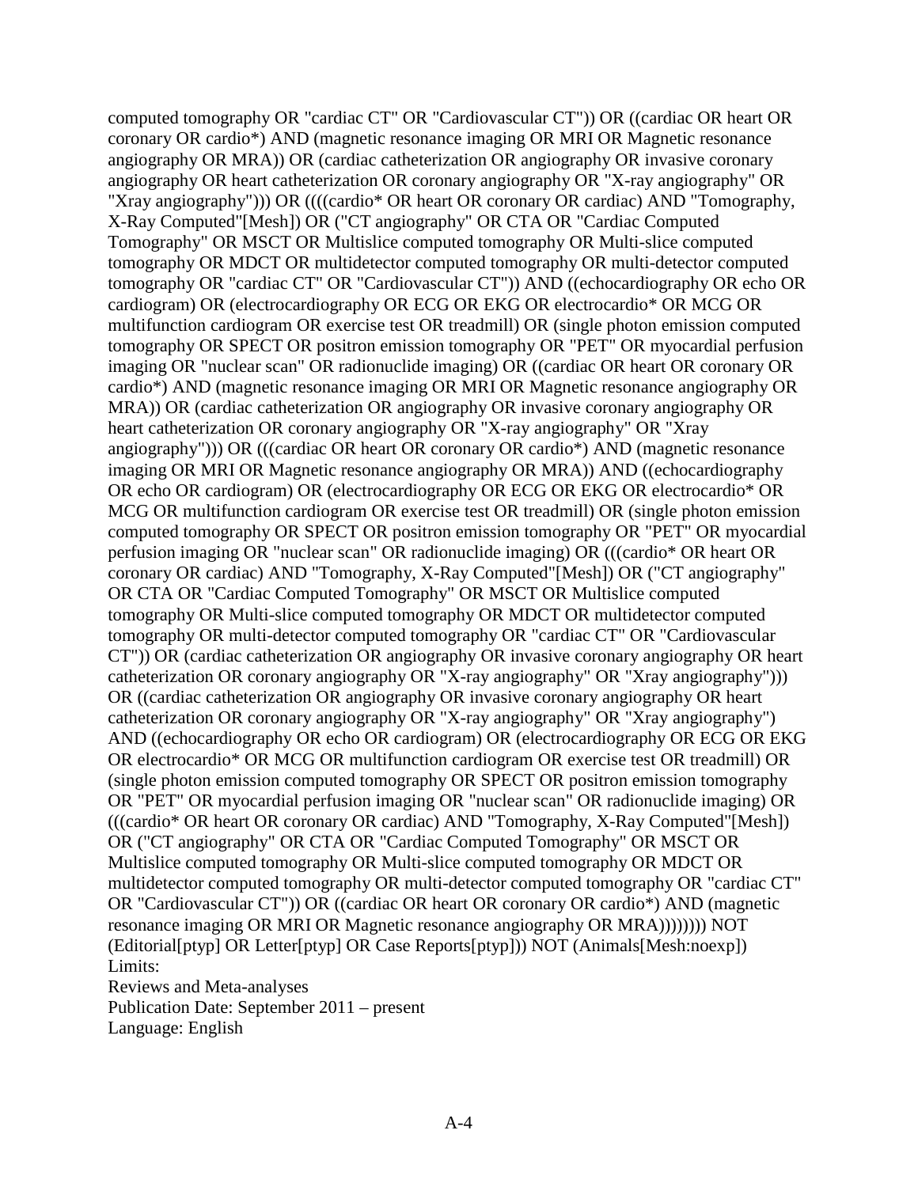computed tomography OR "cardiac CT" OR "Cardiovascular CT")) OR ((cardiac OR heart OR coronary OR cardio*) AND (magnetic resonance imaging OR MRI OR Magnetic resonance angiography OR MRA)) OR (cardiac catheterization OR angiography OR invasive coronary angiography OR heart catheterization OR coronary angiography OR "X-ray angiography" OR "Xray angiography"))) OR ((((cardio* OR heart OR coronary OR cardiac) AND "Tomography, X-Ray Computed"[Mesh]) OR ("CT angiography" OR CTA OR "Cardiac Computed Tomography" OR MSCT OR Multislice computed tomography OR Multi-slice computed tomography OR MDCT OR multidetector computed tomography OR multi-detector computed tomography OR "cardiac CT" OR "Cardiovascular CT")) AND ((echocardiography OR echo OR cardiogram) OR (electrocardiography OR ECG OR EKG OR electrocardio* OR MCG OR multifunction cardiogram OR exercise test OR treadmill) OR (single photon emission computed tomography OR SPECT OR positron emission tomography OR "PET" OR myocardial perfusion imaging OR "nuclear scan" OR radionuclide imaging) OR ((cardiac OR heart OR coronary OR cardio*) AND (magnetic resonance imaging OR MRI OR Magnetic resonance angiography OR MRA)) OR (cardiac catheterization OR angiography OR invasive coronary angiography OR heart catheterization OR coronary angiography OR "X-ray angiography" OR "Xray angiography"))) OR (((cardiac OR heart OR coronary OR cardio*) AND (magnetic resonance imaging OR MRI OR Magnetic resonance angiography OR MRA)) AND ((echocardiography OR echo OR cardiogram) OR (electrocardiography OR ECG OR EKG OR electrocardio* OR MCG OR multifunction cardiogram OR exercise test OR treadmill) OR (single photon emission computed tomography OR SPECT OR positron emission tomography OR "PET" OR myocardial perfusion imaging OR "nuclear scan" OR radionuclide imaging) OR (((cardio* OR heart OR coronary OR cardiac) AND "Tomography, X-Ray Computed"[Mesh]) OR ("CT angiography" OR CTA OR "Cardiac Computed Tomography" OR MSCT OR Multislice computed tomography OR Multi-slice computed tomography OR MDCT OR multidetector computed tomography OR multi-detector computed tomography OR "cardiac CT" OR "Cardiovascular CT")) OR (cardiac catheterization OR angiography OR invasive coronary angiography OR heart catheterization OR coronary angiography OR "X-ray angiography" OR "Xray angiography"))) OR ((cardiac catheterization OR angiography OR invasive coronary angiography OR heart catheterization OR coronary angiography OR "X-ray angiography" OR "Xray angiography") AND ((echocardiography OR echo OR cardiogram) OR (electrocardiography OR ECG OR EKG OR electrocardio* OR MCG OR multifunction cardiogram OR exercise test OR treadmill) OR (single photon emission computed tomography OR SPECT OR positron emission tomography OR "PET" OR myocardial perfusion imaging OR "nuclear scan" OR radionuclide imaging) OR (((cardio* OR heart OR coronary OR cardiac) AND "Tomography, X-Ray Computed"[Mesh]) OR ("CT angiography" OR CTA OR "Cardiac Computed Tomography" OR MSCT OR Multislice computed tomography OR Multi-slice computed tomography OR MDCT OR multidetector computed tomography OR multi-detector computed tomography OR "cardiac CT" OR "Cardiovascular CT")) OR ((cardiac OR heart OR coronary OR cardio*) AND (magnetic resonance imaging OR MRI OR Magnetic resonance angiography OR MRA))))))) NOT (Editorial[ptyp] OR Letter[ptyp] OR Case Reports[ptyp])) NOT (Animals[Mesh:noexp])

Limits:

Reviews and Meta-analyses

Publication Date: September 2011 – present

Language: English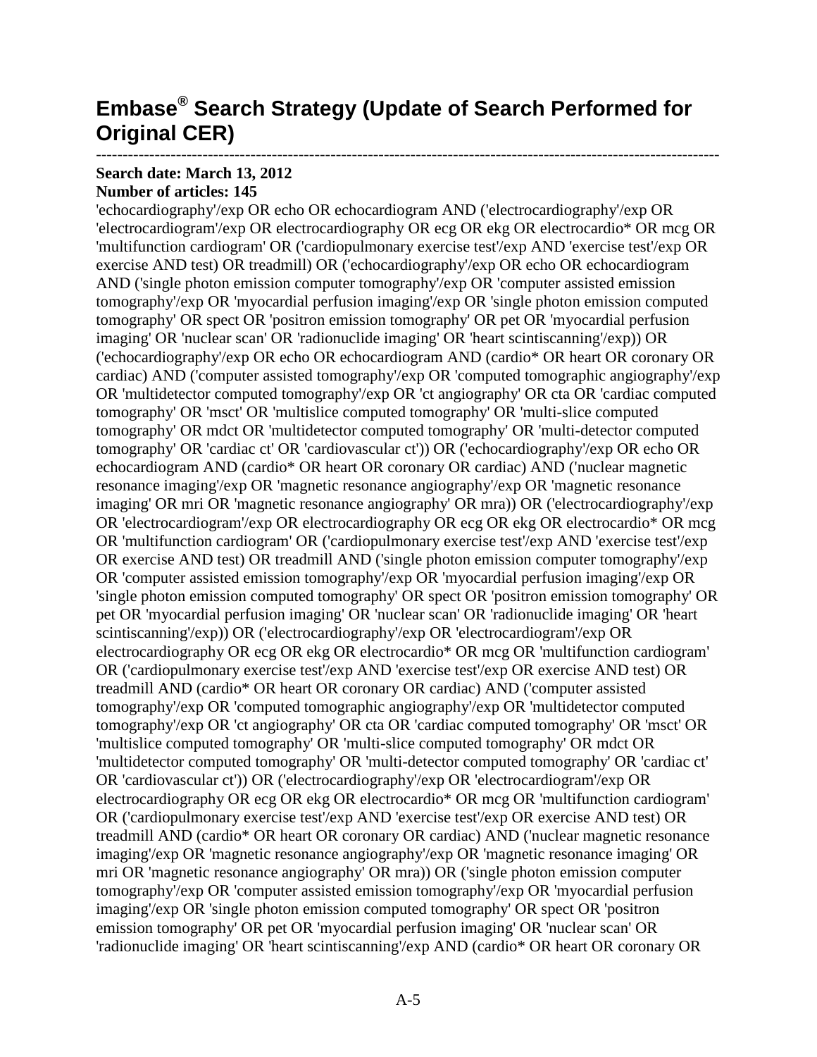# Embase® Search Strategy (Update of Search Performed for Original CER)

---

**Search date: March 13, 2012**
**Number of articles: 145**

'echocardiography'/exp OR echo OR echocardiogram AND ('electrocardiography'/exp OR 'electrocardiogram'/exp OR electrocardiography OR ecg OR ekg OR electrocardio* OR mcg OR 'multifunction cardiogram' OR ('cardiopulmonary exercise test'/exp AND 'exercise test'/exp OR exercise AND test) OR treadmill) OR ('echocardiography'/exp OR echo OR echocardiogram AND ('single photon emission computer tomography'/exp OR 'computer assisted emission tomography'/exp OR 'myocardial perfusion imaging'/exp OR 'single photon emission computed tomography' OR spect OR 'positron emission tomography' OR pet OR 'myocardial perfusion imaging' OR 'nuclear scan' OR 'radionuclide imaging' OR 'heart scintiscanning'/exp)) OR ('echocardiography'/exp OR echo OR echocardiogram AND (cardio* OR heart OR coronary OR cardiac) AND ('computer assisted tomography'/exp OR 'computed tomographic angiography'/exp OR 'multidetector computed tomography'/exp OR 'ct angiography' OR cta OR 'cardiac computed tomography' OR 'msct' OR 'multislice computed tomography' OR 'multi-slice computed tomography' OR mdct OR 'multidetector computed tomography' OR 'multi-detector computed tomography' OR 'cardiac ct' OR 'cardiovascular ct')) OR ('echocardiography'/exp OR echo OR echocardiogram AND (cardio* OR heart OR coronary OR cardiac) AND ('nuclear magnetic resonance imaging'/exp OR 'magnetic resonance angiography'/exp OR 'magnetic resonance imaging' OR mri OR 'magnetic resonance angiography' OR mra)) OR ('electrocardiography'/exp OR 'electrocardiogram'/exp OR electrocardiography OR ecg OR ekg OR electrocardio* OR mcg OR 'multifunction cardiogram' OR ('cardiopulmonary exercise test'/exp AND 'exercise test'/exp OR exercise AND test) OR treadmill AND ('single photon emission computer tomography'/exp OR 'computer assisted emission tomography'/exp OR 'myocardial perfusion imaging'/exp OR 'single photon emission computed tomography' OR spect OR 'positron emission tomography' OR pet OR 'myocardial perfusion imaging' OR 'nuclear scan' OR 'radionuclide imaging' OR 'heart scintiscanning'/exp)) OR ('electrocardiography'/exp OR 'electrocardiogram'/exp OR electrocardiography OR ecg OR ekg OR electrocardio* OR mcg OR 'multifunction cardiogram' OR ('cardiopulmonary exercise test'/exp AND 'exercise test'/exp OR exercise AND test) OR treadmill AND (cardio* OR heart OR coronary OR cardiac) AND ('computer assisted tomography'/exp OR 'computed tomographic angiography'/exp OR 'multidetector computed tomography'/exp OR 'ct angiography' OR cta OR 'cardiac computed tomography' OR 'msct' OR 'multislice computed tomography' OR 'multi-slice computed tomography' OR mdct OR 'multidetector computed tomography' OR 'multi-detector computed tomography' OR 'cardiac ct' OR 'cardiovascular ct')) OR ('electrocardiography'/exp OR 'electrocardiogram'/exp OR electrocardiography OR ecg OR ekg OR electrocardio* OR mcg OR 'multifunction cardiogram' OR ('cardiopulmonary exercise test'/exp AND 'exercise test'/exp OR exercise AND test) OR treadmill AND (cardio* OR heart OR coronary OR cardiac) AND ('nuclear magnetic resonance imaging'/exp OR 'magnetic resonance angiography'/exp OR 'magnetic resonance imaging' OR mri OR 'magnetic resonance angiography' OR mra)) OR ('single photon emission computer tomography'/exp OR 'computer assisted emission tomography'/exp OR 'myocardial perfusion imaging'/exp OR 'single photon emission computed tomography' OR spect OR 'positron emission tomography' OR pet OR 'myocardial perfusion imaging' OR 'nuclear scan' OR 'radionuclide imaging' OR 'heart scintiscanning'/exp AND (cardio* OR heart OR coronary OR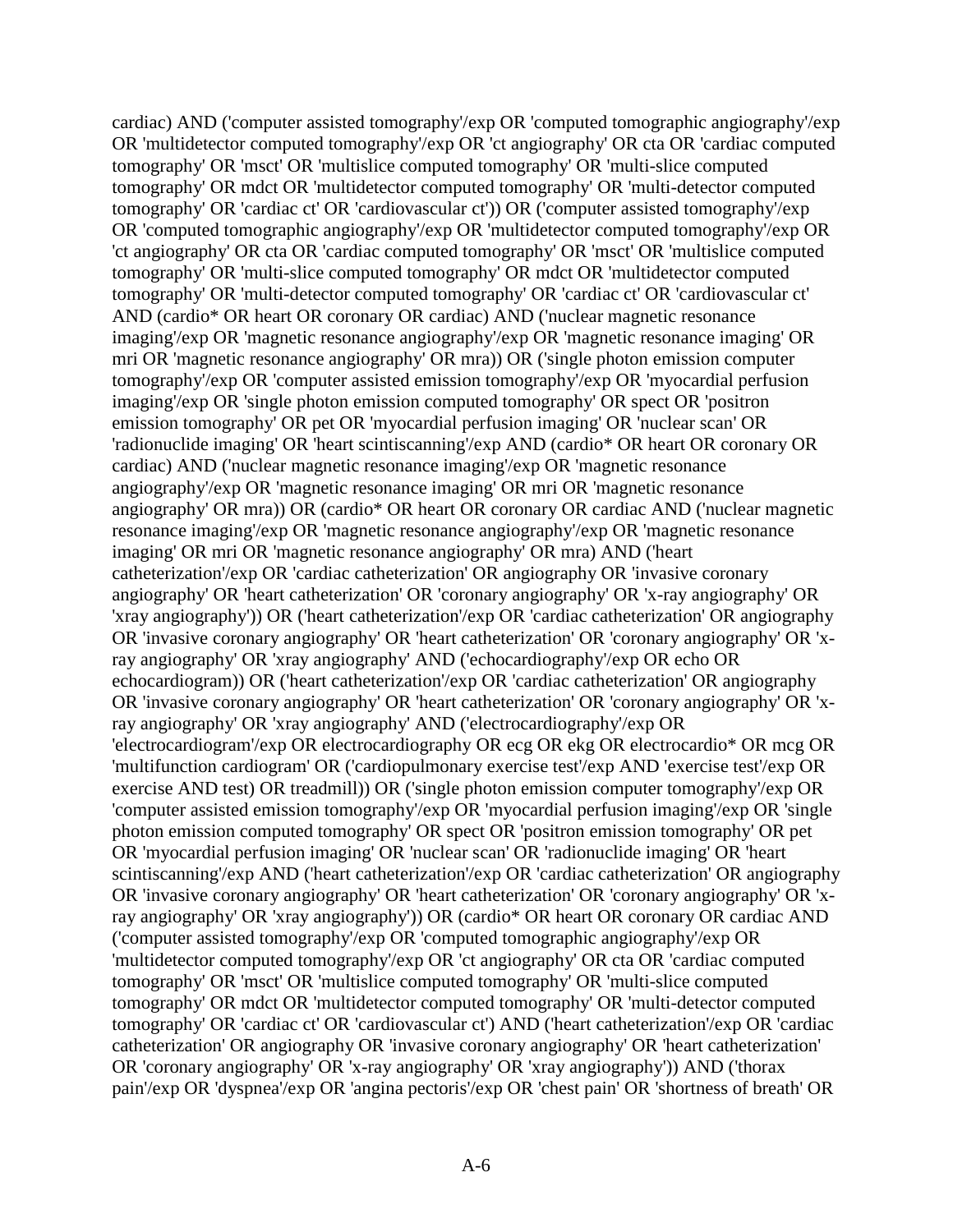cardiac) AND ('computer assisted tomography'/exp OR 'computed tomographic angiography'/exp OR 'multidetector computed tomography'/exp OR 'ct angiography' OR cta OR 'cardiac computed tomography' OR 'msct' OR 'multislice computed tomography' OR 'multi-slice computed tomography' OR mdct OR 'multidetector computed tomography' OR 'multi-detector computed tomography' OR 'cardiac ct' OR 'cardiovascular ct')) OR ('computer assisted tomography'/exp OR 'computed tomographic angiography'/exp OR 'multidetector computed tomography'/exp OR 'ct angiography' OR cta OR 'cardiac computed tomography' OR 'msct' OR 'multislice computed tomography' OR 'multi-slice computed tomography' OR mdct OR 'multidetector computed tomography' OR 'multi-detector computed tomography' OR 'cardiac ct' OR 'cardiovascular ct' AND (cardio* OR heart OR coronary OR cardiac) AND ('nuclear magnetic resonance imaging'/exp OR 'magnetic resonance angiography'/exp OR 'magnetic resonance imaging' OR mri OR 'magnetic resonance angiography' OR mra)) OR ('single photon emission computer tomography'/exp OR 'computer assisted emission tomography'/exp OR 'myocardial perfusion imaging'/exp OR 'single photon emission computed tomography' OR spect OR 'positron emission tomography' OR pet OR 'myocardial perfusion imaging' OR 'nuclear scan' OR 'radionuclide imaging' OR 'heart scintiscanning'/exp AND (cardio* OR heart OR coronary OR cardiac) AND ('nuclear magnetic resonance imaging'/exp OR 'magnetic resonance angiography'/exp OR 'magnetic resonance imaging' OR mri OR 'magnetic resonance angiography' OR mra)) OR (cardio* OR heart OR coronary OR cardiac AND ('nuclear magnetic resonance imaging'/exp OR 'magnetic resonance angiography'/exp OR 'magnetic resonance imaging' OR mri OR 'magnetic resonance angiography' OR mra) AND ('heart catheterization'/exp OR 'cardiac catheterization' OR angiography OR 'invasive coronary angiography' OR 'heart catheterization' OR 'coronary angiography' OR 'x-ray angiography' OR 'xray angiography')) OR ('heart catheterization'/exp OR 'cardiac catheterization' OR angiography OR 'invasive coronary angiography' OR 'heart catheterization' OR 'coronary angiography' OR 'x-ray angiography' OR 'xray angiography' AND ('echocardiography'/exp OR echo OR echocardiogram)) OR ('heart catheterization'/exp OR 'cardiac catheterization' OR angiography OR 'invasive coronary angiography' OR 'heart catheterization' OR 'coronary angiography' OR 'x-ray angiography' OR 'xray angiography' AND ('electrocardiography'/exp OR 'electrocardiogram'/exp OR electrocardiography OR ecg OR ekg OR electrocardio* OR mcg OR 'multifunction cardiogram' OR ('cardiopulmonary exercise test'/exp AND 'exercise test'/exp OR exercise AND test) OR treadmill)) OR ('single photon emission computer tomography'/exp OR 'computer assisted emission tomography'/exp OR 'myocardial perfusion imaging'/exp OR 'single photon emission computed tomography' OR spect OR 'positron emission tomography' OR pet OR 'myocardial perfusion imaging' OR 'nuclear scan' OR 'radionuclide imaging' OR 'heart scintiscanning'/exp AND ('heart catheterization'/exp OR 'cardiac catheterization' OR angiography OR 'invasive coronary angiography' OR 'heart catheterization' OR 'coronary angiography' OR 'x-ray angiography' OR 'xray angiography')) OR (cardio* OR heart OR coronary OR cardiac AND ('computer assisted tomography'/exp OR 'computed tomographic angiography'/exp OR 'multidetector computed tomography'/exp OR 'ct angiography' OR cta OR 'cardiac computed tomography' OR 'msct' OR 'multislice computed tomography' OR 'multi-slice computed tomography' OR mdct OR 'multidetector computed tomography' OR 'multi-detector computed tomography' OR 'cardiac ct' OR 'cardiovascular ct') AND ('heart catheterization'/exp OR 'cardiac catheterization' OR angiography OR 'invasive coronary angiography' OR 'heart catheterization' OR 'coronary angiography' OR 'x-ray angiography' OR 'xray angiography')) AND ('thorax pain'/exp OR 'dyspnea'/exp OR 'angina pectoris'/exp OR 'chest pain' OR 'shortness of breath' OR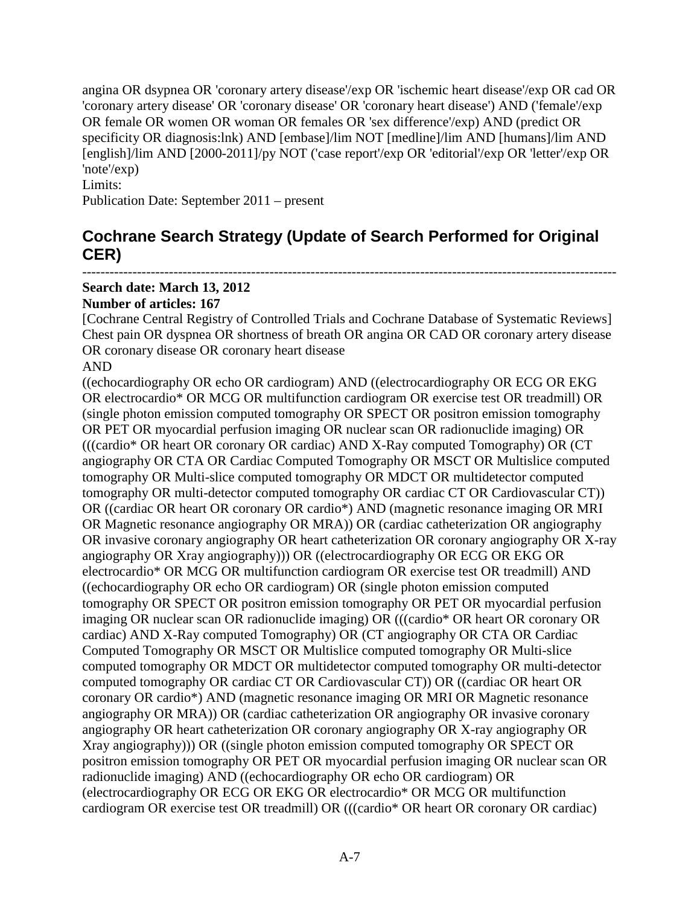angina OR dsypnea OR 'coronary artery disease'/exp OR 'ischemic heart disease'/exp OR cad OR 'coronary artery disease' OR 'coronary disease' OR 'coronary heart disease') AND ('female'/exp OR female OR women OR woman OR females OR 'sex difference'/exp) AND (predict OR specificity OR diagnosis:lnk) AND [embase]/lim NOT [medline]/lim AND [humans]/lim AND [english]/lim AND [2000-2011]/py NOT ('case report'/exp OR 'editorial'/exp OR 'letter'/exp OR 'note'/exp)

Limits:

Publication Date: September 2011 – present

## Cochrane Search Strategy (Update of Search Performed for Original CER)

---

**Search date: March 13, 2012**

**Number of articles: 167**

[Cochrane Central Registry of Controlled Trials and Cochrane Database of Systematic Reviews]
Chest pain OR dyspnea OR shortness of breath OR angina OR CAD OR coronary artery disease OR coronary disease OR coronary heart disease

AND

((echocardiography OR echo OR cardiogram) AND ((electrocardiography OR ECG OR EKG OR electrocardio* OR MCG OR multifunction cardiogram OR exercise test OR treadmill) OR (single photon emission computed tomography OR SPECT OR positron emission tomography OR PET OR myocardial perfusion imaging OR nuclear scan OR radionuclide imaging) OR (((cardio* OR heart OR coronary OR cardiac) AND X-Ray computed Tomography) OR (CT angiography OR CTA OR Cardiac Computed Tomography OR MSCT OR Multislice computed tomography OR Multi-slice computed tomography OR MDCT OR multidetector computed tomography OR multi-detector computed tomography OR cardiac CT OR Cardiovascular CT)) OR ((cardiac OR heart OR coronary OR cardio*) AND (magnetic resonance imaging OR MRI OR Magnetic resonance angiography OR MRA)) OR (cardiac catheterization OR angiography OR invasive coronary angiography OR heart catheterization OR coronary angiography OR X-ray angiography OR Xray angiography))) OR ((electrocardiography OR ECG OR EKG OR electrocardio* OR MCG OR multifunction cardiogram OR exercise test OR treadmill) AND ((echocardiography OR echo OR cardiogram) OR (single photon emission computed tomography OR SPECT OR positron emission tomography OR PET OR myocardial perfusion imaging OR nuclear scan OR radionuclide imaging) OR (((cardio* OR heart OR coronary OR cardiac) AND X-Ray computed Tomography) OR (CT angiography OR CTA OR Cardiac Computed Tomography OR MSCT OR Multislice computed tomography OR Multi-slice computed tomography OR MDCT OR multidetector computed tomography OR multi-detector computed tomography OR cardiac CT OR Cardiovascular CT)) OR ((cardiac OR heart OR coronary OR cardio*) AND (magnetic resonance imaging OR MRI OR Magnetic resonance angiography OR MRA)) OR (cardiac catheterization OR angiography OR invasive coronary angiography OR heart catheterization OR coronary angiography OR X-ray angiography OR Xray angiography))) OR ((single photon emission computed tomography OR SPECT OR positron emission tomography OR PET OR myocardial perfusion imaging OR nuclear scan OR radionuclide imaging) AND ((echocardiography OR echo OR cardiogram) OR (electrocardiography OR ECG OR EKG OR electrocardio* OR MCG OR multifunction cardiogram OR exercise test OR treadmill) OR (((cardio* OR heart OR coronary OR cardiac)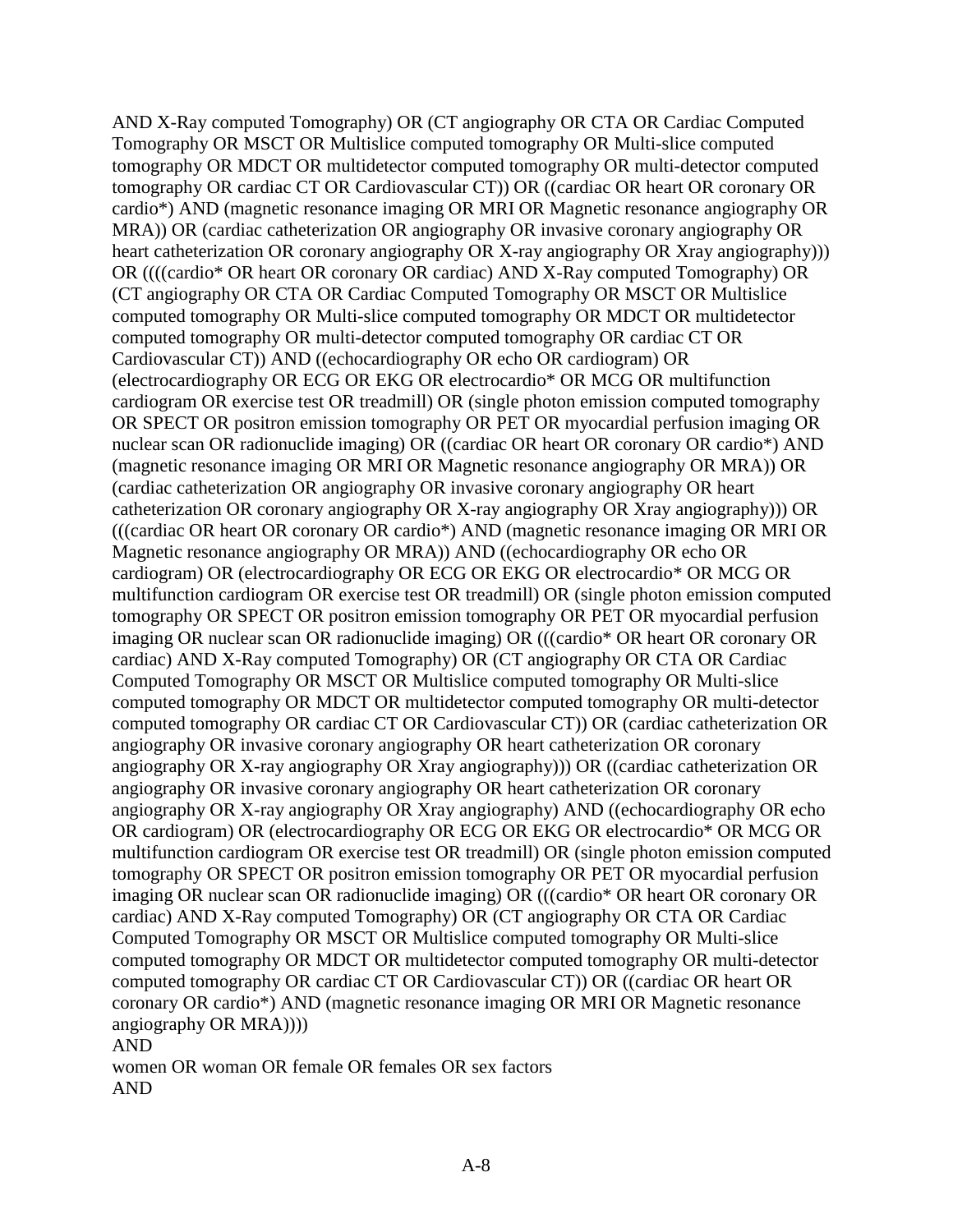AND X-Ray computed Tomography) OR (CT angiography OR CTA OR Cardiac Computed Tomography OR MSCT OR Multislice computed tomography OR Multi-slice computed tomography OR MDCT OR multidetector computed tomography OR multi-detector computed tomography OR cardiac CT OR Cardiovascular CT)) OR ((cardiac OR heart OR coronary OR cardio*) AND (magnetic resonance imaging OR MRI OR Magnetic resonance angiography OR MRA)) OR (cardiac catheterization OR angiography OR invasive coronary angiography OR heart catheterization OR coronary angiography OR X-ray angiography OR Xray angiography))) OR ((((cardio* OR heart OR coronary OR cardiac) AND X-Ray computed Tomography) OR (CT angiography OR CTA OR Cardiac Computed Tomography OR MSCT OR Multislice computed tomography OR Multi-slice computed tomography OR MDCT OR multidetector computed tomography OR multi-detector computed tomography OR cardiac CT OR Cardiovascular CT)) AND ((echocardiography OR echo OR cardiogram) OR (electrocardiography OR ECG OR EKG OR electrocardio* OR MCG OR multifunction cardiogram OR exercise test OR treadmill) OR (single photon emission computed tomography OR SPECT OR positron emission tomography OR PET OR myocardial perfusion imaging OR nuclear scan OR radionuclide imaging) OR ((cardiac OR heart OR coronary OR cardio*) AND (magnetic resonance imaging OR MRI OR Magnetic resonance angiography OR MRA)) OR (cardiac catheterization OR angiography OR invasive coronary angiography OR heart catheterization OR coronary angiography OR X-ray angiography OR Xray angiography))) OR (((cardiac OR heart OR coronary OR cardio*) AND (magnetic resonance imaging OR MRI OR Magnetic resonance angiography OR MRA)) AND ((echocardiography OR echo OR cardiogram) OR (electrocardiography OR ECG OR EKG OR electrocardio* OR MCG OR multifunction cardiogram OR exercise test OR treadmill) OR (single photon emission computed tomography OR SPECT OR positron emission tomography OR PET OR myocardial perfusion imaging OR nuclear scan OR radionuclide imaging) OR (((cardio* OR heart OR coronary OR cardiac) AND X-Ray computed Tomography) OR (CT angiography OR CTA OR Cardiac Computed Tomography OR MSCT OR Multislice computed tomography OR Multi-slice computed tomography OR MDCT OR multidetector computed tomography OR multi-detector computed tomography OR cardiac CT OR Cardiovascular CT)) OR (cardiac catheterization OR angiography OR invasive coronary angiography OR heart catheterization OR coronary angiography OR X-ray angiography OR Xray angiography))) OR ((cardiac catheterization OR angiography OR invasive coronary angiography OR heart catheterization OR coronary angiography OR X-ray angiography OR Xray angiography) AND ((echocardiography OR echo OR cardiogram) OR (electrocardiography OR ECG OR EKG OR electrocardio* OR MCG OR multifunction cardiogram OR exercise test OR treadmill) OR (single photon emission computed tomography OR SPECT OR positron emission tomography OR PET OR myocardial perfusion imaging OR nuclear scan OR radionuclide imaging) OR (((cardio* OR heart OR coronary OR cardiac) AND X-Ray computed Tomography) OR (CT angiography OR CTA OR Cardiac Computed Tomography OR MSCT OR Multislice computed tomography OR Multi-slice computed tomography OR MDCT OR multidetector computed tomography OR multi-detector computed tomography OR cardiac CT OR Cardiovascular CT)) OR ((cardiac OR heart OR coronary OR cardio*) AND (magnetic resonance imaging OR MRI OR Magnetic resonance angiography OR MRA))))

AND

women OR woman OR female OR females OR sex factors

AND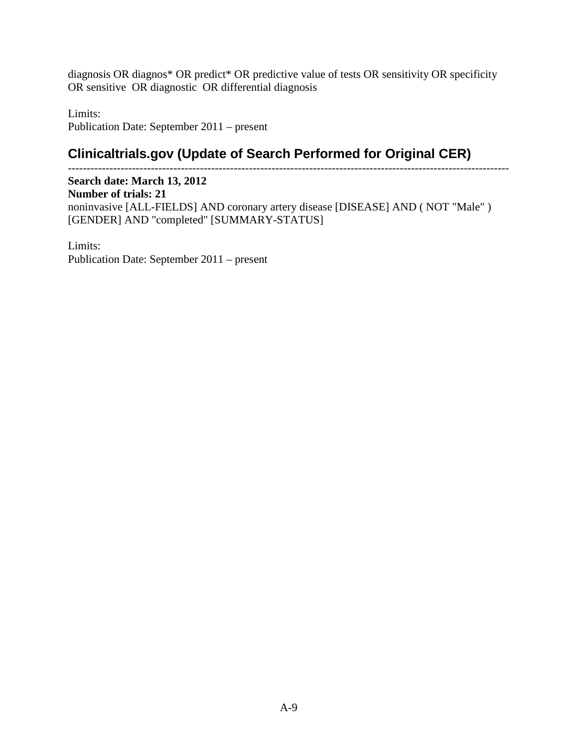diagnosis OR diagnos* OR predict* OR predictive value of tests OR sensitivity OR specificity OR sensitive OR diagnostic OR differential diagnosis

Limits:
Publication Date: September 2011 – present

## Clinicaltrials.gov (Update of Search Performed for Original CER)

---

**Search date: March 13, 2012**
**Number of trials: 21**
noninvasive [ALL-FIELDS] AND coronary artery disease [DISEASE] AND ( NOT "Male" ) [GENDER] AND "completed" [SUMMARY-STATUS]

Limits:
Publication Date: September 2011 – present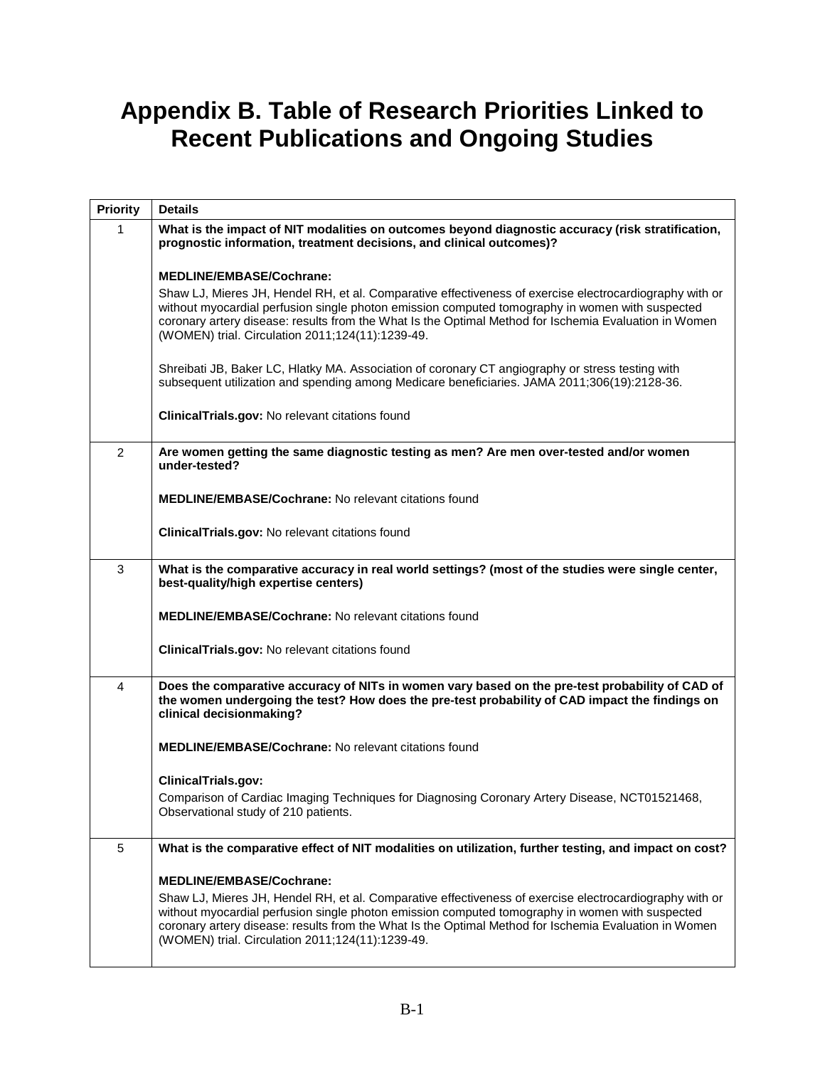# Appendix B. Table of Research Priorities Linked to Recent Publications and Ongoing Studies

| Priority | Details |
|---|---|
| 1 | **What is the impact of NIT modalities on outcomes beyond diagnostic accuracy (risk stratification, prognostic information, treatment decisions, and clinical outcomes)?**<br><br>**MEDLINE/EMBASE/Cochrane:**<br>Shaw LJ, Mieres JH, Hendel RH, et al. Comparative effectiveness of exercise electrocardiography with or without myocardial perfusion single photon emission computed tomography in women with suspected coronary artery disease: results from the What Is the Optimal Method for Ischemia Evaluation in Women (WOMEN) trial. Circulation 2011;124(11):1239-49.<br><br>Shreibati JB, Baker LC, Hlatky MA. Association of coronary CT angiography or stress testing with subsequent utilization and spending among Medicare beneficiaries. JAMA 2011;306(19):2128-36.<br><br>**ClinicalTrials.gov:** No relevant citations found |
| 2 | **Are women getting the same diagnostic testing as men? Are men over-tested and/or women under-tested?**<br><br>**MEDLINE/EMBASE/Cochrane:** No relevant citations found<br><br>**ClinicalTrials.gov:** No relevant citations found |
| 3 | **What is the comparative accuracy in real world settings? (most of the studies were single center, best-quality/high expertise centers)**<br><br>**MEDLINE/EMBASE/Cochrane:** No relevant citations found<br><br>**ClinicalTrials.gov:** No relevant citations found |
| 4 | **Does the comparative accuracy of NITs in women vary based on the pre-test probability of CAD of the women undergoing the test? How does the pre-test probability of CAD impact the findings on clinical decisionmaking?**<br><br>**MEDLINE/EMBASE/Cochrane:** No relevant citations found<br><br>**ClinicalTrials.gov:**<br>Comparison of Cardiac Imaging Techniques for Diagnosing Coronary Artery Disease, NCT01521468, Observational study of 210 patients. |
| 5 | **What is the comparative effect of NIT modalities on utilization, further testing, and impact on cost?**<br><br>**MEDLINE/EMBASE/Cochrane:**<br>Shaw LJ, Mieres JH, Hendel RH, et al. Comparative effectiveness of exercise electrocardiography with or without myocardial perfusion single photon emission computed tomography in women with suspected coronary artery disease: results from the What Is the Optimal Method for Ischemia Evaluation in Women (WOMEN) trial. Circulation 2011;124(11):1239-49. |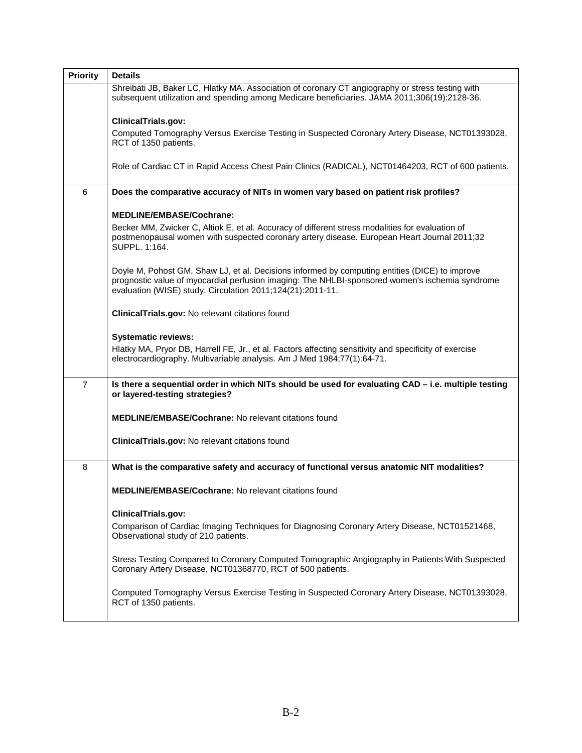| Priority | Details |
| --- | --- |
| | Shreibati JB, Baker LC, Hlatky MA. Association of coronary CT angiography or stress testing with subsequent utilization and spending among Medicare beneficiaries. JAMA 2011;306(19):2128-36.<br><br>**ClinicalTrials.gov:**<br>Computed Tomography Versus Exercise Testing in Suspected Coronary Artery Disease, NCT01393028, RCT of 1350 patients.<br><br>Role of Cardiac CT in Rapid Access Chest Pain Clinics (RADICAL), NCT01464203, RCT of 600 patients. |
| 6 | **Does the comparative accuracy of NITs in women vary based on patient risk profiles?**<br><br>**MEDLINE/EMBASE/Cochrane:**<br>Becker MM, Zwicker C, Altiok E, et al. Accuracy of different stress modalities for evaluation of postmenopausal women with suspected coronary artery disease. European Heart Journal 2011;32 SUPPL. 1:164.<br><br>Doyle M, Pohost GM, Shaw LJ, et al. Decisions informed by computing entities (DICE) to improve prognostic value of myocardial perfusion imaging: The NHLBI-sponsored women's ischemia syndrome evaluation (WISE) study. Circulation 2011;124(21):2011-11.<br><br>**ClinicalTrials.gov:** No relevant citations found<br><br>**Systematic reviews:**<br>Hlatky MA, Pryor DB, Harrell FE, Jr., et al. Factors affecting sensitivity and specificity of exercise electrocardiography. Multivariable analysis. Am J Med 1984;77(1):64-71. |
| 7 | **Is there a sequential order in which NITs should be used for evaluating CAD – i.e. multiple testing or layered-testing strategies?**<br><br>**MEDLINE/EMBASE/Cochrane:** No relevant citations found<br><br>**ClinicalTrials.gov:** No relevant citations found |
| 8 | **What is the comparative safety and accuracy of functional versus anatomic NIT modalities?**<br><br>**MEDLINE/EMBASE/Cochrane:** No relevant citations found<br><br>**ClinicalTrials.gov:**<br>Comparison of Cardiac Imaging Techniques for Diagnosing Coronary Artery Disease, NCT01521468, Observational study of 210 patients.<br><br>Stress Testing Compared to Coronary Computed Tomographic Angiography in Patients With Suspected Coronary Artery Disease, NCT01368770, RCT of 500 patients.<br><br>Computed Tomography Versus Exercise Testing in Suspected Coronary Artery Disease, NCT01393028, RCT of 1350 patients. |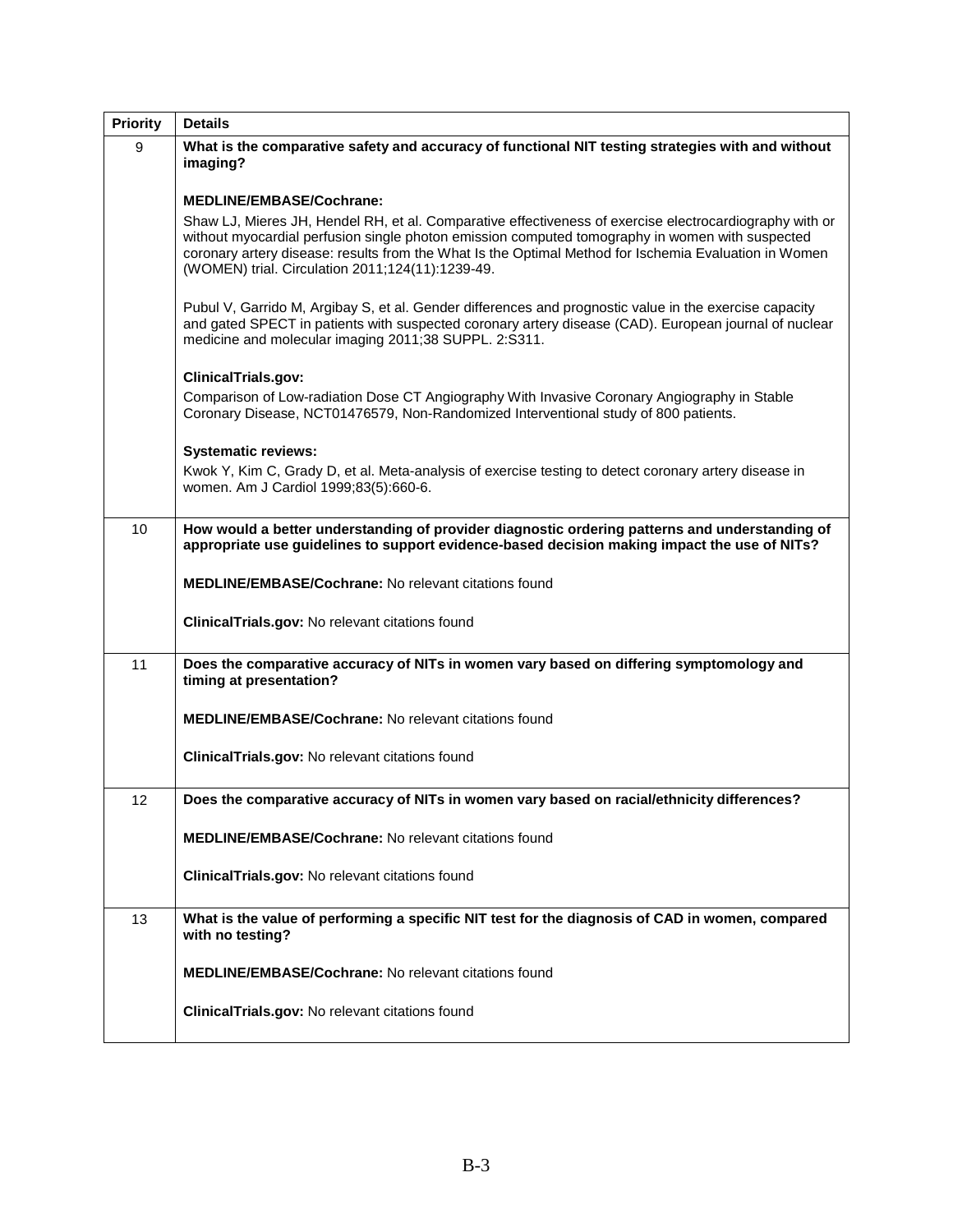| Priority | Details |
|---|---|
| 9 | **What is the comparative safety and accuracy of functional NIT testing strategies with and without imaging?**<br><br>**MEDLINE/EMBASE/Cochrane:**<br>Shaw LJ, Mieres JH, Hendel RH, et al. Comparative effectiveness of exercise electrocardiography with or without myocardial perfusion single photon emission computed tomography in women with suspected coronary artery disease: results from the What Is the Optimal Method for Ischemia Evaluation in Women (WOMEN) trial. Circulation 2011;124(11):1239-49.<br><br>Pubul V, Garrido M, Argibay S, et al. Gender differences and prognostic value in the exercise capacity and gated SPECT in patients with suspected coronary artery disease (CAD). European journal of nuclear medicine and molecular imaging 2011;38 SUPPL. 2:S311.<br><br>**ClinicalTrials.gov:**<br>Comparison of Low-radiation Dose CT Angiography With Invasive Coronary Angiography in Stable Coronary Disease, NCT01476579, Non-Randomized Interventional study of 800 patients.<br><br>**Systematic reviews:**<br>Kwok Y, Kim C, Grady D, et al. Meta-analysis of exercise testing to detect coronary artery disease in women. Am J Cardiol 1999;83(5):660-6. |
| 10 | **How would a better understanding of provider diagnostic ordering patterns and understanding of appropriate use guidelines to support evidence-based decision making impact the use of NITs?**<br><br>**MEDLINE/EMBASE/Cochrane:** No relevant citations found<br><br>**ClinicalTrials.gov:** No relevant citations found |
| 11 | **Does the comparative accuracy of NITs in women vary based on differing symptomology and timing at presentation?**<br><br>**MEDLINE/EMBASE/Cochrane:** No relevant citations found<br><br>**ClinicalTrials.gov:** No relevant citations found |
| 12 | **Does the comparative accuracy of NITs in women vary based on racial/ethnicity differences?**<br><br>**MEDLINE/EMBASE/Cochrane:** No relevant citations found<br><br>**ClinicalTrials.gov:** No relevant citations found |
| 13 | **What is the value of performing a specific NIT test for the diagnosis of CAD in women, compared with no testing?**<br><br>**MEDLINE/EMBASE/Cochrane:** No relevant citations found<br><br>**ClinicalTrials.gov:** No relevant citations found |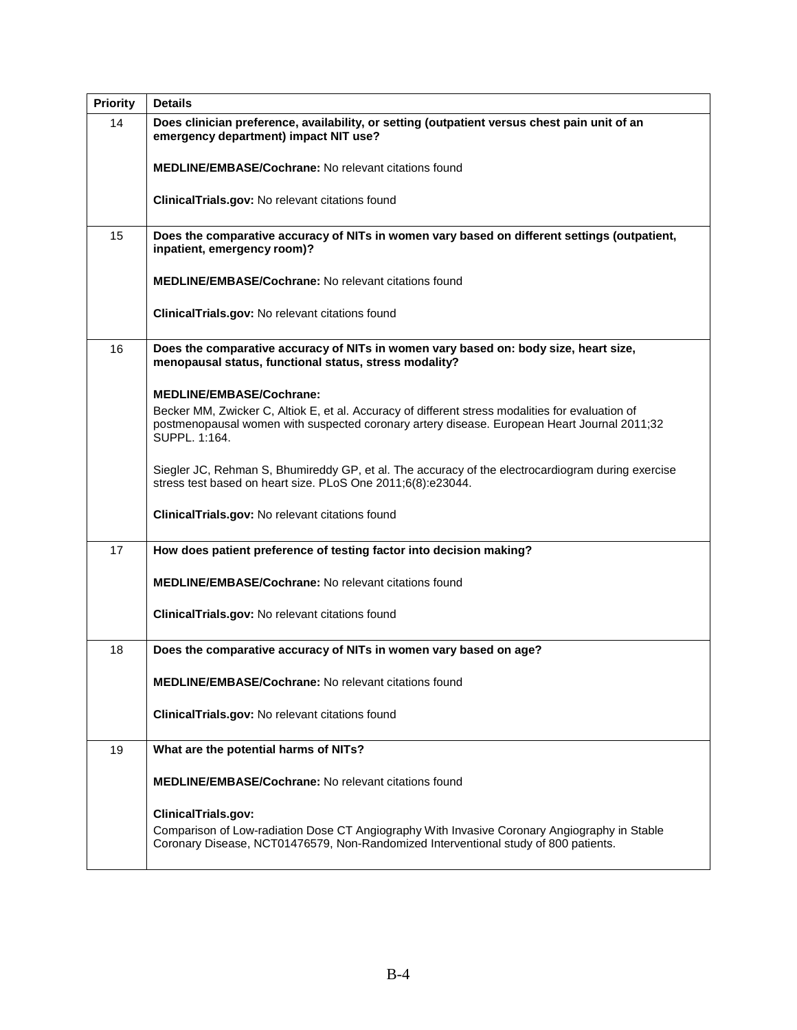| Priority | Details |
|---|---|
| 14 | **Does clinician preference, availability, or setting (outpatient versus chest pain unit of an emergency department) impact NIT use?**<br><br>**MEDLINE/EMBASE/Cochrane:** No relevant citations found<br><br>**ClinicalTrials.gov:** No relevant citations found |
| 15 | **Does the comparative accuracy of NITs in women vary based on different settings (outpatient, inpatient, emergency room)?**<br><br>**MEDLINE/EMBASE/Cochrane:** No relevant citations found<br><br>**ClinicalTrials.gov:** No relevant citations found |
| 16 | **Does the comparative accuracy of NITs in women vary based on: body size, heart size, menopausal status, functional status, stress modality?**<br><br>**MEDLINE/EMBASE/Cochrane:**<br>Becker MM, Zwicker C, Altiok E, et al. Accuracy of different stress modalities for evaluation of postmenopausal women with suspected coronary artery disease. European Heart Journal 2011;32 SUPPL. 1:164.<br><br>Siegler JC, Rehman S, Bhumireddy GP, et al. The accuracy of the electrocardiogram during exercise stress test based on heart size. PLoS One 2011;6(8):e23044.<br><br>**ClinicalTrials.gov:** No relevant citations found |
| 17 | **How does patient preference of testing factor into decision making?**<br><br>**MEDLINE/EMBASE/Cochrane:** No relevant citations found<br><br>**ClinicalTrials.gov:** No relevant citations found |
| 18 | **Does the comparative accuracy of NITs in women vary based on age?**<br><br>**MEDLINE/EMBASE/Cochrane:** No relevant citations found<br><br>**ClinicalTrials.gov:** No relevant citations found |
| 19 | **What are the potential harms of NITs?**<br><br>**MEDLINE/EMBASE/Cochrane:** No relevant citations found<br><br>**ClinicalTrials.gov:**<br>Comparison of Low-radiation Dose CT Angiography With Invasive Coronary Angiography in Stable Coronary Disease, NCT01476579, Non-Randomized Interventional study of 800 patients. |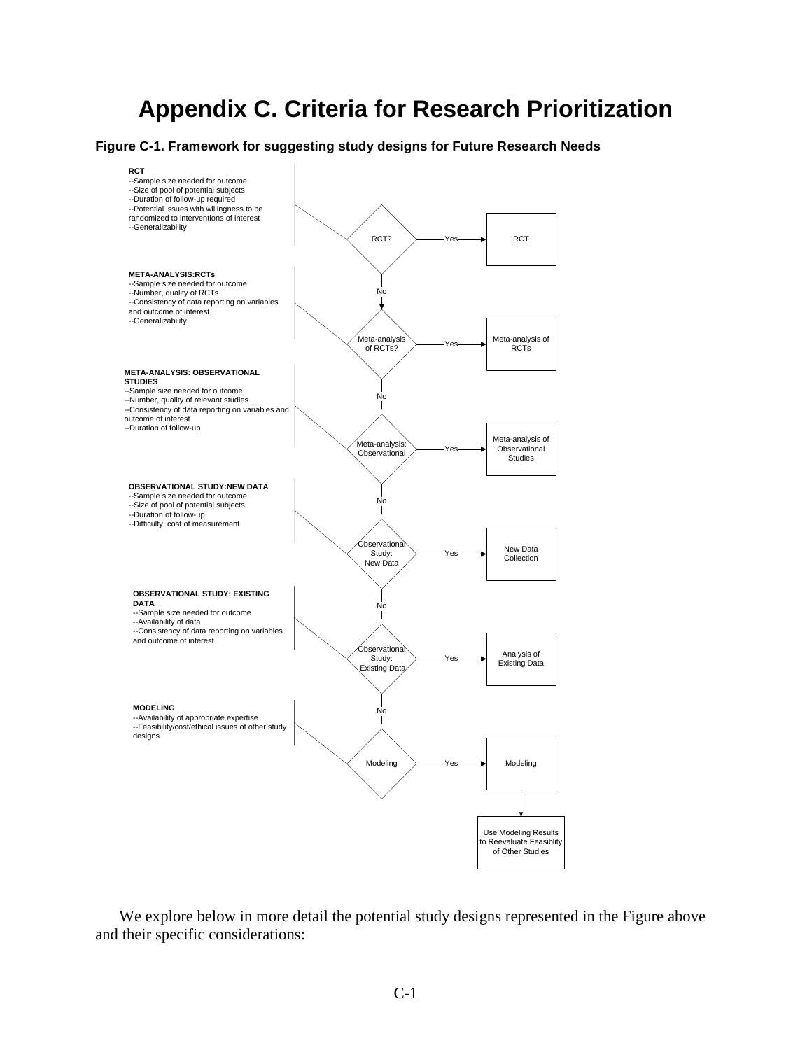# Appendix C. Criteria for Research Prioritization

**Figure C-1. Framework for suggesting study designs for Future Research Needs**

**RCT**
--Sample size needed for outcome
--Size of pool of potential subjects
--Duration of follow-up required
--Potential issues with willingness to be randomized to interventions of interest
--Generalizability

RCT? —Yes→ RCT

No

**META-ANALYSIS:RCTs**
--Sample size needed for outcome
--Number, quality of RCTs
--Consistency of data reporting on variables and outcome of interest
--Generalizability

Meta-analysis of RCTs? —Yes→ Meta-analysis of RCTs

No

**META-ANALYSIS: OBSERVATIONAL STUDIES**
--Sample size needed for outcome
--Number, quality of relevant studies
--Consistency of data reporting on variables and outcome of interest
--Duration of follow-up

Meta-analysis: Observational —Yes→ Meta-analysis of Observational Studies

No

**OBSERVATIONAL STUDY:NEW DATA**
--Sample size needed for outcome
--Size of pool of potential subjects
--Duration of follow-up
--Difficulty, cost of measurement

Observational Study: New Data —Yes→ New Data Collection

No

**OBSERVATIONAL STUDY: EXISTING DATA**
--Sample size needed for outcome
--Availability of data
--Consistency of data reporting on variables and outcome of interest

Observational Study: Existing Data —Yes→ Analysis of Existing Data

No

**MODELING**
--Availability of appropriate expertise
--Feasibility/cost/ethical issues of other study designs

Modeling —Yes→ Modeling → Use Modeling Results to Reevaluate Feasiblity of Other Studies

We explore below in more detail the potential study designs represented in the Figure above and their specific considerations: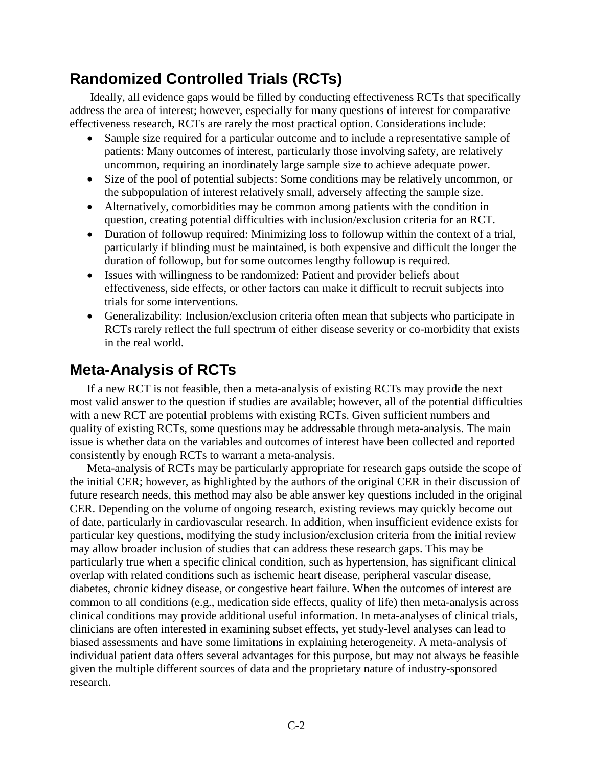## Randomized Controlled Trials (RCTs)

Ideally, all evidence gaps would be filled by conducting effectiveness RCTs that specifically address the area of interest; however, especially for many questions of interest for comparative effectiveness research, RCTs are rarely the most practical option. Considerations include:

- Sample size required for a particular outcome and to include a representative sample of patients: Many outcomes of interest, particularly those involving safety, are relatively uncommon, requiring an inordinately large sample size to achieve adequate power.
- Size of the pool of potential subjects: Some conditions may be relatively uncommon, or the subpopulation of interest relatively small, adversely affecting the sample size.
- Alternatively, comorbidities may be common among patients with the condition in question, creating potential difficulties with inclusion/exclusion criteria for an RCT.
- Duration of followup required: Minimizing loss to followup within the context of a trial, particularly if blinding must be maintained, is both expensive and difficult the longer the duration of followup, but for some outcomes lengthy followup is required.
- Issues with willingness to be randomized: Patient and provider beliefs about effectiveness, side effects, or other factors can make it difficult to recruit subjects into trials for some interventions.
- Generalizability: Inclusion/exclusion criteria often mean that subjects who participate in RCTs rarely reflect the full spectrum of either disease severity or co-morbidity that exists in the real world.

## Meta-Analysis of RCTs

If a new RCT is not feasible, then a meta-analysis of existing RCTs may provide the next most valid answer to the question if studies are available; however, all of the potential difficulties with a new RCT are potential problems with existing RCTs. Given sufficient numbers and quality of existing RCTs, some questions may be addressable through meta-analysis. The main issue is whether data on the variables and outcomes of interest have been collected and reported consistently by enough RCTs to warrant a meta-analysis.

Meta-analysis of RCTs may be particularly appropriate for research gaps outside the scope of the initial CER; however, as highlighted by the authors of the original CER in their discussion of future research needs, this method may also be able answer key questions included in the original CER. Depending on the volume of ongoing research, existing reviews may quickly become out of date, particularly in cardiovascular research. In addition, when insufficient evidence exists for particular key questions, modifying the study inclusion/exclusion criteria from the initial review may allow broader inclusion of studies that can address these research gaps. This may be particularly true when a specific clinical condition, such as hypertension, has significant clinical overlap with related conditions such as ischemic heart disease, peripheral vascular disease, diabetes, chronic kidney disease, or congestive heart failure. When the outcomes of interest are common to all conditions (e.g., medication side effects, quality of life) then meta-analysis across clinical conditions may provide additional useful information. In meta-analyses of clinical trials, clinicians are often interested in examining subset effects, yet study-level analyses can lead to biased assessments and have some limitations in explaining heterogeneity. A meta-analysis of individual patient data offers several advantages for this purpose, but may not always be feasible given the multiple different sources of data and the proprietary nature of industry-sponsored research.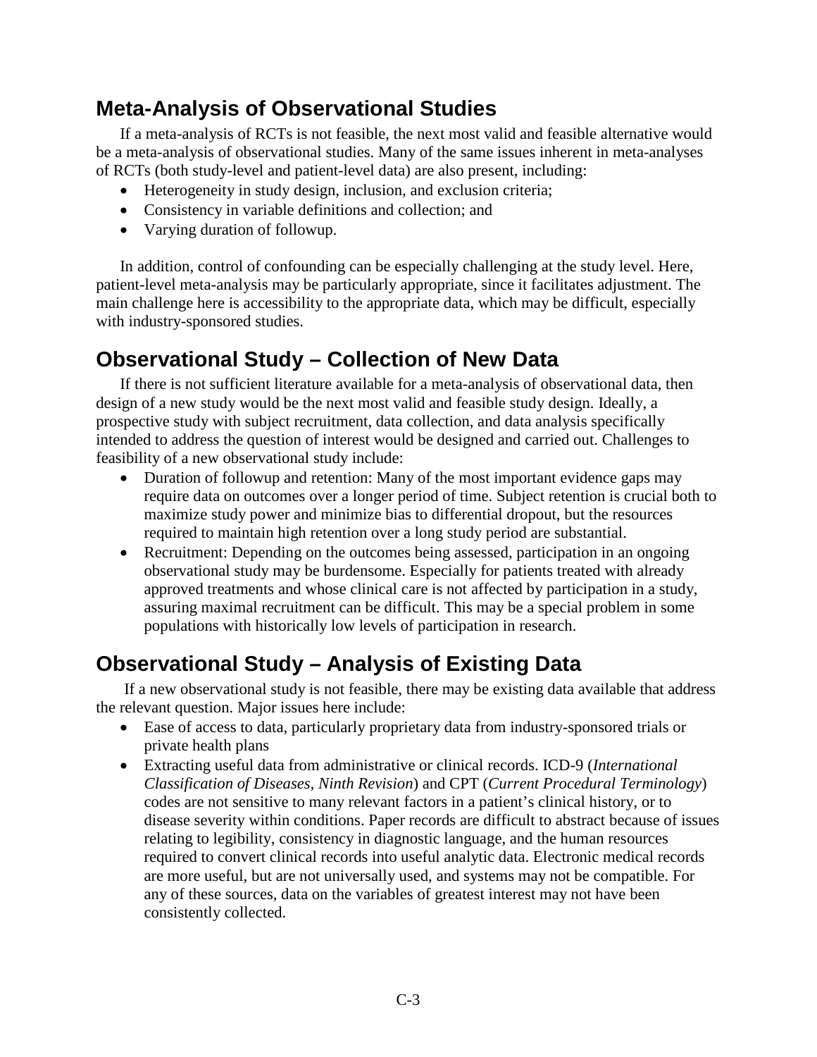## Meta-Analysis of Observational Studies

If a meta-analysis of RCTs is not feasible, the next most valid and feasible alternative would be a meta-analysis of observational studies. Many of the same issues inherent in meta-analyses of RCTs (both study-level and patient-level data) are also present, including:

- Heterogeneity in study design, inclusion, and exclusion criteria;
- Consistency in variable definitions and collection; and
- Varying duration of followup.

In addition, control of confounding can be especially challenging at the study level. Here, patient-level meta-analysis may be particularly appropriate, since it facilitates adjustment. The main challenge here is accessibility to the appropriate data, which may be difficult, especially with industry-sponsored studies.

## Observational Study – Collection of New Data

If there is not sufficient literature available for a meta-analysis of observational data, then design of a new study would be the next most valid and feasible study design. Ideally, a prospective study with subject recruitment, data collection, and data analysis specifically intended to address the question of interest would be designed and carried out. Challenges to feasibility of a new observational study include:

- Duration of followup and retention: Many of the most important evidence gaps may require data on outcomes over a longer period of time. Subject retention is crucial both to maximize study power and minimize bias to differential dropout, but the resources required to maintain high retention over a long study period are substantial.
- Recruitment: Depending on the outcomes being assessed, participation in an ongoing observational study may be burdensome. Especially for patients treated with already approved treatments and whose clinical care is not affected by participation in a study, assuring maximal recruitment can be difficult. This may be a special problem in some populations with historically low levels of participation in research.

## Observational Study – Analysis of Existing Data

If a new observational study is not feasible, there may be existing data available that address the relevant question. Major issues here include:

- Ease of access to data, particularly proprietary data from industry-sponsored trials or private health plans
- Extracting useful data from administrative or clinical records. ICD-9 (*International Classification of Diseases, Ninth Revision*) and CPT (*Current Procedural Terminology*) codes are not sensitive to many relevant factors in a patient's clinical history, or to disease severity within conditions. Paper records are difficult to abstract because of issues relating to legibility, consistency in diagnostic language, and the human resources required to convert clinical records into useful analytic data. Electronic medical records are more useful, but are not universally used, and systems may not be compatible. For any of these sources, data on the variables of greatest interest may not have been consistently collected.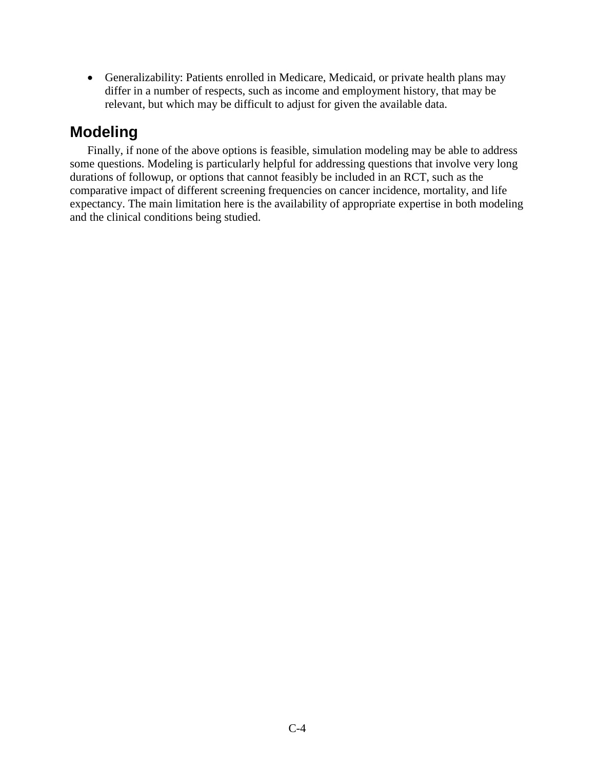- Generalizability: Patients enrolled in Medicare, Medicaid, or private health plans may differ in a number of respects, such as income and employment history, that may be relevant, but which may be difficult to adjust for given the available data.

## Modeling

Finally, if none of the above options is feasible, simulation modeling may be able to address some questions. Modeling is particularly helpful for addressing questions that involve very long durations of followup, or options that cannot feasibly be included in an RCT, such as the comparative impact of different screening frequencies on cancer incidence, mortality, and life expectancy. The main limitation here is the availability of appropriate expertise in both modeling and the clinical conditions being studied.